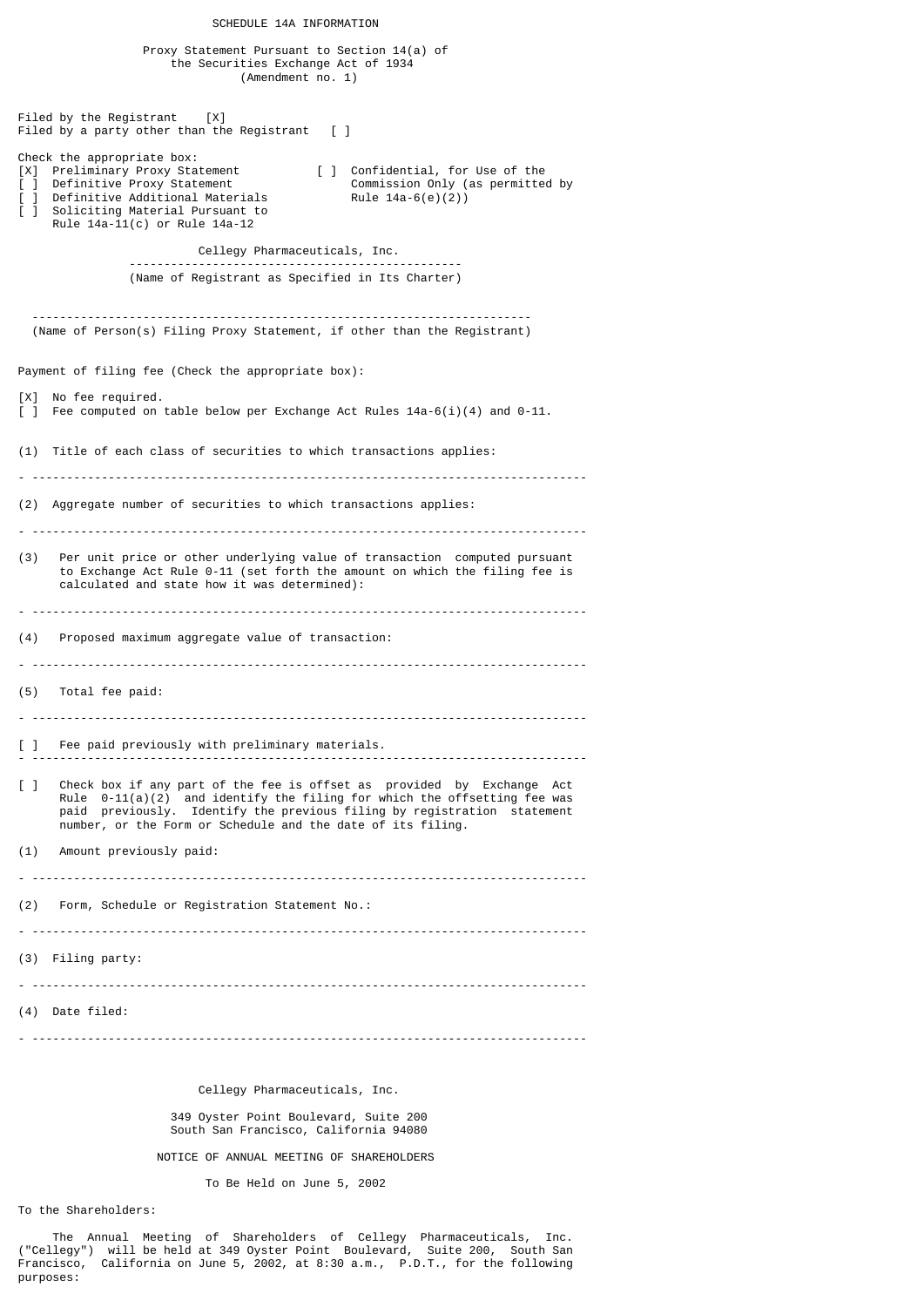SCHEDULE 14A INFORMATION

Proxy Statement Pursuant to Section 14(a) of the Securities Exchange Act of 1934
(Amendment no. 1)

Filed by the Registrant [X]
Filed by a party other than the Registrant [ ]

Check the appropriate box:

[X] Preliminary Proxy Statement
[ ] Confidential, for Use of the Commission Only (as permitted by Rule 14a-6(e)(2))
[ ] Definitive Proxy Statement
[ ] Definitive Additional Materials
[ ] Soliciting Material Pursuant to Rule 14a-11(c) or Rule 14a-12

Cellegy Pharmaceuticals, Inc.

(Name of Registrant as Specified in Its Charter)

(Name of Person(s) Filing Proxy Statement, if other than the Registrant)

Payment of filing fee (Check the appropriate box):

[X] No fee required.
[ ] Fee computed on table below per Exchange Act Rules 14a-6(i)(4) and 0-11.

(1) Title of each class of securities to which transactions applies:

(2) Aggregate number of securities to which transactions applies:

(3) Per unit price or other underlying value of transaction computed pursuant to Exchange Act Rule 0-11 (set forth the amount on which the filing fee is calculated and state how it was determined):

(4) Proposed maximum aggregate value of transaction:

(5) Total fee paid:

[ ] Fee paid previously with preliminary materials.

[ ] Check box if any part of the fee is offset as provided by Exchange Act Rule 0-11(a)(2) and identify the filing for which the offsetting fee was paid previously. Identify the previous filing by registration statement number, or the Form or Schedule and the date of its filing.

(1) Amount previously paid:

(2) Form, Schedule or Registration Statement No.:

(3) Filing party:

(4) Date filed:

Cellegy Pharmaceuticals, Inc.

349 Oyster Point Boulevard, Suite 200
South San Francisco, California 94080

NOTICE OF ANNUAL MEETING OF SHAREHOLDERS

To Be Held on June 5, 2002

To the Shareholders:

The Annual Meeting of Shareholders of Cellegy Pharmaceuticals, Inc. ("Cellegy") will be held at 349 Oyster Point Boulevard, Suite 200, South San Francisco, California on June 5, 2002, at 8:30 a.m., P.D.T., for the following purposes: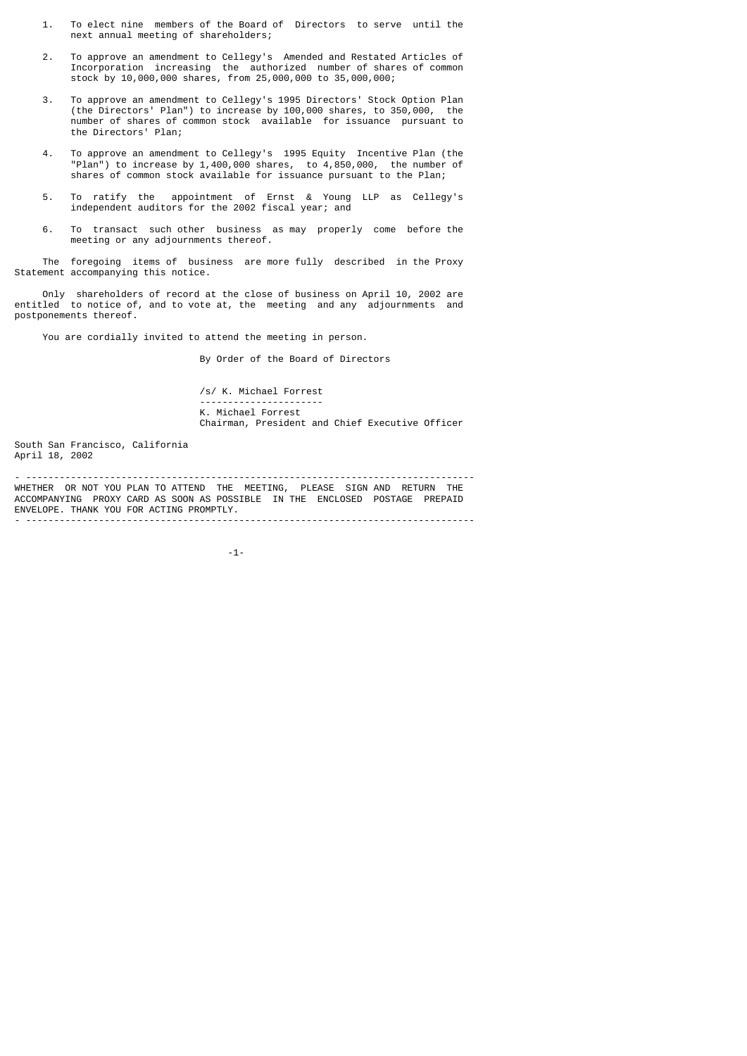1. To elect nine members of the Board of Directors to serve until the next annual meeting of shareholders;

2. To approve an amendment to Cellegy's Amended and Restated Articles of Incorporation increasing the authorized number of shares of common stock by 10,000,000 shares, from 25,000,000 to 35,000,000;

3. To approve an amendment to Cellegy's 1995 Directors' Stock Option Plan (the Directors' Plan") to increase by 100,000 shares, to 350,000, the number of shares of common stock available for issuance pursuant to the Directors' Plan;

4. To approve an amendment to Cellegy's 1995 Equity Incentive Plan (the "Plan") to increase by 1,400,000 shares, to 4,850,000, the number of shares of common stock available for issuance pursuant to the Plan;

5. To ratify the appointment of Ernst & Young LLP as Cellegy's independent auditors for the 2002 fiscal year; and

6. To transact such other business as may properly come before the meeting or any adjournments thereof.

The foregoing items of business are more fully described in the Proxy Statement accompanying this notice.

Only shareholders of record at the close of business on April 10, 2002 are entitled to notice of, and to vote at, the meeting and any adjournments and postponements thereof.

You are cordially invited to attend the meeting in person.

By Order of the Board of Directors

/s/ K. Michael Forrest

K. Michael Forrest
Chairman, President and Chief Executive Officer

South San Francisco, California
April 18, 2002

---

WHETHER OR NOT YOU PLAN TO ATTEND THE MEETING, PLEASE SIGN AND RETURN THE ACCOMPANYING PROXY CARD AS SOON AS POSSIBLE IN THE ENCLOSED POSTAGE PREPAID ENVELOPE. THANK YOU FOR ACTING PROMPTLY.

---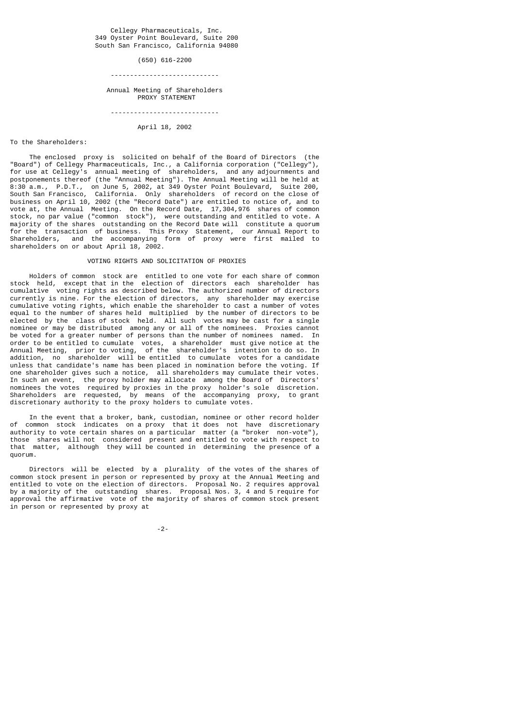Cellegy Pharmaceuticals, Inc.
349 Oyster Point Boulevard, Suite 200
South San Francisco, California 94080

(650) 616-2200

---

Annual Meeting of Shareholders
PROXY STATEMENT

---

April 18, 2002

To the Shareholders:

The enclosed proxy is solicited on behalf of the Board of Directors (the "Board") of Cellegy Pharmaceuticals, Inc., a California corporation ("Cellegy"), for use at Cellegy's annual meeting of shareholders, and any adjournments and postponements thereof (the "Annual Meeting"). The Annual Meeting will be held at 8:30 a.m., P.D.T., on June 5, 2002, at 349 Oyster Point Boulevard, Suite 200, South San Francisco, California. Only shareholders of record on the close of business on April 10, 2002 (the "Record Date") are entitled to notice of, and to vote at, the Annual Meeting. On the Record Date, 17,304,976 shares of common stock, no par value ("common stock"), were outstanding and entitled to vote. A majority of the shares outstanding on the Record Date will constitute a quorum for the transaction of business. This Proxy Statement, our Annual Report to Shareholders, and the accompanying form of proxy were first mailed to shareholders on or about April 18, 2002.

## VOTING RIGHTS AND SOLICITATION OF PROXIES

Holders of common stock are entitled to one vote for each share of common stock held, except that in the election of directors each shareholder has cumulative voting rights as described below. The authorized number of directors currently is nine. For the election of directors, any shareholder may exercise cumulative voting rights, which enable the shareholder to cast a number of votes equal to the number of shares held multiplied by the number of directors to be elected by the class of stock held. All such votes may be cast for a single nominee or may be distributed among any or all of the nominees. Proxies cannot be voted for a greater number of persons than the number of nominees named. In order to be entitled to cumulate votes, a shareholder must give notice at the Annual Meeting, prior to voting, of the shareholder's intention to do so. In addition, no shareholder will be entitled to cumulate votes for a candidate unless that candidate's name has been placed in nomination before the voting. If one shareholder gives such a notice, all shareholders may cumulate their votes. In such an event, the proxy holder may allocate among the Board of Directors' nominees the votes required by proxies in the proxy holder's sole discretion. Shareholders are requested, by means of the accompanying proxy, to grant discretionary authority to the proxy holders to cumulate votes.

In the event that a broker, bank, custodian, nominee or other record holder of common stock indicates on a proxy that it does not have discretionary authority to vote certain shares on a particular matter (a "broker non-vote"), those shares will not considered present and entitled to vote with respect to that matter, although they will be counted in determining the presence of a quorum.

Directors will be elected by a plurality of the votes of the shares of common stock present in person or represented by proxy at the Annual Meeting and entitled to vote on the election of directors. Proposal No. 2 requires approval by a majority of the outstanding shares. Proposal Nos. 3, 4 and 5 require for approval the affirmative vote of the majority of shares of common stock present in person or represented by proxy at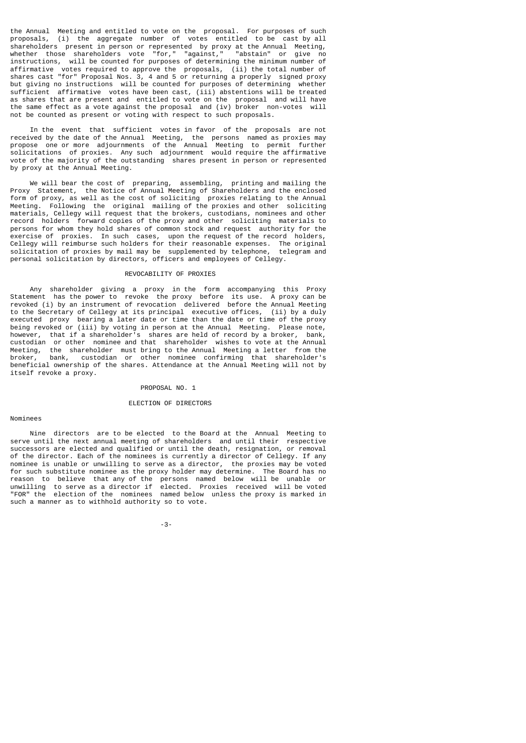the Annual Meeting and entitled to vote on the proposal. For purposes of such proposals, (i) the aggregate number of votes entitled to be cast by all shareholders present in person or represented by proxy at the Annual Meeting, whether those shareholders vote "for," "against," "abstain" or give no instructions, will be counted for purposes of determining the minimum number of affirmative votes required to approve the proposals, (ii) the total number of shares cast "for" Proposal Nos. 3, 4 and 5 or returning a properly signed proxy but giving no instructions will be counted for purposes of determining whether sufficient affirmative votes have been cast, (iii) abstentions will be treated as shares that are present and entitled to vote on the proposal and will have the same effect as a vote against the proposal and (iv) broker non-votes will not be counted as present or voting with respect to such proposals.

In the event that sufficient votes in favor of the proposals are not received by the date of the Annual Meeting, the persons named as proxies may propose one or more adjournments of the Annual Meeting to permit further solicitations of proxies. Any such adjournment would require the affirmative vote of the majority of the outstanding shares present in person or represented by proxy at the Annual Meeting.

We will bear the cost of preparing, assembling, printing and mailing the Proxy Statement, the Notice of Annual Meeting of Shareholders and the enclosed form of proxy, as well as the cost of soliciting proxies relating to the Annual Meeting. Following the original mailing of the proxies and other soliciting materials, Cellegy will request that the brokers, custodians, nominees and other record holders forward copies of the proxy and other soliciting materials to persons for whom they hold shares of common stock and request authority for the exercise of proxies. In such cases, upon the request of the record holders, Cellegy will reimburse such holders for their reasonable expenses. The original solicitation of proxies by mail may be supplemented by telephone, telegram and personal solicitation by directors, officers and employees of Cellegy.

## REVOCABILITY OF PROXIES

Any shareholder giving a proxy in the form accompanying this Proxy Statement has the power to revoke the proxy before its use. A proxy can be revoked (i) by an instrument of revocation delivered before the Annual Meeting to the Secretary of Cellegy at its principal executive offices, (ii) by a duly executed proxy bearing a later date or time than the date or time of the proxy being revoked or (iii) by voting in person at the Annual Meeting. Please note, however, that if a shareholder's shares are held of record by a broker, bank, custodian or other nominee and that shareholder wishes to vote at the Annual Meeting, the shareholder must bring to the Annual Meeting a letter from the broker, bank, custodian or other nominee confirming that shareholder's beneficial ownership of the shares. Attendance at the Annual Meeting will not by itself revoke a proxy.

## PROPOSAL NO. 1

## ELECTION OF DIRECTORS

### Nominees

Nine directors are to be elected to the Board at the Annual Meeting to serve until the next annual meeting of shareholders and until their respective successors are elected and qualified or until the death, resignation, or removal of the director. Each of the nominees is currently a director of Cellegy. If any nominee is unable or unwilling to serve as a director, the proxies may be voted for such substitute nominee as the proxy holder may determine. The Board has no reason to believe that any of the persons named below will be unable or unwilling to serve as a director if elected. Proxies received will be voted "FOR" the election of the nominees named below unless the proxy is marked in such a manner as to withhold authority so to vote.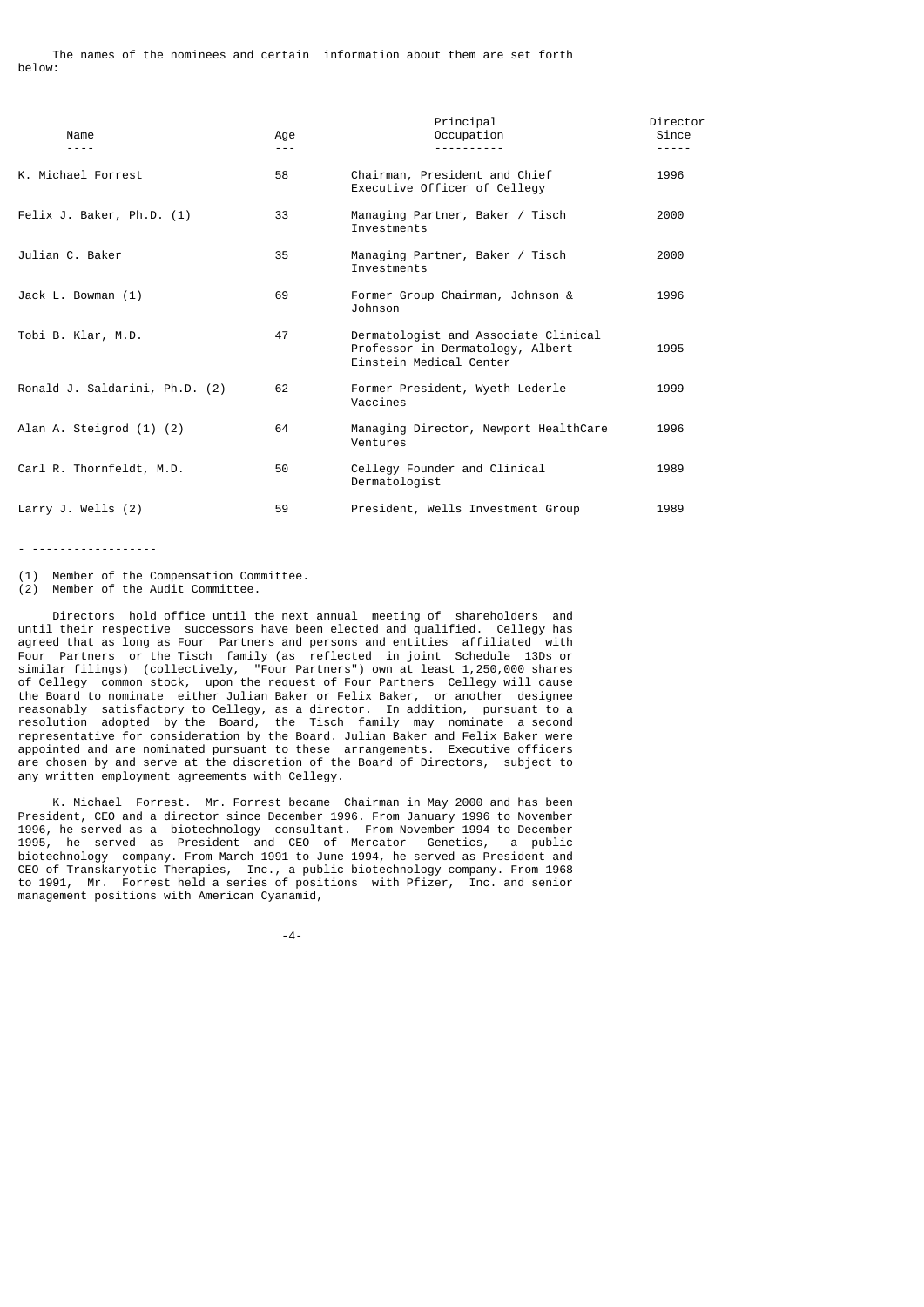The names of the nominees and certain information about them are set forth below:

| Name | Age | Principal Occupation | Director Since |
|---|---|---|---|
| K. Michael Forrest | 58 | Chairman, President and Chief Executive Officer of Cellegy | 1996 |
| Felix J. Baker, Ph.D. (1) | 33 | Managing Partner, Baker / Tisch Investments | 2000 |
| Julian C. Baker | 35 | Managing Partner, Baker / Tisch Investments | 2000 |
| Jack L. Bowman (1) | 69 | Former Group Chairman, Johnson & Johnson | 1996 |
| Tobi B. Klar, M.D. | 47 | Dermatologist and Associate Clinical Professor in Dermatology, Albert Einstein Medical Center | 1995 |
| Ronald J. Saldarini, Ph.D. (2) | 62 | Former President, Wyeth Lederle Vaccines | 1999 |
| Alan A. Steigrod (1) (2) | 64 | Managing Director, Newport HealthCare Ventures | 1996 |
| Carl R. Thornfeldt, M.D. | 50 | Cellegy Founder and Clinical Dermatologist | 1989 |
| Larry J. Wells (2) | 59 | President, Wells Investment Group | 1989 |

- ------------------

(1) Member of the Compensation Committee.
(2) Member of the Audit Committee.

Directors hold office until the next annual meeting of shareholders and until their respective successors have been elected and qualified. Cellegy has agreed that as long as Four Partners and persons and entities affiliated with Four Partners or the Tisch family (as reflected in joint Schedule 13Ds or similar filings) (collectively, "Four Partners") own at least 1,250,000 shares of Cellegy common stock, upon the request of Four Partners Cellegy will cause the Board to nominate either Julian Baker or Felix Baker, or another designee reasonably satisfactory to Cellegy, as a director. In addition, pursuant to a resolution adopted by the Board, the Tisch family may nominate a second representative for consideration by the Board. Julian Baker and Felix Baker were appointed and are nominated pursuant to these arrangements. Executive officers are chosen by and serve at the discretion of the Board of Directors, subject to any written employment agreements with Cellegy.

K. Michael Forrest. Mr. Forrest became Chairman in May 2000 and has been President, CEO and a director since December 1996. From January 1996 to November 1996, he served as a biotechnology consultant. From November 1994 to December 1995, he served as President and CEO of Mercator Genetics, a public biotechnology company. From March 1991 to June 1994, he served as President and CEO of Transkaryotic Therapies, Inc., a public biotechnology company. From 1968 to 1991, Mr. Forrest held a series of positions with Pfizer, Inc. and senior management positions with American Cyanamid,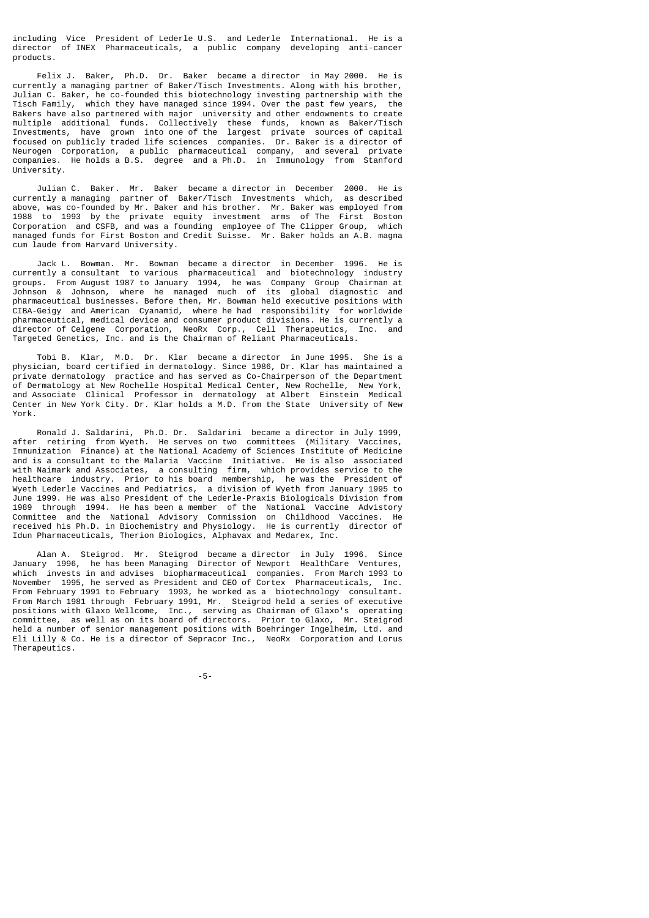including Vice President of Lederle U.S. and Lederle International. He is a director of INEX Pharmaceuticals, a public company developing anti-cancer products.

Felix J. Baker, Ph.D. Dr. Baker became a director in May 2000. He is currently a managing partner of Baker/Tisch Investments. Along with his brother, Julian C. Baker, he co-founded this biotechnology investing partnership with the Tisch Family, which they have managed since 1994. Over the past few years, the Bakers have also partnered with major university and other endowments to create multiple additional funds. Collectively these funds, known as Baker/Tisch Investments, have grown into one of the largest private sources of capital focused on publicly traded life sciences companies. Dr. Baker is a director of Neurogen Corporation, a public pharmaceutical company, and several private companies. He holds a B.S. degree and a Ph.D. in Immunology from Stanford University.

Julian C. Baker. Mr. Baker became a director in December 2000. He is currently a managing partner of Baker/Tisch Investments which, as described above, was co-founded by Mr. Baker and his brother. Mr. Baker was employed from 1988 to 1993 by the private equity investment arms of The First Boston Corporation and CSFB, and was a founding employee of The Clipper Group, which managed funds for First Boston and Credit Suisse. Mr. Baker holds an A.B. magna cum laude from Harvard University.

Jack L. Bowman. Mr. Bowman became a director in December 1996. He is currently a consultant to various pharmaceutical and biotechnology industry groups. From August 1987 to January 1994, he was Company Group Chairman at Johnson & Johnson, where he managed much of its global diagnostic and pharmaceutical businesses. Before then, Mr. Bowman held executive positions with CIBA-Geigy and American Cyanamid, where he had responsibility for worldwide pharmaceutical, medical device and consumer product divisions. He is currently a director of Celgene Corporation, NeoRx Corp., Cell Therapeutics, Inc. and Targeted Genetics, Inc. and is the Chairman of Reliant Pharmaceuticals.

Tobi B. Klar, M.D. Dr. Klar became a director in June 1995. She is a physician, board certified in dermatology. Since 1986, Dr. Klar has maintained a private dermatology practice and has served as Co-Chairperson of the Department of Dermatology at New Rochelle Hospital Medical Center, New Rochelle, New York, and Associate Clinical Professor in dermatology at Albert Einstein Medical Center in New York City. Dr. Klar holds a M.D. from the State University of New York.

Ronald J. Saldarini, Ph.D. Dr. Saldarini became a director in July 1999, after retiring from Wyeth. He serves on two committees (Military Vaccines, Immunization Finance) at the National Academy of Sciences Institute of Medicine and is a consultant to the Malaria Vaccine Initiative. He is also associated with Naimark and Associates, a consulting firm, which provides service to the healthcare industry. Prior to his board membership, he was the President of Wyeth Lederle Vaccines and Pediatrics, a division of Wyeth from January 1995 to June 1999. He was also President of the Lederle-Praxis Biologicals Division from 1989 through 1994. He has been a member of the National Vaccine Advisory Committee and the National Advisory Commission on Childhood Vaccines. He received his Ph.D. in Biochemistry and Physiology. He is currently director of Idun Pharmaceuticals, Therion Biologics, Alphavax and Medarex, Inc.

Alan A. Steigrod. Mr. Steigrod became a director in July 1996. Since January 1996, he has been Managing Director of Newport HealthCare Ventures, which invests in and advises biopharmaceutical companies. From March 1993 to November 1995, he served as President and CEO of Cortex Pharmaceuticals, Inc. From February 1991 to February 1993, he worked as a biotechnology consultant. From March 1981 through February 1991, Mr. Steigrod held a series of executive positions with Glaxo Wellcome, Inc., serving as Chairman of Glaxo's operating committee, as well as on its board of directors. Prior to Glaxo, Mr. Steigrod held a number of senior management positions with Boehringer Ingelheim, Ltd. and Eli Lilly & Co. He is a director of Sepracor Inc., NeoRx Corporation and Lorus Therapeutics.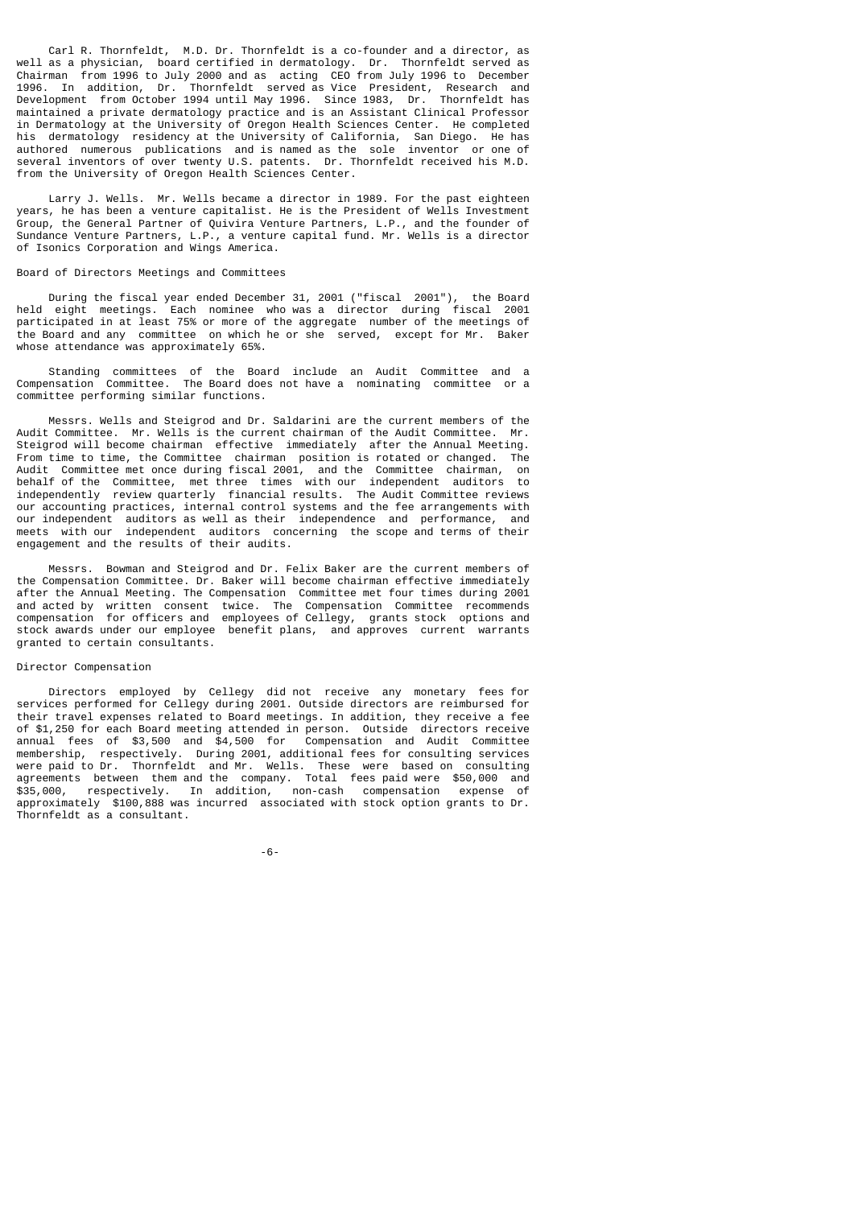Carl R. Thornfeldt, M.D. Dr. Thornfeldt is a co-founder and a director, as well as a physician, board certified in dermatology. Dr. Thornfeldt served as Chairman from 1996 to July 2000 and as acting CEO from July 1996 to December 1996. In addition, Dr. Thornfeldt served as Vice President, Research and Development from October 1994 until May 1996. Since 1983, Dr. Thornfeldt has maintained a private dermatology practice and is an Assistant Clinical Professor in Dermatology at the University of Oregon Health Sciences Center. He completed his dermatology residency at the University of California, San Diego. He has authored numerous publications and is named as the sole inventor or one of several inventors of over twenty U.S. patents. Dr. Thornfeldt received his M.D. from the University of Oregon Health Sciences Center.

Larry J. Wells. Mr. Wells became a director in 1989. For the past eighteen years, he has been a venture capitalist. He is the President of Wells Investment Group, the General Partner of Quivira Venture Partners, L.P., and the founder of Sundance Venture Partners, L.P., a venture capital fund. Mr. Wells is a director of Isonics Corporation and Wings America.

## Board of Directors Meetings and Committees

During the fiscal year ended December 31, 2001 ("fiscal 2001"), the Board held eight meetings. Each nominee who was a director during fiscal 2001 participated in at least 75% or more of the aggregate number of the meetings of the Board and any committee on which he or she served, except for Mr. Baker whose attendance was approximately 65%.

Standing committees of the Board include an Audit Committee and a Compensation Committee. The Board does not have a nominating committee or a committee performing similar functions.

Messrs. Wells and Steigrod and Dr. Saldarini are the current members of the Audit Committee. Mr. Wells is the current chairman of the Audit Committee. Mr. Steigrod will become chairman effective immediately after the Annual Meeting. From time to time, the Committee chairman position is rotated or changed. The Audit Committee met once during fiscal 2001, and the Committee chairman, on behalf of the Committee, met three times with our independent auditors to independently review quarterly financial results. The Audit Committee reviews our accounting practices, internal control systems and the fee arrangements with our independent auditors as well as their independence and performance, and meets with our independent auditors concerning the scope and terms of their engagement and the results of their audits.

Messrs. Bowman and Steigrod and Dr. Felix Baker are the current members of the Compensation Committee. Dr. Baker will become chairman effective immediately after the Annual Meeting. The Compensation Committee met four times during 2001 and acted by written consent twice. The Compensation Committee recommends compensation for officers and employees of Cellegy, grants stock options and stock awards under our employee benefit plans, and approves current warrants granted to certain consultants.

## Director Compensation

Directors employed by Cellegy did not receive any monetary fees for services performed for Cellegy during 2001. Outside directors are reimbursed for their travel expenses related to Board meetings. In addition, they receive a fee of $1,250 for each Board meeting attended in person. Outside directors receive annual fees of $3,500 and $4,500 for Compensation and Audit Committee membership, respectively. During 2001, additional fees for consulting services were paid to Dr. Thornfeldt and Mr. Wells. These were based on consulting agreements between them and the company. Total fees paid were $50,000 and $35,000, respectively. In addition, non-cash compensation expense of approximately $100,888 was incurred associated with stock option grants to Dr. Thornfeldt as a consultant.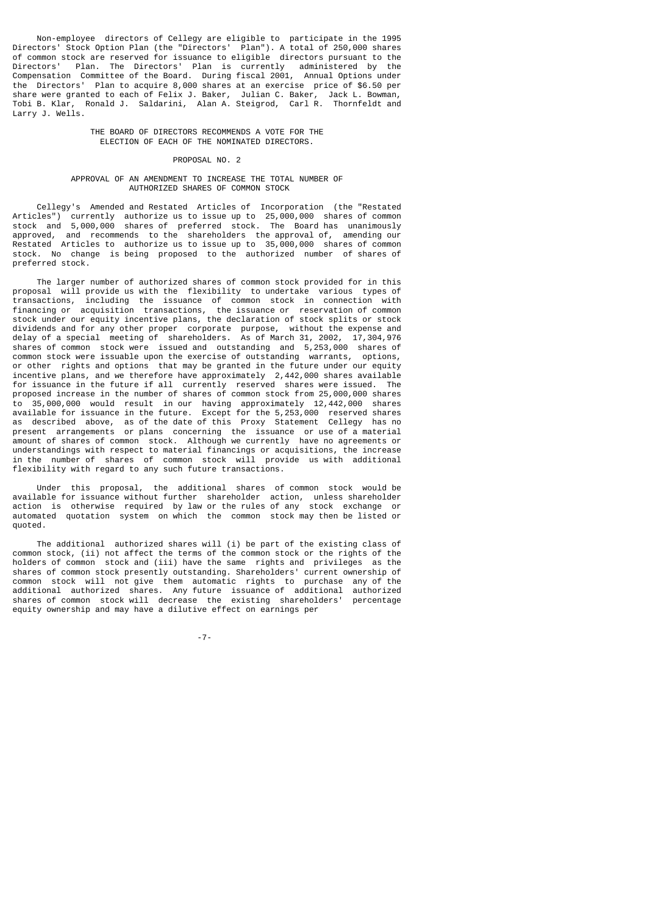Non-employee directors of Cellegy are eligible to participate in the 1995 Directors' Stock Option Plan (the "Directors' Plan"). A total of 250,000 shares of common stock are reserved for issuance to eligible directors pursuant to the Directors' Plan. The Directors' Plan is currently administered by the Compensation Committee of the Board. During fiscal 2001, Annual Options under the Directors' Plan to acquire 8,000 shares at an exercise price of $6.50 per share were granted to each of Felix J. Baker, Julian C. Baker, Jack L. Bowman, Tobi B. Klar, Ronald J. Saldarini, Alan A. Steigrod, Carl R. Thornfeldt and Larry J. Wells.

**THE BOARD OF DIRECTORS RECOMMENDS A VOTE FOR THE ELECTION OF EACH OF THE NOMINATED DIRECTORS.**

## PROPOSAL NO. 2

### APPROVAL OF AN AMENDMENT TO INCREASE THE TOTAL NUMBER OF AUTHORIZED SHARES OF COMMON STOCK

Cellegy's Amended and Restated Articles of Incorporation (the "Restated Articles") currently authorize us to issue up to 25,000,000 shares of common stock and 5,000,000 shares of preferred stock. The Board has unanimously approved, and recommends to the shareholders the approval of, amending our Restated Articles to authorize us to issue up to 35,000,000 shares of common stock. No change is being proposed to the authorized number of shares of preferred stock.

The larger number of authorized shares of common stock provided for in this proposal will provide us with the flexibility to undertake various types of transactions, including the issuance of common stock in connection with financing or acquisition transactions, the issuance or reservation of common stock under our equity incentive plans, the declaration of stock splits or stock dividends and for any other proper corporate purpose, without the expense and delay of a special meeting of shareholders. As of March 31, 2002, 17,304,976 shares of common stock were issued and outstanding and 5,253,000 shares of common stock were issuable upon the exercise of outstanding warrants, options, or other rights and options that may be granted in the future under our equity incentive plans, and we therefore have approximately 2,442,000 shares available for issuance in the future if all currently reserved shares were issued. The proposed increase in the number of shares of common stock from 25,000,000 shares to 35,000,000 would result in our having approximately 12,442,000 shares available for issuance in the future. Except for the 5,253,000 reserved shares as described above, as of the date of this Proxy Statement Cellegy has no present arrangements or plans concerning the issuance or use of a material amount of shares of common stock. Although we currently have no agreements or understandings with respect to material financings or acquisitions, the increase in the number of shares of common stock will provide us with additional flexibility with regard to any such future transactions.

Under this proposal, the additional shares of common stock would be available for issuance without further shareholder action, unless shareholder action is otherwise required by law or the rules of any stock exchange or automated quotation system on which the common stock may then be listed or quoted.

The additional authorized shares will (i) be part of the existing class of common stock, (ii) not affect the terms of the common stock or the rights of the holders of common stock and (iii) have the same rights and privileges as the shares of common stock presently outstanding. Shareholders' current ownership of common stock will not give them automatic rights to purchase any of the additional authorized shares. Any future issuance of additional authorized shares of common stock will decrease the existing shareholders' percentage equity ownership and may have a dilutive effect on earnings per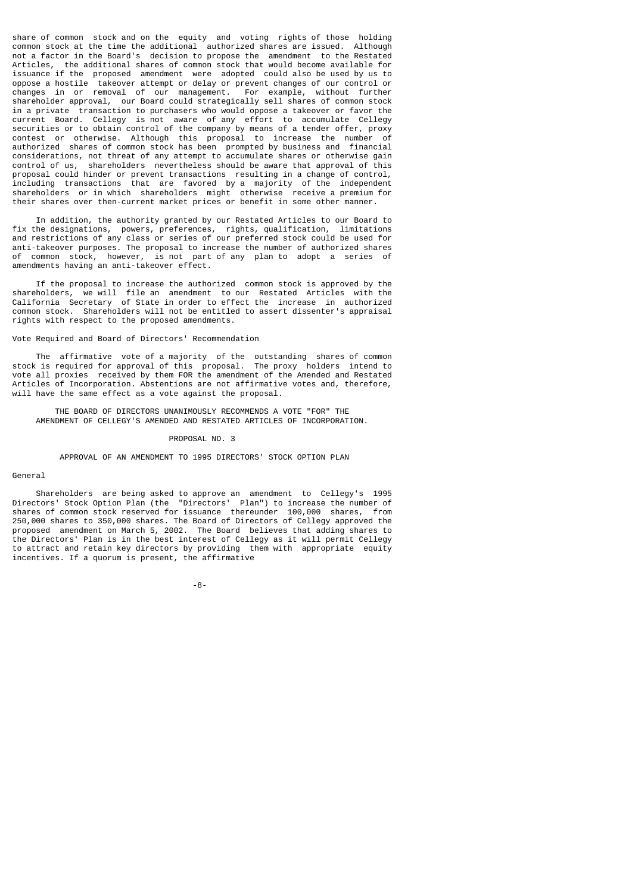share of common stock and on the equity and voting rights of those holding common stock at the time the additional authorized shares are issued. Although not a factor in the Board's decision to propose the amendment to the Restated Articles, the additional shares of common stock that would become available for issuance if the proposed amendment were adopted could also be used by us to oppose a hostile takeover attempt or delay or prevent changes of our control or changes in or removal of our management. For example, without further shareholder approval, our Board could strategically sell shares of common stock in a private transaction to purchasers who would oppose a takeover or favor the current Board. Cellegy is not aware of any effort to accumulate Cellegy securities or to obtain control of the company by means of a tender offer, proxy contest or otherwise. Although this proposal to increase the number of authorized shares of common stock has been prompted by business and financial considerations, not threat of any attempt to accumulate shares or otherwise gain control of us, shareholders nevertheless should be aware that approval of this proposal could hinder or prevent transactions resulting in a change of control, including transactions that are favored by a majority of the independent shareholders or in which shareholders might otherwise receive a premium for their shares over then-current market prices or benefit in some other manner.

In addition, the authority granted by our Restated Articles to our Board to fix the designations, powers, preferences, rights, qualification, limitations and restrictions of any class or series of our preferred stock could be used for anti-takeover purposes. The proposal to increase the number of authorized shares of common stock, however, is not part of any plan to adopt a series of amendments having an anti-takeover effect.

If the proposal to increase the authorized common stock is approved by the shareholders, we will file an amendment to our Restated Articles with the California Secretary of State in order to effect the increase in authorized common stock. Shareholders will not be entitled to assert dissenter's appraisal rights with respect to the proposed amendments.

Vote Required and Board of Directors' Recommendation

The affirmative vote of a majority of the outstanding shares of common stock is required for approval of this proposal. The proxy holders intend to vote all proxies received by them FOR the amendment of the Amended and Restated Articles of Incorporation. Abstentions are not affirmative votes and, therefore, will have the same effect as a vote against the proposal.

**THE BOARD OF DIRECTORS UNANIMOUSLY RECOMMENDS A VOTE "FOR" THE AMENDMENT OF CELLEGY'S AMENDED AND RESTATED ARTICLES OF INCORPORATION.**

## PROPOSAL NO. 3

## APPROVAL OF AN AMENDMENT TO 1995 DIRECTORS' STOCK OPTION PLAN

General

Shareholders are being asked to approve an amendment to Cellegy's 1995 Directors' Stock Option Plan (the "Directors' Plan") to increase the number of shares of common stock reserved for issuance thereunder 100,000 shares, from 250,000 shares to 350,000 shares. The Board of Directors of Cellegy approved the proposed amendment on March 5, 2002. The Board believes that adding shares to the Directors' Plan is in the best interest of Cellegy as it will permit Cellegy to attract and retain key directors by providing them with appropriate equity incentives. If a quorum is present, the affirmative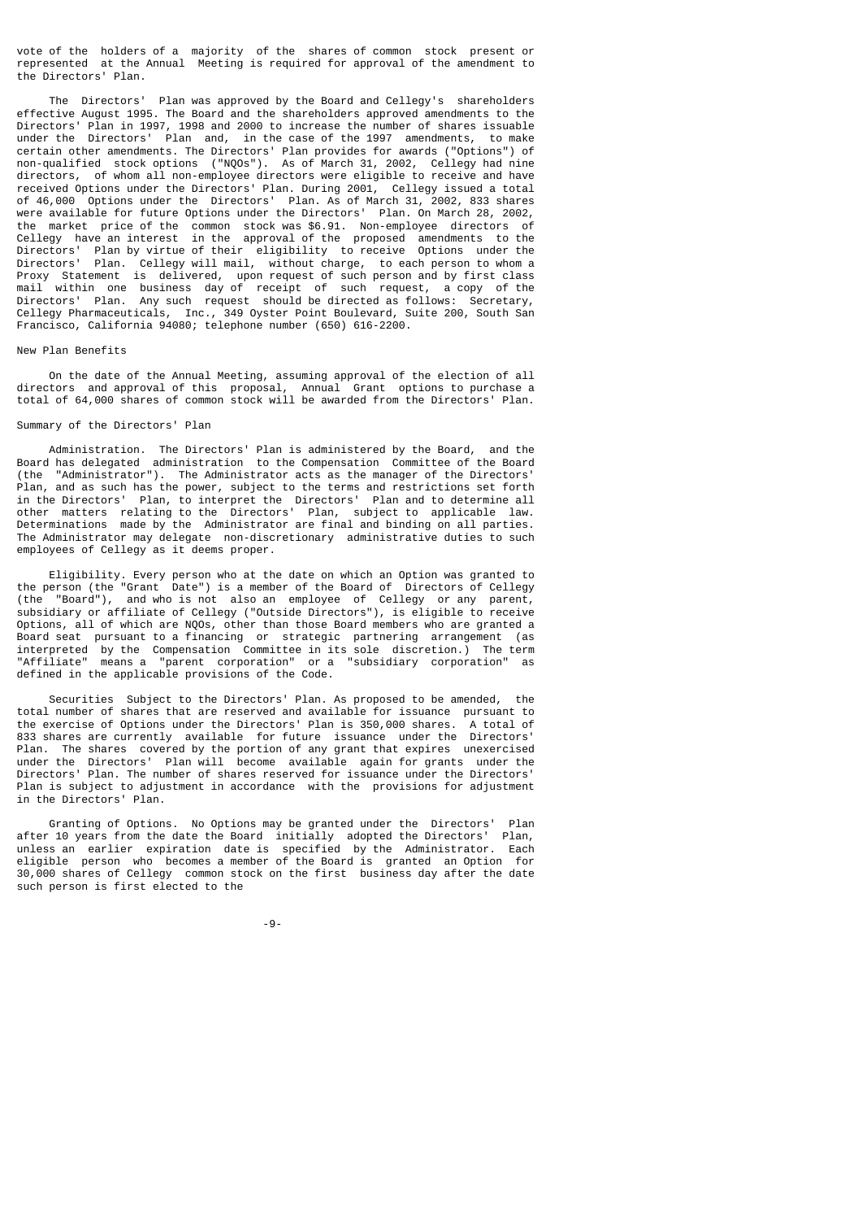vote of the holders of a majority of the shares of common stock present or represented at the Annual Meeting is required for approval of the amendment to the Directors' Plan.

The Directors' Plan was approved by the Board and Cellegy's shareholders effective August 1995. The Board and the shareholders approved amendments to the Directors' Plan in 1997, 1998 and 2000 to increase the number of shares issuable under the Directors' Plan and, in the case of the 1997 amendments, to make certain other amendments. The Directors' Plan provides for awards ("Options") of non-qualified stock options ("NQOs"). As of March 31, 2002, Cellegy had nine directors, of whom all non-employee directors were eligible to receive and have received Options under the Directors' Plan. During 2001, Cellegy issued a total of 46,000 Options under the Directors' Plan. As of March 31, 2002, 833 shares were available for future Options under the Directors' Plan. On March 28, 2002, the market price of the common stock was $6.91. Non-employee directors of Cellegy have an interest in the approval of the proposed amendments to the Directors' Plan by virtue of their eligibility to receive Options under the Directors' Plan. Cellegy will mail, without charge, to each person to whom a Proxy Statement is delivered, upon request of such person and by first class mail within one business day of receipt of such request, a copy of the Directors' Plan. Any such request should be directed as follows: Secretary, Cellegy Pharmaceuticals, Inc., 349 Oyster Point Boulevard, Suite 200, South San Francisco, California 94080; telephone number (650) 616-2200.

New Plan Benefits

On the date of the Annual Meeting, assuming approval of the election of all directors and approval of this proposal, Annual Grant options to purchase a total of 64,000 shares of common stock will be awarded from the Directors' Plan.

Summary of the Directors' Plan

Administration. The Directors' Plan is administered by the Board, and the Board has delegated administration to the Compensation Committee of the Board (the "Administrator"). The Administrator acts as the manager of the Directors' Plan, and as such has the power, subject to the terms and restrictions set forth in the Directors' Plan, to interpret the Directors' Plan and to determine all other matters relating to the Directors' Plan, subject to applicable law. Determinations made by the Administrator are final and binding on all parties. The Administrator may delegate non-discretionary administrative duties to such employees of Cellegy as it deems proper.

Eligibility. Every person who at the date on which an Option was granted to the person (the "Grant Date") is a member of the Board of Directors of Cellegy (the "Board"), and who is not also an employee of Cellegy or any parent, subsidiary or affiliate of Cellegy ("Outside Directors"), is eligible to receive Options, all of which are NQOs, other than those Board members who are granted a Board seat pursuant to a financing or strategic partnering arrangement (as interpreted by the Compensation Committee in its sole discretion.) The term "Affiliate" means a "parent corporation" or a "subsidiary corporation" as defined in the applicable provisions of the Code.

Securities Subject to the Directors' Plan. As proposed to be amended, the total number of shares that are reserved and available for issuance pursuant to the exercise of Options under the Directors' Plan is 350,000 shares. A total of 833 shares are currently available for future issuance under the Directors' Plan. The shares covered by the portion of any grant that expires unexercised under the Directors' Plan will become available again for grants under the Directors' Plan. The number of shares reserved for issuance under the Directors' Plan is subject to adjustment in accordance with the provisions for adjustment in the Directors' Plan.

Granting of Options. No Options may be granted under the Directors' Plan after 10 years from the date the Board initially adopted the Directors' Plan, unless an earlier expiration date is specified by the Administrator. Each eligible person who becomes a member of the Board is granted an Option for 30,000 shares of Cellegy common stock on the first business day after the date such person is first elected to the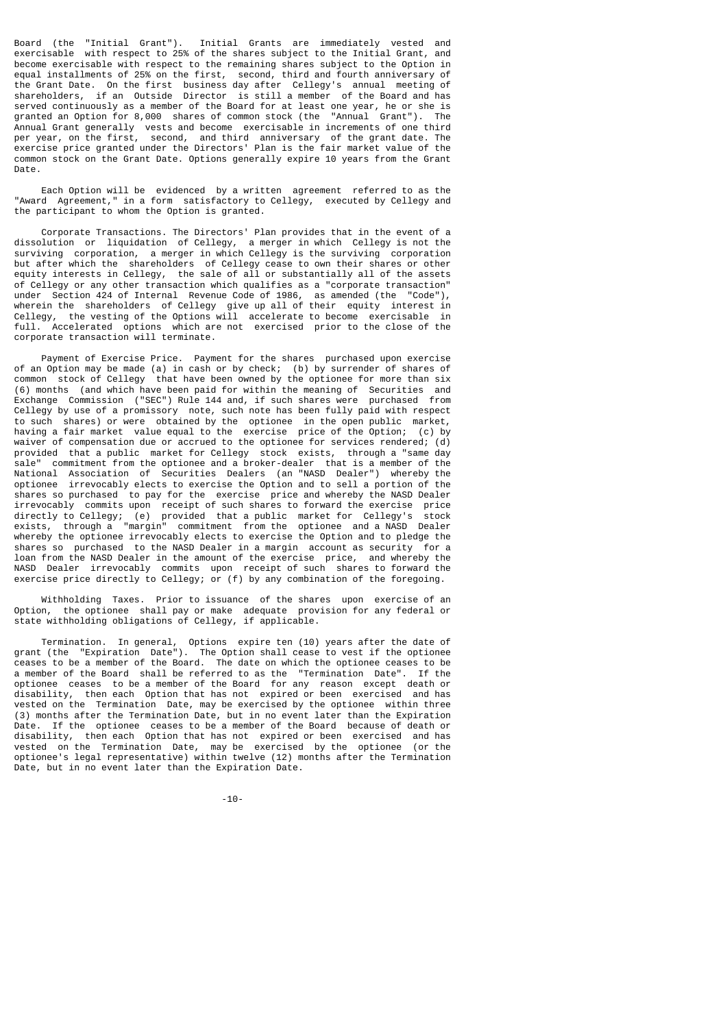Board (the "Initial Grant"). Initial Grants are immediately vested and exercisable with respect to 25% of the shares subject to the Initial Grant, and become exercisable with respect to the remaining shares subject to the Option in equal installments of 25% on the first, second, third and fourth anniversary of the Grant Date. On the first business day after Cellegy's annual meeting of shareholders, if an Outside Director is still a member of the Board and has served continuously as a member of the Board for at least one year, he or she is granted an Option for 8,000 shares of common stock (the "Annual Grant"). The Annual Grant generally vests and become exercisable in increments of one third per year, on the first, second, and third anniversary of the grant date. The exercise price granted under the Directors' Plan is the fair market value of the common stock on the Grant Date. Options generally expire 10 years from the Grant Date.

Each Option will be evidenced by a written agreement referred to as the "Award Agreement," in a form satisfactory to Cellegy, executed by Cellegy and the participant to whom the Option is granted.

Corporate Transactions. The Directors' Plan provides that in the event of a dissolution or liquidation of Cellegy, a merger in which Cellegy is not the surviving corporation, a merger in which Cellegy is the surviving corporation but after which the shareholders of Cellegy cease to own their shares or other equity interests in Cellegy, the sale of all or substantially all of the assets of Cellegy or any other transaction which qualifies as a "corporate transaction" under Section 424 of Internal Revenue Code of 1986, as amended (the "Code"), wherein the shareholders of Cellegy give up all of their equity interest in Cellegy, the vesting of the Options will accelerate to become exercisable in full. Accelerated options which are not exercised prior to the close of the corporate transaction will terminate.

Payment of Exercise Price. Payment for the shares purchased upon exercise of an Option may be made (a) in cash or by check; (b) by surrender of shares of common stock of Cellegy that have been owned by the optionee for more than six (6) months (and which have been paid for within the meaning of Securities and Exchange Commission ("SEC") Rule 144 and, if such shares were purchased from Cellegy by use of a promissory note, such note has been fully paid with respect to such shares) or were obtained by the optionee in the open public market, having a fair market value equal to the exercise price of the Option; (c) by waiver of compensation due or accrued to the optionee for services rendered; (d) provided that a public market for Cellegy stock exists, through a "same day sale" commitment from the optionee and a broker-dealer that is a member of the National Association of Securities Dealers (an "NASD Dealer") whereby the optionee irrevocably elects to exercise the Option and to sell a portion of the shares so purchased to pay for the exercise price and whereby the NASD Dealer irrevocably commits upon receipt of such shares to forward the exercise price directly to Cellegy; (e) provided that a public market for Cellegy's stock exists, through a "margin" commitment from the optionee and a NASD Dealer whereby the optionee irrevocably elects to exercise the Option and to pledge the shares so purchased to the NASD Dealer in a margin account as security for a loan from the NASD Dealer in the amount of the exercise price, and whereby the NASD Dealer irrevocably commits upon receipt of such shares to forward the exercise price directly to Cellegy; or (f) by any combination of the foregoing.

Withholding Taxes. Prior to issuance of the shares upon exercise of an Option, the optionee shall pay or make adequate provision for any federal or state withholding obligations of Cellegy, if applicable.

Termination. In general, Options expire ten (10) years after the date of grant (the "Expiration Date"). The Option shall cease to vest if the optionee ceases to be a member of the Board. The date on which the optionee ceases to be a member of the Board shall be referred to as the "Termination Date". If the optionee ceases to be a member of the Board for any reason except death or disability, then each Option that has not expired or been exercised and has vested on the Termination Date, may be exercised by the optionee within three (3) months after the Termination Date, but in no event later than the Expiration Date. If the optionee ceases to be a member of the Board because of death or disability, then each Option that has not expired or been exercised and has vested on the Termination Date, may be exercised by the optionee (or the optionee's legal representative) within twelve (12) months after the Termination Date, but in no event later than the Expiration Date.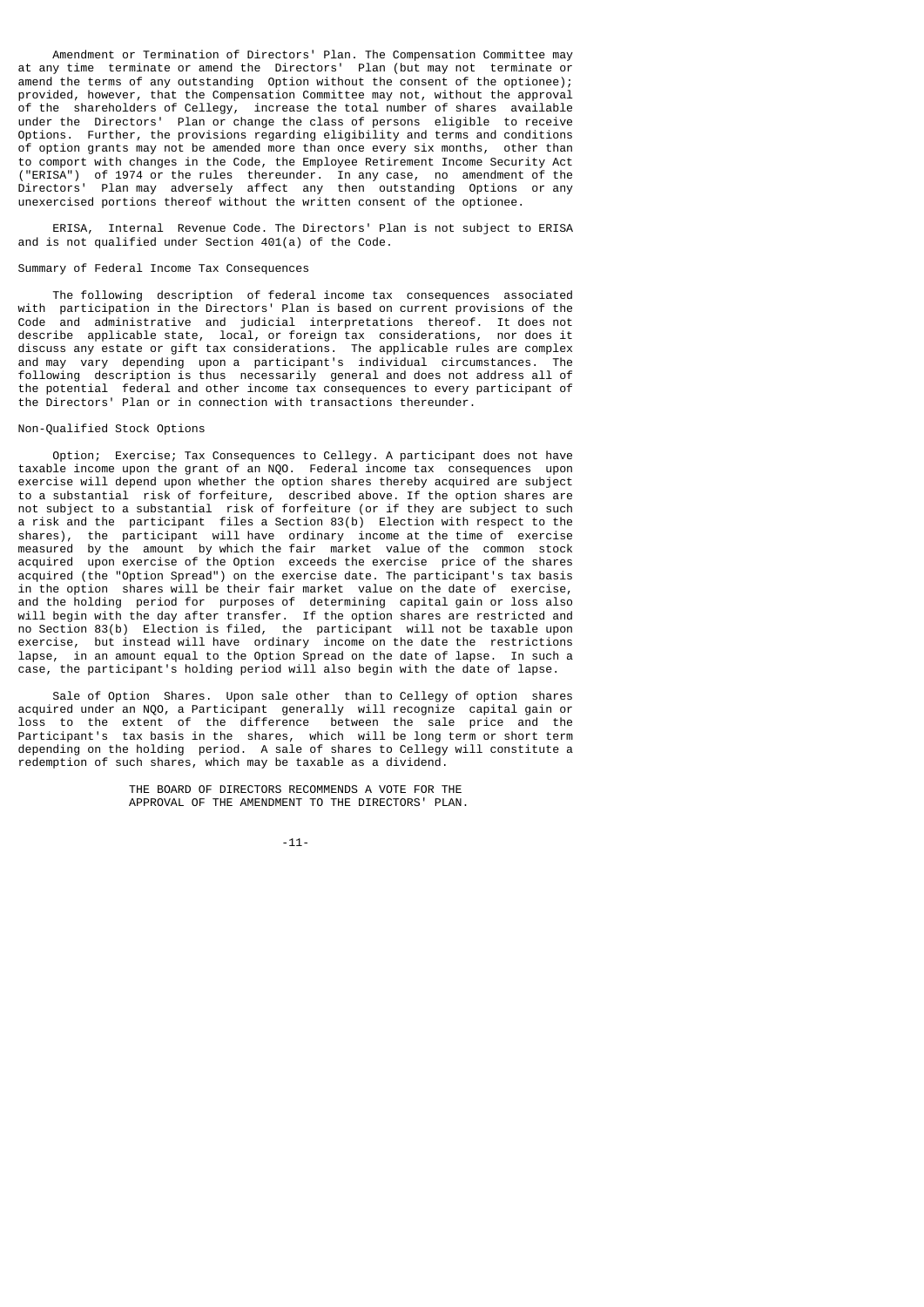Amendment or Termination of Directors' Plan. The Compensation Committee may at any time terminate or amend the Directors' Plan (but may not terminate or amend the terms of any outstanding Option without the consent of the optionee); provided, however, that the Compensation Committee may not, without the approval of the shareholders of Cellegy, increase the total number of shares available under the Directors' Plan or change the class of persons eligible to receive Options. Further, the provisions regarding eligibility and terms and conditions of option grants may not be amended more than once every six months, other than to comport with changes in the Code, the Employee Retirement Income Security Act ("ERISA") of 1974 or the rules thereunder. In any case, no amendment of the Directors' Plan may adversely affect any then outstanding Options or any unexercised portions thereof without the written consent of the optionee.

ERISA, Internal Revenue Code. The Directors' Plan is not subject to ERISA and is not qualified under Section 401(a) of the Code.

Summary of Federal Income Tax Consequences

The following description of federal income tax consequences associated with participation in the Directors' Plan is based on current provisions of the Code and administrative and judicial interpretations thereof. It does not describe applicable state, local, or foreign tax considerations, nor does it discuss any estate or gift tax considerations. The applicable rules are complex and may vary depending upon a participant's individual circumstances. The following description is thus necessarily general and does not address all of the potential federal and other income tax consequences to every participant of the Directors' Plan or in connection with transactions thereunder.

Non-Qualified Stock Options

Option; Exercise; Tax Consequences to Cellegy. A participant does not have taxable income upon the grant of an NQO. Federal income tax consequences upon exercise will depend upon whether the option shares thereby acquired are subject to a substantial risk of forfeiture, described above. If the option shares are not subject to a substantial risk of forfeiture (or if they are subject to such a risk and the participant files a Section 83(b) Election with respect to the shares), the participant will have ordinary income at the time of exercise measured by the amount by which the fair market value of the common stock acquired upon exercise of the Option exceeds the exercise price of the shares acquired (the "Option Spread") on the exercise date. The participant's tax basis in the option shares will be their fair market value on the date of exercise, and the holding period for purposes of determining capital gain or loss also will begin with the day after transfer. If the option shares are restricted and no Section 83(b) Election is filed, the participant will not be taxable upon exercise, but instead will have ordinary income on the date the restrictions lapse, in an amount equal to the Option Spread on the date of lapse. In such a case, the participant's holding period will also begin with the date of lapse.

Sale of Option Shares. Upon sale other than to Cellegy of option shares acquired under an NQO, a Participant generally will recognize capital gain or loss to the extent of the difference between the sale price and the Participant's tax basis in the shares, which will be long term or short term depending on the holding period. A sale of shares to Cellegy will constitute a redemption of such shares, which may be taxable as a dividend.

THE BOARD OF DIRECTORS RECOMMENDS A VOTE FOR THE APPROVAL OF THE AMENDMENT TO THE DIRECTORS' PLAN.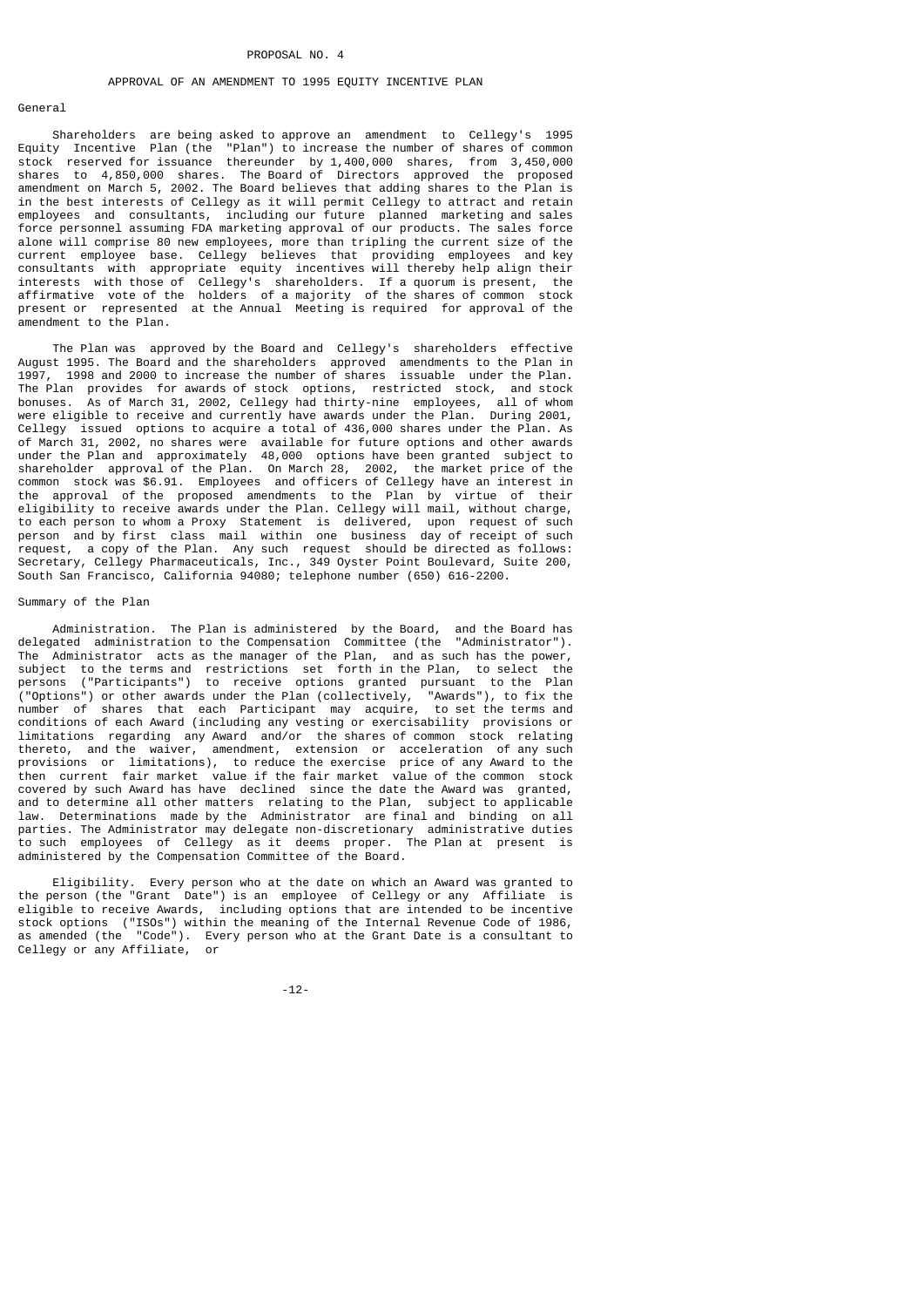## PROPOSAL NO. 4

## APPROVAL OF AN AMENDMENT TO 1995 EQUITY INCENTIVE PLAN

### General

Shareholders are being asked to approve an amendment to Cellegy's 1995 Equity Incentive Plan (the "Plan") to increase the number of shares of common stock reserved for issuance thereunder by 1,400,000 shares, from 3,450,000 shares to 4,850,000 shares. The Board of Directors approved the proposed amendment on March 5, 2002. The Board believes that adding shares to the Plan is in the best interests of Cellegy as it will permit Cellegy to attract and retain employees and consultants, including our future planned marketing and sales force personnel assuming FDA marketing approval of our products. The sales force alone will comprise 80 new employees, more than tripling the current size of the current employee base. Cellegy believes that providing employees and key consultants with appropriate equity incentives will thereby help align their interests with those of Cellegy's shareholders. If a quorum is present, the affirmative vote of the holders of a majority of the shares of common stock present or represented at the Annual Meeting is required for approval of the amendment to the Plan.

The Plan was approved by the Board and Cellegy's shareholders effective August 1995. The Board and the shareholders approved amendments to the Plan in 1997, 1998 and 2000 to increase the number of shares issuable under the Plan. The Plan provides for awards of stock options, restricted stock, and stock bonuses. As of March 31, 2002, Cellegy had thirty-nine employees, all of whom were eligible to receive and currently have awards under the Plan. During 2001, Cellegy issued options to acquire a total of 436,000 shares under the Plan. As of March 31, 2002, no shares were available for future options and other awards under the Plan and approximately 48,000 options have been granted subject to shareholder approval of the Plan. On March 28, 2002, the market price of the common stock was $6.91. Employees and officers of Cellegy have an interest in the approval of the proposed amendments to the Plan by virtue of their eligibility to receive awards under the Plan. Cellegy will mail, without charge, to each person to whom a Proxy Statement is delivered, upon request of such person and by first class mail within one business day of receipt of such request, a copy of the Plan. Any such request should be directed as follows: Secretary, Cellegy Pharmaceuticals, Inc., 349 Oyster Point Boulevard, Suite 200, South San Francisco, California 94080; telephone number (650) 616-2200.

### Summary of the Plan

Administration. The Plan is administered by the Board, and the Board has delegated administration to the Compensation Committee (the "Administrator"). The Administrator acts as the manager of the Plan, and as such has the power, subject to the terms and restrictions set forth in the Plan, to select the persons ("Participants") to receive options granted pursuant to the Plan ("Options") or other awards under the Plan (collectively, "Awards"), to fix the number of shares that each Participant may acquire, to set the terms and conditions of each Award (including any vesting or exercisability provisions or limitations regarding any Award and/or the shares of common stock relating thereto, and the waiver, amendment, extension or acceleration of any such provisions or limitations), to reduce the exercise price of any Award to the then current fair market value if the fair market value of the common stock covered by such Award has have declined since the date the Award was granted, and to determine all other matters relating to the Plan, subject to applicable law. Determinations made by the Administrator are final and binding on all parties. The Administrator may delegate non-discretionary administrative duties to such employees of Cellegy as it deems proper. The Plan at present is administered by the Compensation Committee of the Board.

Eligibility. Every person who at the date on which an Award was granted to the person (the "Grant Date") is an employee of Cellegy or any Affiliate is eligible to receive Awards, including options that are intended to be incentive stock options ("ISOs") within the meaning of the Internal Revenue Code of 1986, as amended (the "Code"). Every person who at the Grant Date is a consultant to Cellegy or any Affiliate, or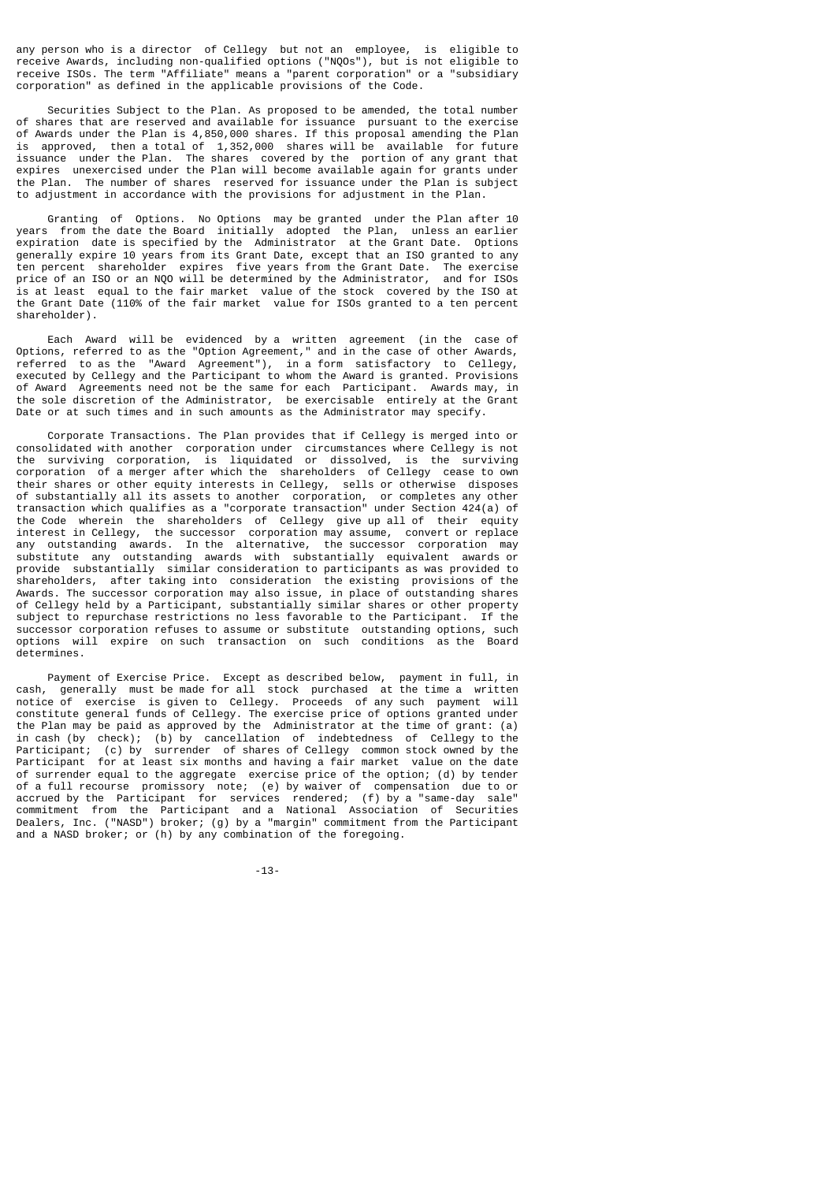any person who is a director of Cellegy but not an employee, is eligible to receive Awards, including non-qualified options ("NQOs"), but is not eligible to receive ISOs. The term "Affiliate" means a "parent corporation" or a "subsidiary corporation" as defined in the applicable provisions of the Code.

Securities Subject to the Plan. As proposed to be amended, the total number of shares that are reserved and available for issuance pursuant to the exercise of Awards under the Plan is 4,850,000 shares. If this proposal amending the Plan is approved, then a total of 1,352,000 shares will be available for future issuance under the Plan. The shares covered by the portion of any grant that expires unexercised under the Plan will become available again for grants under the Plan. The number of shares reserved for issuance under the Plan is subject to adjustment in accordance with the provisions for adjustment in the Plan.

Granting of Options. No Options may be granted under the Plan after 10 years from the date the Board initially adopted the Plan, unless an earlier expiration date is specified by the Administrator at the Grant Date. Options generally expire 10 years from its Grant Date, except that an ISO granted to any ten percent shareholder expires five years from the Grant Date. The exercise price of an ISO or an NQO will be determined by the Administrator, and for ISOs is at least equal to the fair market value of the stock covered by the ISO at the Grant Date (110% of the fair market value for ISOs granted to a ten percent shareholder).

Each Award will be evidenced by a written agreement (in the case of Options, referred to as the "Option Agreement," and in the case of other Awards, referred to as the "Award Agreement"), in a form satisfactory to Cellegy, executed by Cellegy and the Participant to whom the Award is granted. Provisions of Award Agreements need not be the same for each Participant. Awards may, in the sole discretion of the Administrator, be exercisable entirely at the Grant Date or at such times and in such amounts as the Administrator may specify.

Corporate Transactions. The Plan provides that if Cellegy is merged into or consolidated with another corporation under circumstances where Cellegy is not the surviving corporation, is liquidated or dissolved, is the surviving corporation of a merger after which the shareholders of Cellegy cease to own their shares or other equity interests in Cellegy, sells or otherwise disposes of substantially all its assets to another corporation, or completes any other transaction which qualifies as a "corporate transaction" under Section 424(a) of the Code wherein the shareholders of Cellegy give up all of their equity interest in Cellegy, the successor corporation may assume, convert or replace any outstanding awards. In the alternative, the successor corporation may substitute any outstanding awards with substantially equivalent awards or provide substantially similar consideration to participants as was provided to shareholders, after taking into consideration the existing provisions of the Awards. The successor corporation may also issue, in place of outstanding shares of Cellegy held by a Participant, substantially similar shares or other property subject to repurchase restrictions no less favorable to the Participant. If the successor corporation refuses to assume or substitute outstanding options, such options will expire on such transaction on such conditions as the Board determines.

Payment of Exercise Price. Except as described below, payment in full, in cash, generally must be made for all stock purchased at the time a written notice of exercise is given to Cellegy. Proceeds of any such payment will constitute general funds of Cellegy. The exercise price of options granted under the Plan may be paid as approved by the Administrator at the time of grant: (a) in cash (by check); (b) by cancellation of indebtedness of Cellegy to the Participant; (c) by surrender of shares of Cellegy common stock owned by the Participant for at least six months and having a fair market value on the date of surrender equal to the aggregate exercise price of the option; (d) by tender of a full recourse promissory note; (e) by waiver of compensation due to or accrued by the Participant for services rendered; (f) by a "same-day sale" commitment from the Participant and a National Association of Securities Dealers, Inc. ("NASD") broker; (g) by a "margin" commitment from the Participant and a NASD broker; or (h) by any combination of the foregoing.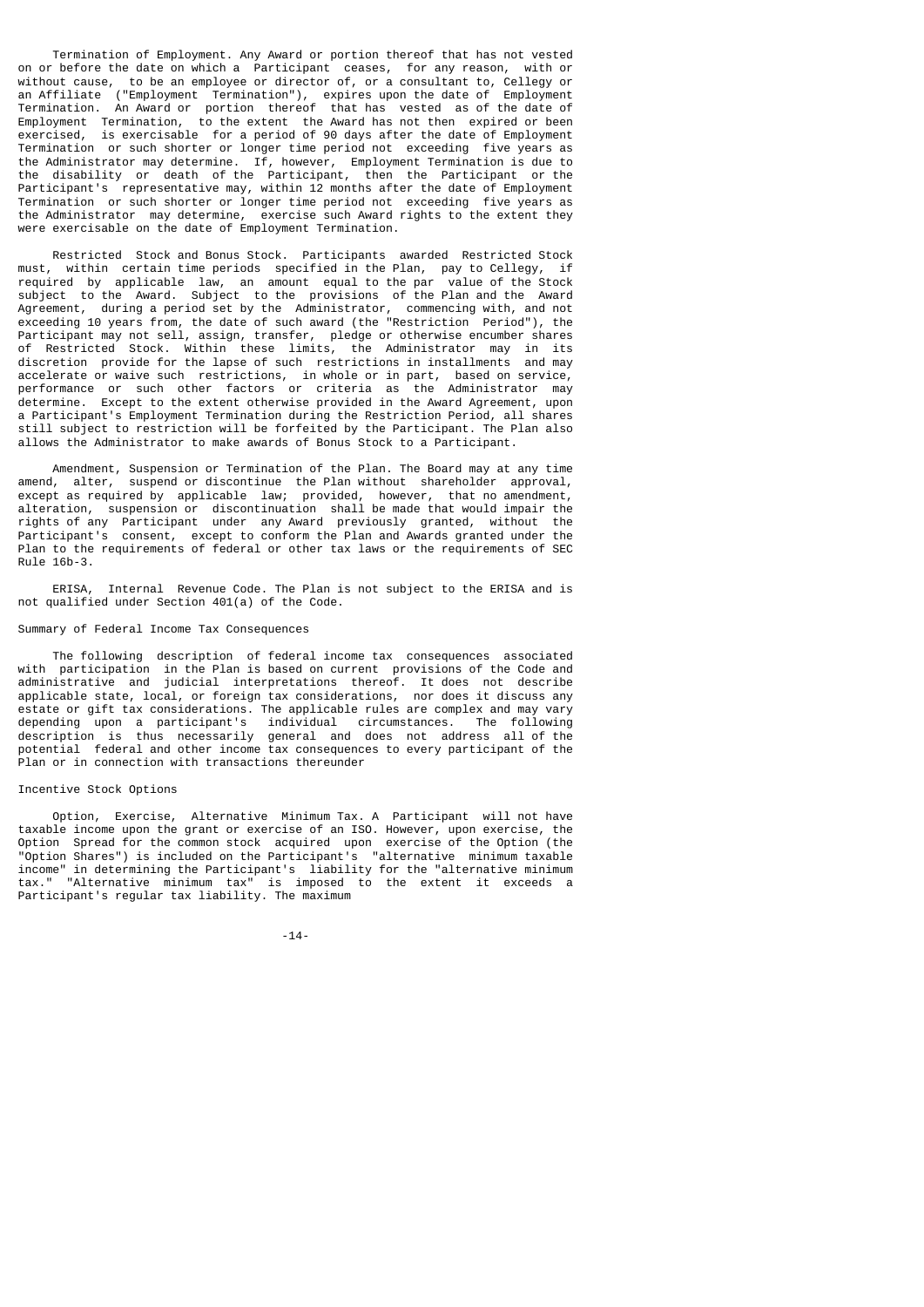Termination of Employment. Any Award or portion thereof that has not vested on or before the date on which a Participant ceases, for any reason, with or without cause, to be an employee or director of, or a consultant to, Cellegy or an Affiliate ("Employment Termination"), expires upon the date of Employment Termination. An Award or portion thereof that has vested as of the date of Employment Termination, to the extent the Award has not then expired or been exercised, is exercisable for a period of 90 days after the date of Employment Termination or such shorter or longer time period not exceeding five years as the Administrator may determine. If, however, Employment Termination is due to the disability or death of the Participant, then the Participant or the Participant's representative may, within 12 months after the date of Employment Termination or such shorter or longer time period not exceeding five years as the Administrator may determine, exercise such Award rights to the extent they were exercisable on the date of Employment Termination.

Restricted Stock and Bonus Stock. Participants awarded Restricted Stock must, within certain time periods specified in the Plan, pay to Cellegy, if required by applicable law, an amount equal to the par value of the Stock subject to the Award. Subject to the provisions of the Plan and the Award Agreement, during a period set by the Administrator, commencing with, and not exceeding 10 years from, the date of such award (the "Restriction Period"), the Participant may not sell, assign, transfer, pledge or otherwise encumber shares of Restricted Stock. Within these limits, the Administrator may in its discretion provide for the lapse of such restrictions in installments and may accelerate or waive such restrictions, in whole or in part, based on service, performance or such other factors or criteria as the Administrator may determine. Except to the extent otherwise provided in the Award Agreement, upon a Participant's Employment Termination during the Restriction Period, all shares still subject to restriction will be forfeited by the Participant. The Plan also allows the Administrator to make awards of Bonus Stock to a Participant.

Amendment, Suspension or Termination of the Plan. The Board may at any time amend, alter, suspend or discontinue the Plan without shareholder approval, except as required by applicable law; provided, however, that no amendment, alteration, suspension or discontinuation shall be made that would impair the rights of any Participant under any Award previously granted, without the Participant's consent, except to conform the Plan and Awards granted under the Plan to the requirements of federal or other tax laws or the requirements of SEC Rule 16b-3.

ERISA, Internal Revenue Code. The Plan is not subject to the ERISA and is not qualified under Section 401(a) of the Code.

## Summary of Federal Income Tax Consequences

The following description of federal income tax consequences associated with participation in the Plan is based on current provisions of the Code and administrative and judicial interpretations thereof. It does not describe applicable state, local, or foreign tax considerations, nor does it discuss any estate or gift tax considerations. The applicable rules are complex and may vary depending upon a participant's individual circumstances. The following description is thus necessarily general and does not address all of the potential federal and other income tax consequences to every participant of the Plan or in connection with transactions thereunder

### Incentive Stock Options

Option, Exercise, Alternative Minimum Tax. A Participant will not have taxable income upon the grant or exercise of an ISO. However, upon exercise, the Option Spread for the common stock acquired upon exercise of the Option (the "Option Shares") is included on the Participant's "alternative minimum taxable income" in determining the Participant's liability for the "alternative minimum tax." "Alternative minimum tax" is imposed to the extent it exceeds a Participant's regular tax liability. The maximum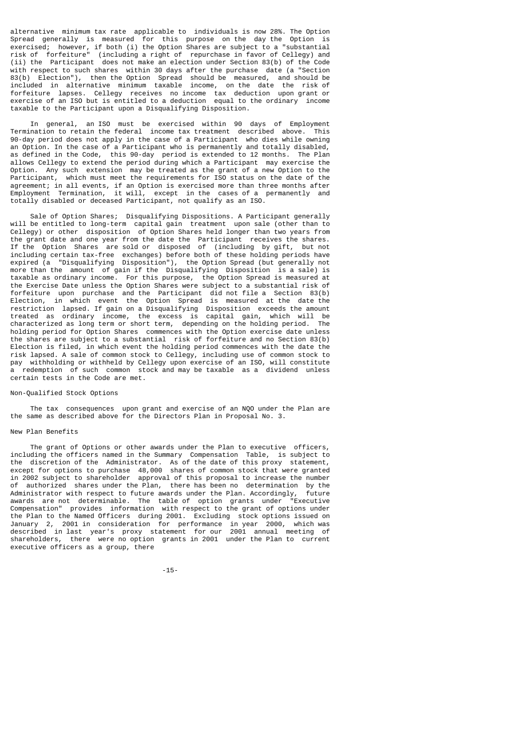alternative minimum tax rate applicable to individuals is now 28%. The Option Spread generally is measured for this purpose on the day the Option is exercised; however, if both (i) the Option Shares are subject to a "substantial risk of forfeiture" (including a right of repurchase in favor of Cellegy) and (ii) the Participant does not make an election under Section 83(b) of the Code with respect to such shares within 30 days after the purchase date (a "Section 83(b) Election"), then the Option Spread should be measured, and should be included in alternative minimum taxable income, on the date the risk of forfeiture lapses. Cellegy receives no income tax deduction upon grant or exercise of an ISO but is entitled to a deduction equal to the ordinary income taxable to the Participant upon a Disqualifying Disposition.

In general, an ISO must be exercised within 90 days of Employment Termination to retain the federal income tax treatment described above. This 90-day period does not apply in the case of a Participant who dies while owning an Option. In the case of a Participant who is permanently and totally disabled, as defined in the Code, this 90-day period is extended to 12 months. The Plan allows Cellegy to extend the period during which a Participant may exercise the Option. Any such extension may be treated as the grant of a new Option to the Participant, which must meet the requirements for ISO status on the date of the agreement; in all events, if an Option is exercised more than three months after Employment Termination, it will, except in the cases of a permanently and totally disabled or deceased Participant, not qualify as an ISO.

Sale of Option Shares; Disqualifying Dispositions. A Participant generally will be entitled to long-term capital gain treatment upon sale (other than to Cellegy) or other disposition of Option Shares held longer than two years from the grant date and one year from the date the Participant receives the shares. If the Option Shares are sold or disposed of (including by gift, but not including certain tax-free exchanges) before both of these holding periods have expired (a "Disqualifying Disposition"), the Option Spread (but generally not more than the amount of gain if the Disqualifying Disposition is a sale) is taxable as ordinary income. For this purpose, the Option Spread is measured at the Exercise Date unless the Option Shares were subject to a substantial risk of forfeiture upon purchase and the Participant did not file a Section 83(b) Election, in which event the Option Spread is measured at the date the restriction lapsed. If gain on a Disqualifying Disposition exceeds the amount treated as ordinary income, the excess is capital gain, which will be characterized as long term or short term, depending on the holding period. The holding period for Option Shares commences with the Option exercise date unless the shares are subject to a substantial risk of forfeiture and no Section 83(b) Election is filed, in which event the holding period commences with the date the risk lapsed. A sale of common stock to Cellegy, including use of common stock to pay withholding or withheld by Cellegy upon exercise of an ISO, will constitute a redemption of such common stock and may be taxable as a dividend unless certain tests in the Code are met.

Non-Qualified Stock Options

The tax consequences upon grant and exercise of an NQO under the Plan are the same as described above for the Directors Plan in Proposal No. 3.

New Plan Benefits

The grant of Options or other awards under the Plan to executive officers, including the officers named in the Summary Compensation Table, is subject to the discretion of the Administrator. As of the date of this proxy statement, except for options to purchase 48,000 shares of common stock that were granted in 2002 subject to shareholder approval of this proposal to increase the number of authorized shares under the Plan, there has been no determination by the Administrator with respect to future awards under the Plan. Accordingly, future awards are not determinable. The table of option grants under "Executive Compensation" provides information with respect to the grant of options under the Plan to the Named Officers during 2001. Excluding stock options issued on January 2, 2001 in consideration for performance in year 2000, which was described in last year's proxy statement for our 2001 annual meeting of shareholders, there were no option grants in 2001 under the Plan to current executive officers as a group, there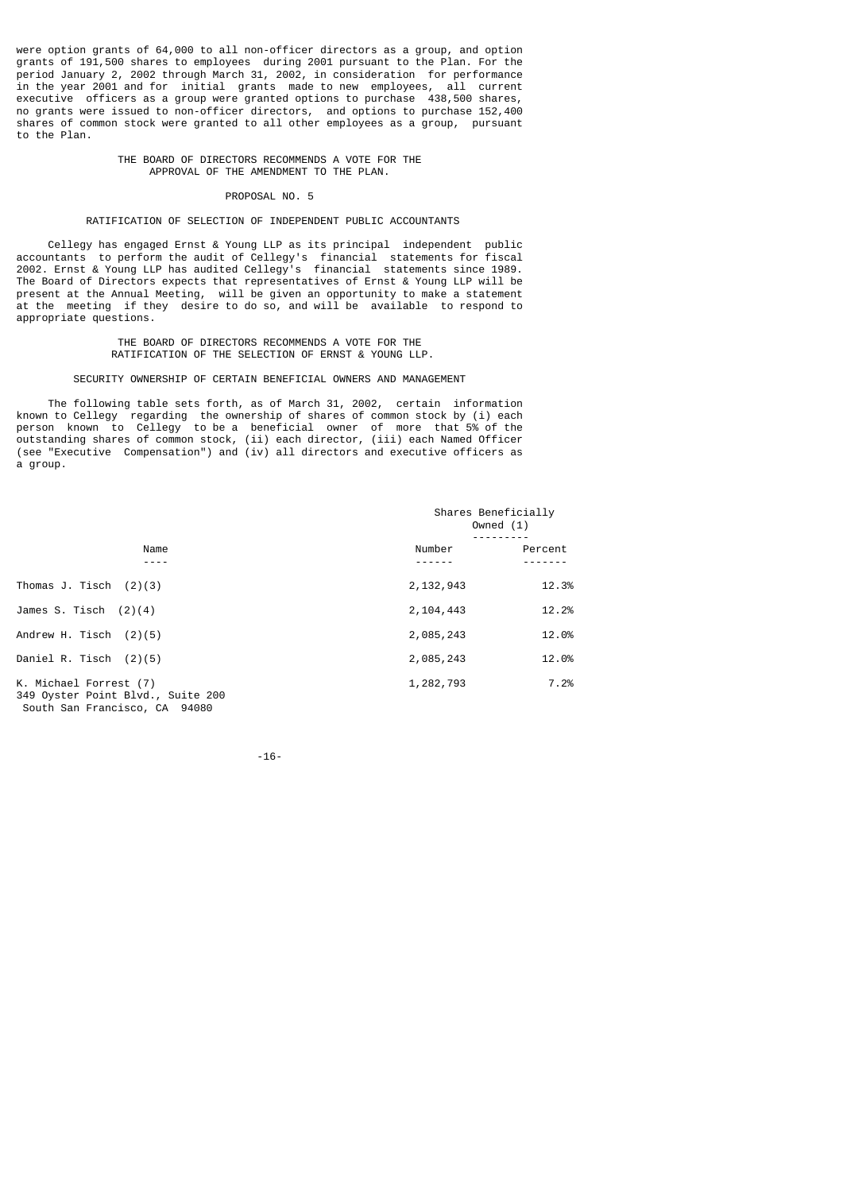were option grants of 64,000 to all non-officer directors as a group, and option grants of 191,500 shares to employees during 2001 pursuant to the Plan. For the period January 2, 2002 through March 31, 2002, in consideration for performance in the year 2001 and for initial grants made to new employees, all current executive officers as a group were granted options to purchase 438,500 shares, no grants were issued to non-officer directors, and options to purchase 152,400 shares of common stock were granted to all other employees as a group, pursuant to the Plan.

THE BOARD OF DIRECTORS RECOMMENDS A VOTE FOR THE APPROVAL OF THE AMENDMENT TO THE PLAN.

## PROPOSAL NO. 5

## RATIFICATION OF SELECTION OF INDEPENDENT PUBLIC ACCOUNTANTS

Cellegy has engaged Ernst & Young LLP as its principal independent public accountants to perform the audit of Cellegy's financial statements for fiscal 2002. Ernst & Young LLP has audited Cellegy's financial statements since 1989. The Board of Directors expects that representatives of Ernst & Young LLP will be present at the Annual Meeting, will be given an opportunity to make a statement at the meeting if they desire to do so, and will be available to respond to appropriate questions.

THE BOARD OF DIRECTORS RECOMMENDS A VOTE FOR THE RATIFICATION OF THE SELECTION OF ERNST & YOUNG LLP.

## SECURITY OWNERSHIP OF CERTAIN BENEFICIAL OWNERS AND MANAGEMENT

The following table sets forth, as of March 31, 2002, certain information known to Cellegy regarding the ownership of shares of common stock by (i) each person known to Cellegy to be a beneficial owner of more that 5% of the outstanding shares of common stock, (ii) each director, (iii) each Named Officer (see "Executive Compensation") and (iv) all directors and executive officers as a group.

| | Shares Beneficially Owned (1) | |
|---|---|---|
| Name | Number | Percent |
| Thomas J. Tisch (2)(3) | 2,132,943 | 12.3% |
| James S. Tisch (2)(4) | 2,104,443 | 12.2% |
| Andrew H. Tisch (2)(5) | 2,085,243 | 12.0% |
| Daniel R. Tisch (2)(5) | 2,085,243 | 12.0% |
| K. Michael Forrest (7)<br>349 Oyster Point Blvd., Suite 200<br>South San Francisco, CA 94080 | 1,282,793 | 7.2% |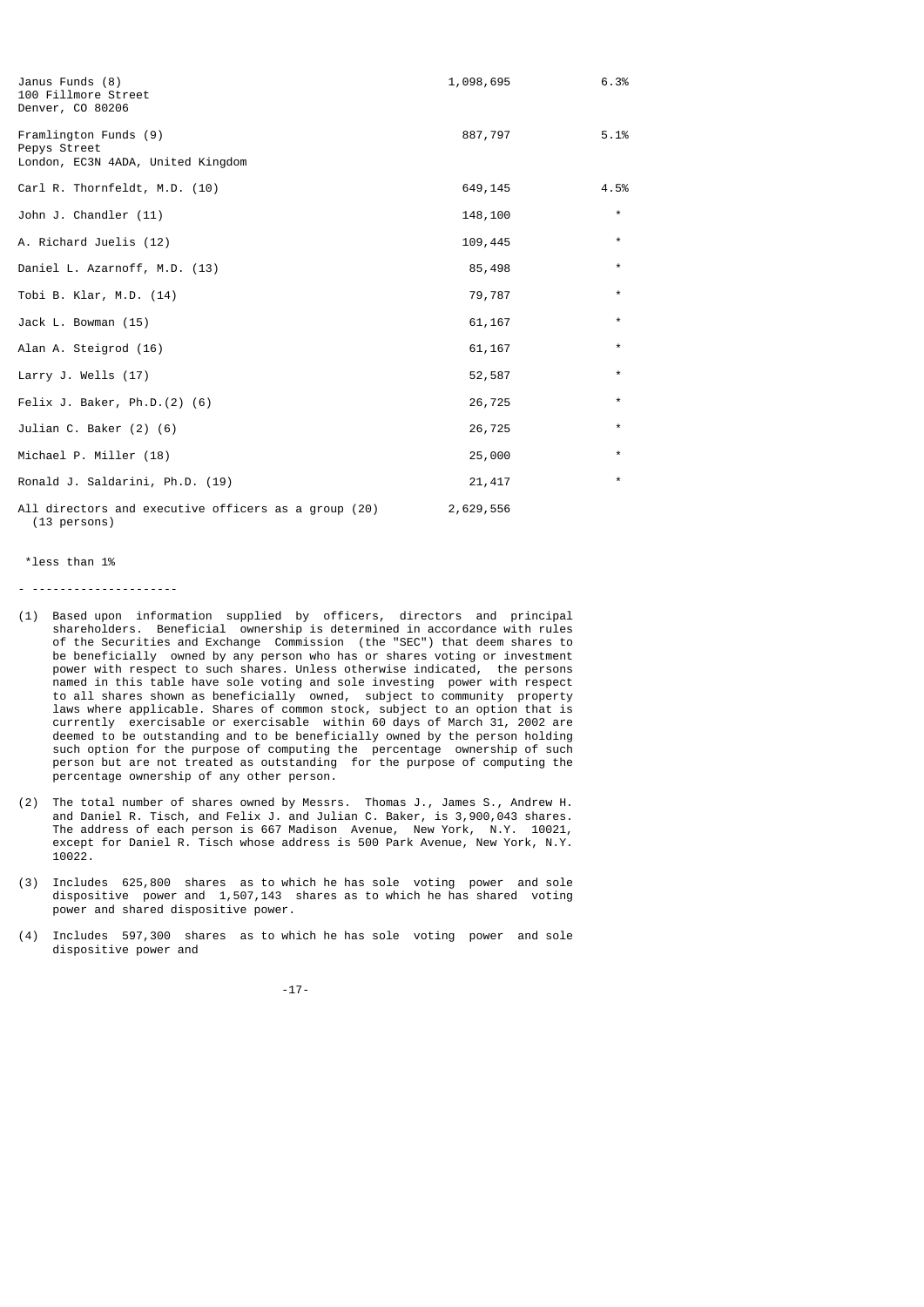| | | |
|---|---|---|
| Janus Funds (8)<br>100 Fillmore Street<br>Denver, CO 80206 | 1,098,695 | 6.3% |
| Framlington Funds (9)<br>Pepys Street<br>London, EC3N 4ADA, United Kingdom | 887,797 | 5.1% |
| Carl R. Thornfeldt, M.D. (10) | 649,145 | 4.5% |
| John J. Chandler (11) | 148,100 | * |
| A. Richard Juelis (12) | 109,445 | * |
| Daniel L. Azarnoff, M.D. (13) | 85,498 | * |
| Tobi B. Klar, M.D. (14) | 79,787 | * |
| Jack L. Bowman (15) | 61,167 | * |
| Alan A. Steigrod (16) | 61,167 | * |
| Larry J. Wells (17) | 52,587 | * |
| Felix J. Baker, Ph.D.(2) (6) | 26,725 | * |
| Julian C. Baker (2) (6) | 26,725 | * |
| Michael P. Miller (18) | 25,000 | * |
| Ronald J. Saldarini, Ph.D. (19) | 21,417 | * |
| All directors and executive officers as a group (20) (13 persons) | 2,629,556 | |

*less than 1%

---

(1) Based upon information supplied by officers, directors and principal shareholders. Beneficial ownership is determined in accordance with rules of the Securities and Exchange Commission (the "SEC") that deem shares to be beneficially owned by any person who has or shares voting or investment power with respect to such shares. Unless otherwise indicated, the persons named in this table have sole voting and sole investing power with respect to all shares shown as beneficially owned, subject to community property laws where applicable. Shares of common stock, subject to an option that is currently exercisable or exercisable within 60 days of March 31, 2002 are deemed to be outstanding and to be beneficially owned by the person holding such option for the purpose of computing the percentage ownership of such person but are not treated as outstanding for the purpose of computing the percentage ownership of any other person.

(2) The total number of shares owned by Messrs. Thomas J., James S., Andrew H. and Daniel R. Tisch, and Felix J. and Julian C. Baker, is 3,900,043 shares. The address of each person is 667 Madison Avenue, New York, N.Y. 10021, except for Daniel R. Tisch whose address is 500 Park Avenue, New York, N.Y. 10022.

(3) Includes 625,800 shares as to which he has sole voting power and sole dispositive power and 1,507,143 shares as to which he has shared voting power and shared dispositive power.

(4) Includes 597,300 shares as to which he has sole voting power and sole dispositive power and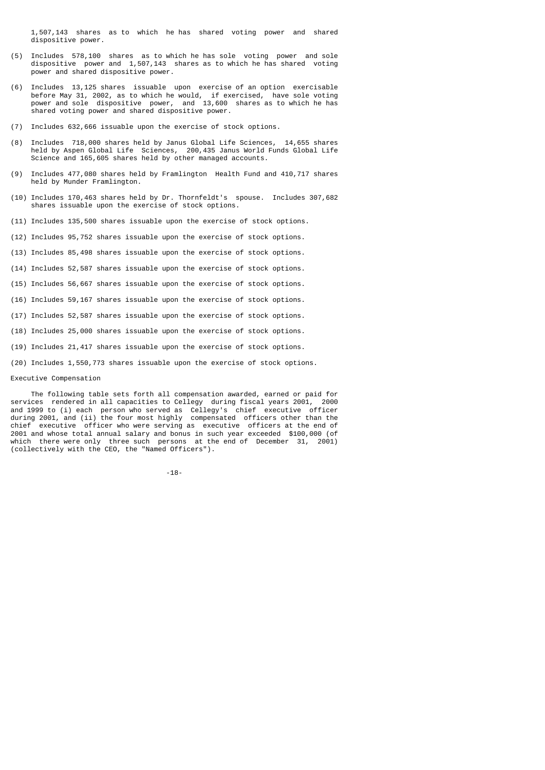1,507,143 shares as to which he has shared voting power and shared dispositive power.

(5) Includes 578,100 shares as to which he has sole voting power and sole dispositive power and 1,507,143 shares as to which he has shared voting power and shared dispositive power.

(6) Includes 13,125 shares issuable upon exercise of an option exercisable before May 31, 2002, as to which he would, if exercised, have sole voting power and sole dispositive power, and 13,600 shares as to which he has shared voting power and shared dispositive power.

(7) Includes 632,666 issuable upon the exercise of stock options.

(8) Includes 718,000 shares held by Janus Global Life Sciences, 14,655 shares held by Aspen Global Life Sciences, 200,435 Janus World Funds Global Life Science and 165,605 shares held by other managed accounts.

(9) Includes 477,080 shares held by Framlington Health Fund and 410,717 shares held by Munder Framlington.

(10) Includes 170,463 shares held by Dr. Thornfeldt's spouse. Includes 307,682 shares issuable upon the exercise of stock options.

(11) Includes 135,500 shares issuable upon the exercise of stock options.

(12) Includes 95,752 shares issuable upon the exercise of stock options.

(13) Includes 85,498 shares issuable upon the exercise of stock options.

(14) Includes 52,587 shares issuable upon the exercise of stock options.

(15) Includes 56,667 shares issuable upon the exercise of stock options.

(16) Includes 59,167 shares issuable upon the exercise of stock options.

(17) Includes 52,587 shares issuable upon the exercise of stock options.

(18) Includes 25,000 shares issuable upon the exercise of stock options.

(19) Includes 21,417 shares issuable upon the exercise of stock options.

(20) Includes 1,550,773 shares issuable upon the exercise of stock options.

## Executive Compensation

The following table sets forth all compensation awarded, earned or paid for services rendered in all capacities to Cellegy during fiscal years 2001, 2000 and 1999 to (i) each person who served as Cellegy's chief executive officer during 2001, and (ii) the four most highly compensated officers other than the chief executive officer who were serving as executive officers at the end of 2001 and whose total annual salary and bonus in such year exceeded $100,000 (of which there were only three such persons at the end of December 31, 2001) (collectively with the CEO, the "Named Officers").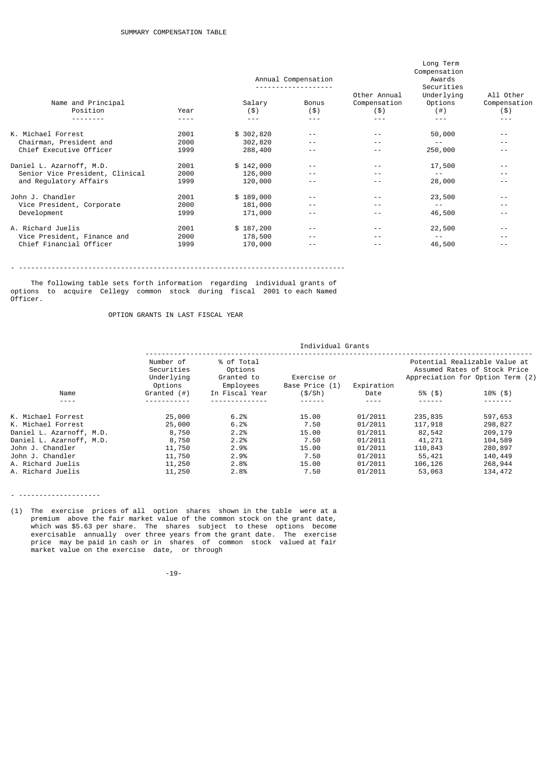## SUMMARY COMPENSATION TABLE

| Name and Principal Position | Year | Annual Compensation | | Other Annual Compensation ($) | Long Term Compensation Awards | All Other Compensation ($) |
|---|---|---|---|---|---|---|
| | | Salary ($) | Bonus ($) | | Securities Underlying Options (#) | |
| K. Michael Forrest | 2001 | $ 302,820 | -- | -- | 50,000 | -- |
| Chairman, President and | 2000 | 302,820 | -- | -- | -- | -- |
| Chief Executive Officer | 1999 | 288,400 | -- | -- | 250,000 | -- |
| Daniel L. Azarnoff, M.D. | 2001 | $ 142,000 | -- | -- | 17,500 | -- |
| Senior Vice President, Clinical | 2000 | 126,000 | -- | -- | -- | -- |
| and Regulatory Affairs | 1999 | 120,000 | -- | -- | 28,000 | -- |
| John J. Chandler | 2001 | $ 189,000 | -- | -- | 23,500 | -- |
| Vice President, Corporate | 2000 | 181,000 | -- | -- | -- | -- |
| Development | 1999 | 171,000 | -- | -- | 46,500 | -- |
| A. Richard Juelis | 2001 | $ 187,200 | -- | -- | 22,500 | -- |
| Vice President, Finance and | 2000 | 178,500 | -- | -- | -- | -- |
| Chief Financial Officer | 1999 | 170,000 | -- | -- | 46,500 | -- |

---

The following table sets forth information regarding individual grants of options to acquire Cellegy common stock during fiscal 2001 to each Named Officer.

## OPTION GRANTS IN LAST FISCAL YEAR

| Name | Individual Grants | | | | | |
|---|---|---|---|---|---|---|
| | Number of Securities Underlying Options Granted (#) | % of Total Options Granted to Employees In Fiscal Year | Exercise or Base Price (1) ($/Sh) | Expiration Date | Potential Realizable Value at Assumed Rates of Stock Price Appreciation for Option Term (2) | |
| | | | | | 5% ($) | 10% ($) |
| K. Michael Forrest | 25,000 | 6.2% | 15.00 | 01/2011 | 235,835 | 597,653 |
| K. Michael Forrest | 25,000 | 6.2% | 7.50 | 01/2011 | 117,918 | 298,827 |
| Daniel L. Azarnoff, M.D. | 8,750 | 2.2% | 15.00 | 01/2011 | 82,542 | 209,179 |
| Daniel L. Azarnoff, M.D. | 8,750 | 2.2% | 7.50 | 01/2011 | 41,271 | 104,589 |
| John J. Chandler | 11,750 | 2.9% | 15.00 | 01/2011 | 110,843 | 280,897 |
| John J. Chandler | 11,750 | 2.9% | 7.50 | 01/2011 | 55,421 | 140,449 |
| A. Richard Juelis | 11,250 | 2.8% | 15.00 | 01/2011 | 106,126 | 268,944 |
| A. Richard Juelis | 11,250 | 2.8% | 7.50 | 01/2011 | 53,063 | 134,472 |

---

(1) The exercise prices of all option shares shown in the table were at a premium above the fair market value of the common stock on the grant date, which was $5.63 per share. The shares subject to these options become exercisable annually over three years from the grant date. The exercise price may be paid in cash or in shares of common stock valued at fair market value on the exercise date, or through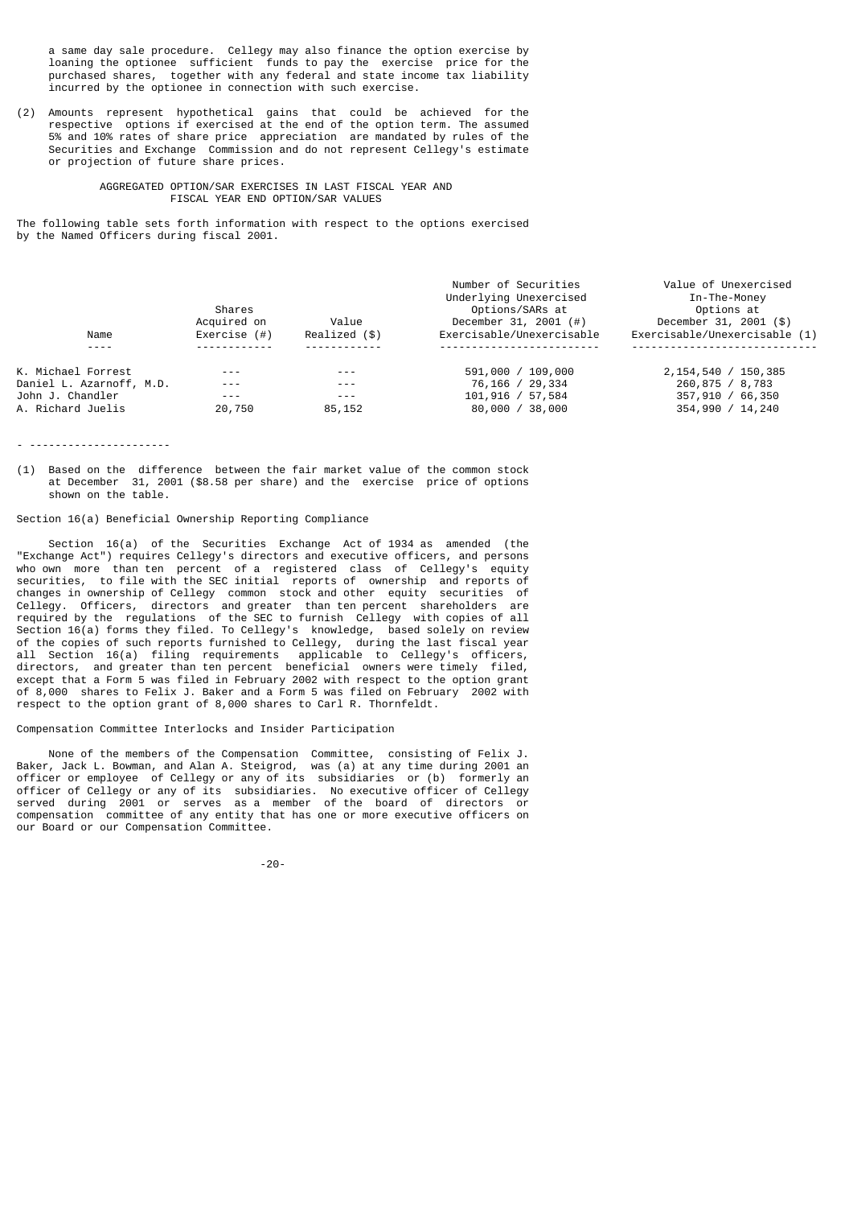a same day sale procedure. Cellegy may also finance the option exercise by loaning the optionee sufficient funds to pay the exercise price for the purchased shares, together with any federal and state income tax liability incurred by the optionee in connection with such exercise.

(2) Amounts represent hypothetical gains that could be achieved for the respective options if exercised at the end of the option term. The assumed 5% and 10% rates of share price appreciation are mandated by rules of the Securities and Exchange Commission and do not represent Cellegy's estimate or projection of future share prices.

AGGREGATED OPTION/SAR EXERCISES IN LAST FISCAL YEAR AND FISCAL YEAR END OPTION/SAR VALUES

The following table sets forth information with respect to the options exercised by the Named Officers during fiscal 2001.

| Name | Shares Acquired on Exercise (#) | Value Realized ($) | Number of Securities Underlying Unexercised Options/SARs at December 31, 2001 (#) Exercisable/Unexercisable | Value of Unexercised In-The-Money Options at December 31, 2001 ($) Exercisable/Unexercisable (1) |
|---|---|---|---|---|
| K. Michael Forrest | --- | --- | 591,000 / 109,000 | 2,154,540 / 150,385 |
| Daniel L. Azarnoff, M.D. | --- | --- | 76,166 / 29,334 | 260,875 / 8,783 |
| John J. Chandler | --- | --- | 101,916 / 57,584 | 357,910 / 66,350 |
| A. Richard Juelis | 20,750 | 85,152 | 80,000 / 38,000 | 354,990 / 14,240 |

- ---------------------

(1) Based on the difference between the fair market value of the common stock at December 31, 2001 ($8.58 per share) and the exercise price of options shown on the table.

Section 16(a) Beneficial Ownership Reporting Compliance

Section 16(a) of the Securities Exchange Act of 1934 as amended (the "Exchange Act") requires Cellegy's directors and executive officers, and persons who own more than ten percent of a registered class of Cellegy's equity securities, to file with the SEC initial reports of ownership and reports of changes in ownership of Cellegy common stock and other equity securities of Cellegy. Officers, directors and greater than ten percent shareholders are required by the regulations of the SEC to furnish Cellegy with copies of all Section 16(a) forms they filed. To Cellegy's knowledge, based solely on review of the copies of such reports furnished to Cellegy, during the last fiscal year all Section 16(a) filing requirements applicable to Cellegy's officers, directors, and greater than ten percent beneficial owners were timely filed, except that a Form 5 was filed in February 2002 with respect to the option grant of 8,000 shares to Felix J. Baker and a Form 5 was filed on February 2002 with respect to the option grant of 8,000 shares to Carl R. Thornfeldt.

Compensation Committee Interlocks and Insider Participation

None of the members of the Compensation Committee, consisting of Felix J. Baker, Jack L. Bowman, and Alan A. Steigrod, was (a) at any time during 2001 an officer or employee of Cellegy or any of its subsidiaries or (b) formerly an officer of Cellegy or any of its subsidiaries. No executive officer of Cellegy served during 2001 or serves as a member of the board of directors or compensation committee of any entity that has one or more executive officers on our Board or our Compensation Committee.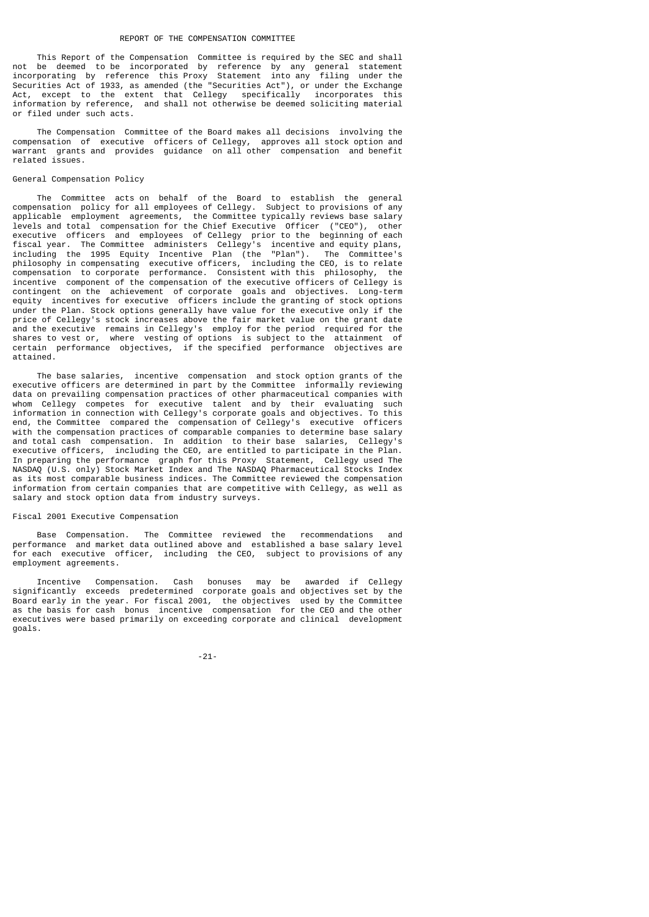## REPORT OF THE COMPENSATION COMMITTEE

This Report of the Compensation Committee is required by the SEC and shall not be deemed to be incorporated by reference by any general statement incorporating by reference this Proxy Statement into any filing under the Securities Act of 1933, as amended (the "Securities Act"), or under the Exchange Act, except to the extent that Cellegy specifically incorporates this information by reference, and shall not otherwise be deemed soliciting material or filed under such acts.

The Compensation Committee of the Board makes all decisions involving the compensation of executive officers of Cellegy, approves all stock option and warrant grants and provides guidance on all other compensation and benefit related issues.

### General Compensation Policy

The Committee acts on behalf of the Board to establish the general compensation policy for all employees of Cellegy. Subject to provisions of any applicable employment agreements, the Committee typically reviews base salary levels and total compensation for the Chief Executive Officer ("CEO"), other executive officers and employees of Cellegy prior to the beginning of each fiscal year. The Committee administers Cellegy's incentive and equity plans, including the 1995 Equity Incentive Plan (the "Plan"). The Committee's philosophy in compensating executive officers, including the CEO, is to relate compensation to corporate performance. Consistent with this philosophy, the incentive component of the compensation of the executive officers of Cellegy is contingent on the achievement of corporate goals and objectives. Long-term equity incentives for executive officers include the granting of stock options under the Plan. Stock options generally have value for the executive only if the price of Cellegy's stock increases above the fair market value on the grant date and the executive remains in Cellegy's employ for the period required for the shares to vest or, where vesting of options is subject to the attainment of certain performance objectives, if the specified performance objectives are attained.

The base salaries, incentive compensation and stock option grants of the executive officers are determined in part by the Committee informally reviewing data on prevailing compensation practices of other pharmaceutical companies with whom Cellegy competes for executive talent and by their evaluating such information in connection with Cellegy's corporate goals and objectives. To this end, the Committee compared the compensation of Cellegy's executive officers with the compensation practices of comparable companies to determine base salary and total cash compensation. In addition to their base salaries, Cellegy's executive officers, including the CEO, are entitled to participate in the Plan. In preparing the performance graph for this Proxy Statement, Cellegy used The NASDAQ (U.S. only) Stock Market Index and The NASDAQ Pharmaceutical Stocks Index as its most comparable business indices. The Committee reviewed the compensation information from certain companies that are competitive with Cellegy, as well as salary and stock option data from industry surveys.

### Fiscal 2001 Executive Compensation

Base Compensation. The Committee reviewed the recommendations and performance and market data outlined above and established a base salary level for each executive officer, including the CEO, subject to provisions of any employment agreements.

Incentive Compensation. Cash bonuses may be awarded if Cellegy significantly exceeds predetermined corporate goals and objectives set by the Board early in the year. For fiscal 2001, the objectives used by the Committee as the basis for cash bonus incentive compensation for the CEO and the other executives were based primarily on exceeding corporate and clinical development goals.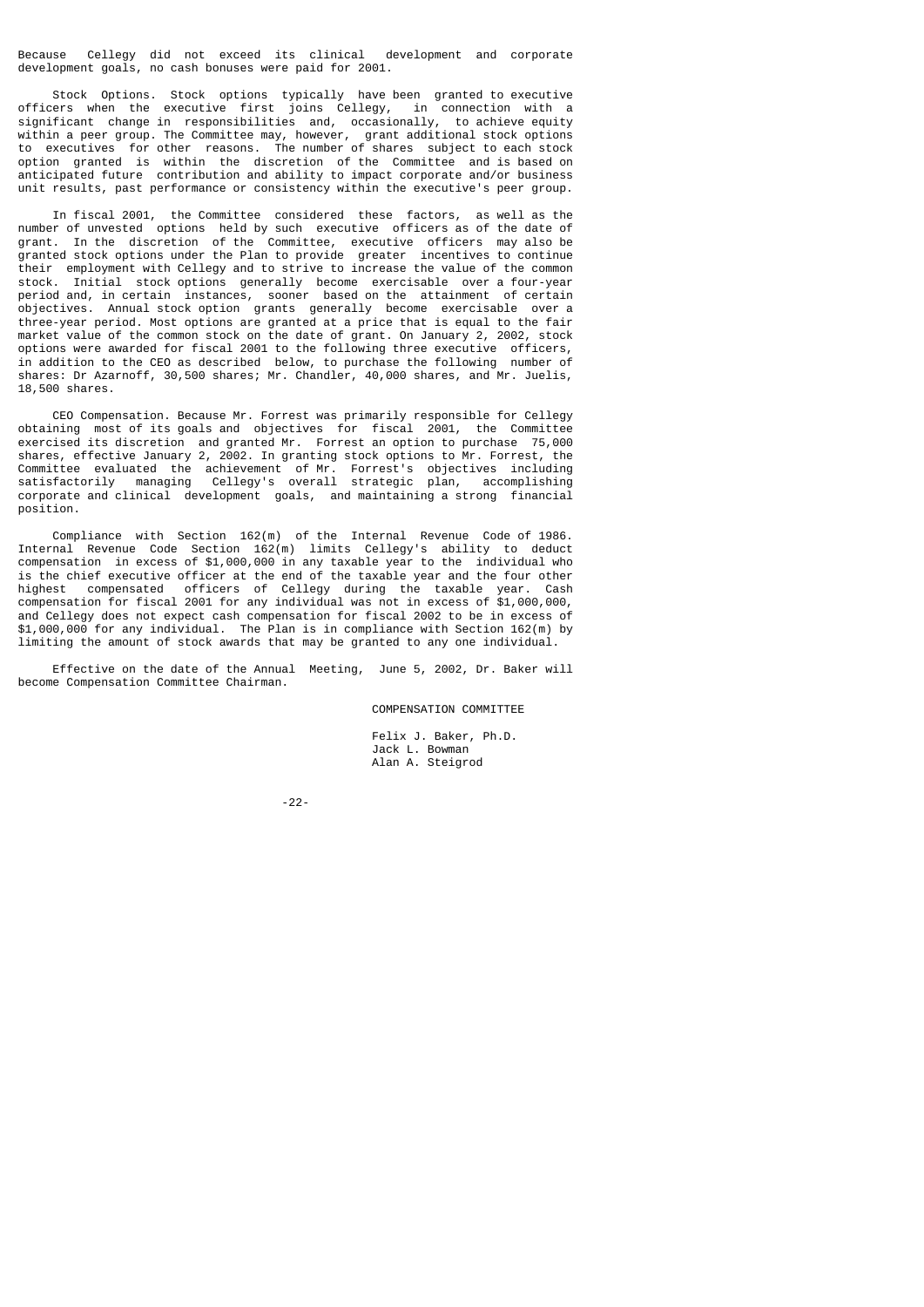Because Cellegy did not exceed its clinical development and corporate development goals, no cash bonuses were paid for 2001.

Stock Options. Stock options typically have been granted to executive officers when the executive first joins Cellegy, in connection with a significant change in responsibilities and, occasionally, to achieve equity within a peer group. The Committee may, however, grant additional stock options to executives for other reasons. The number of shares subject to each stock option granted is within the discretion of the Committee and is based on anticipated future contribution and ability to impact corporate and/or business unit results, past performance or consistency within the executive's peer group.

In fiscal 2001, the Committee considered these factors, as well as the number of unvested options held by such executive officers as of the date of grant. In the discretion of the Committee, executive officers may also be granted stock options under the Plan to provide greater incentives to continue their employment with Cellegy and to strive to increase the value of the common stock. Initial stock options generally become exercisable over a four-year period and, in certain instances, sooner based on the attainment of certain objectives. Annual stock option grants generally become exercisable over a three-year period. Most options are granted at a price that is equal to the fair market value of the common stock on the date of grant. On January 2, 2002, stock options were awarded for fiscal 2001 to the following three executive officers, in addition to the CEO as described below, to purchase the following number of shares: Dr Azarnoff, 30,500 shares; Mr. Chandler, 40,000 shares, and Mr. Juelis, 18,500 shares.

CEO Compensation. Because Mr. Forrest was primarily responsible for Cellegy obtaining most of its goals and objectives for fiscal 2001, the Committee exercised its discretion and granted Mr. Forrest an option to purchase 75,000 shares, effective January 2, 2002. In granting stock options to Mr. Forrest, the Committee evaluated the achievement of Mr. Forrest's objectives including satisfactorily managing Cellegy's overall strategic plan, accomplishing corporate and clinical development goals, and maintaining a strong financial position.

Compliance with Section 162(m) of the Internal Revenue Code of 1986. Internal Revenue Code Section 162(m) limits Cellegy's ability to deduct compensation in excess of $1,000,000 in any taxable year to the individual who is the chief executive officer at the end of the taxable year and the four other highest compensated officers of Cellegy during the taxable year. Cash compensation for fiscal 2001 for any individual was not in excess of $1,000,000, and Cellegy does not expect cash compensation for fiscal 2002 to be in excess of $1,000,000 for any individual. The Plan is in compliance with Section 162(m) by limiting the amount of stock awards that may be granted to any one individual.

Effective on the date of the Annual Meeting, June 5, 2002, Dr. Baker will become Compensation Committee Chairman.

COMPENSATION COMMITTEE

Felix J. Baker, Ph.D.
Jack L. Bowman
Alan A. Steigrod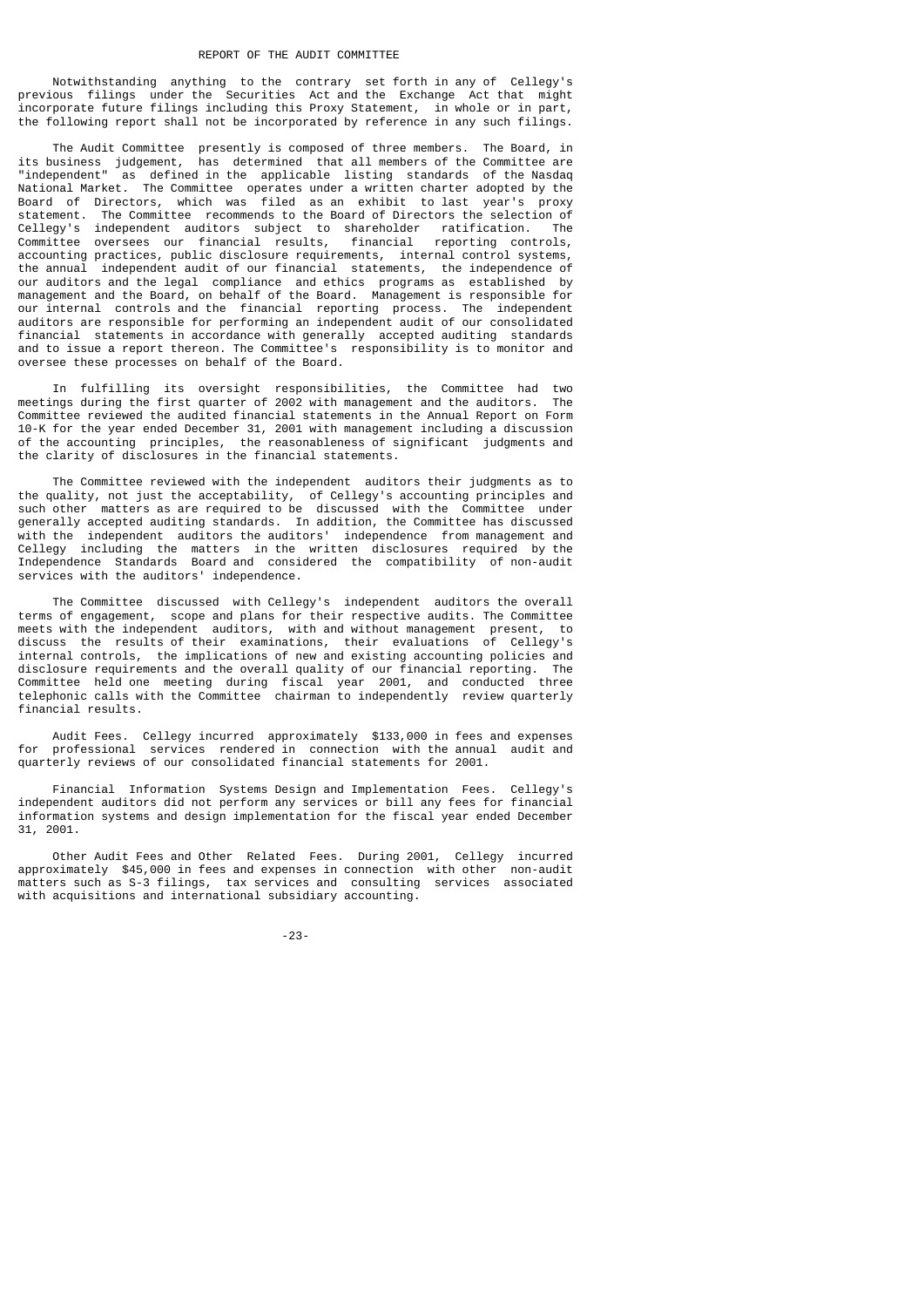## REPORT OF THE AUDIT COMMITTEE

Notwithstanding anything to the contrary set forth in any of Cellegy's previous filings under the Securities Act and the Exchange Act that might incorporate future filings including this Proxy Statement, in whole or in part, the following report shall not be incorporated by reference in any such filings.

The Audit Committee presently is composed of three members. The Board, in its business judgement, has determined that all members of the Committee are "independent" as defined in the applicable listing standards of the Nasdaq National Market. The Committee operates under a written charter adopted by the Board of Directors, which was filed as an exhibit to last year's proxy statement. The Committee recommends to the Board of Directors the selection of Cellegy's independent auditors subject to shareholder ratification. The Committee oversees our financial results, financial reporting controls, accounting practices, public disclosure requirements, internal control systems, the annual independent audit of our financial statements, the independence of our auditors and the legal compliance and ethics programs as established by management and the Board, on behalf of the Board. Management is responsible for our internal controls and the financial reporting process. The independent auditors are responsible for performing an independent audit of our consolidated financial statements in accordance with generally accepted auditing standards and to issue a report thereon. The Committee's responsibility is to monitor and oversee these processes on behalf of the Board.

In fulfilling its oversight responsibilities, the Committee had two meetings during the first quarter of 2002 with management and the auditors. The Committee reviewed the audited financial statements in the Annual Report on Form 10-K for the year ended December 31, 2001 with management including a discussion of the accounting principles, the reasonableness of significant judgments and the clarity of disclosures in the financial statements.

The Committee reviewed with the independent auditors their judgments as to the quality, not just the acceptability, of Cellegy's accounting principles and such other matters as are required to be discussed with the Committee under generally accepted auditing standards. In addition, the Committee has discussed with the independent auditors the auditors' independence from management and Cellegy including the matters in the written disclosures required by the Independence Standards Board and considered the compatibility of non-audit services with the auditors' independence.

The Committee discussed with Cellegy's independent auditors the overall terms of engagement, scope and plans for their respective audits. The Committee meets with the independent auditors, with and without management present, to discuss the results of their examinations, their evaluations of Cellegy's internal controls, the implications of new and existing accounting policies and disclosure requirements and the overall quality of our financial reporting. The Committee held one meeting during fiscal year 2001, and conducted three telephonic calls with the Committee chairman to independently review quarterly financial results.

Audit Fees. Cellegy incurred approximately $133,000 in fees and expenses for professional services rendered in connection with the annual audit and quarterly reviews of our consolidated financial statements for 2001.

Financial Information Systems Design and Implementation Fees. Cellegy's independent auditors did not perform any services or bill any fees for financial information systems and design implementation for the fiscal year ended December 31, 2001.

Other Audit Fees and Other Related Fees. During 2001, Cellegy incurred approximately $45,000 in fees and expenses in connection with other non-audit matters such as S-3 filings, tax services and consulting services associated with acquisitions and international subsidiary accounting.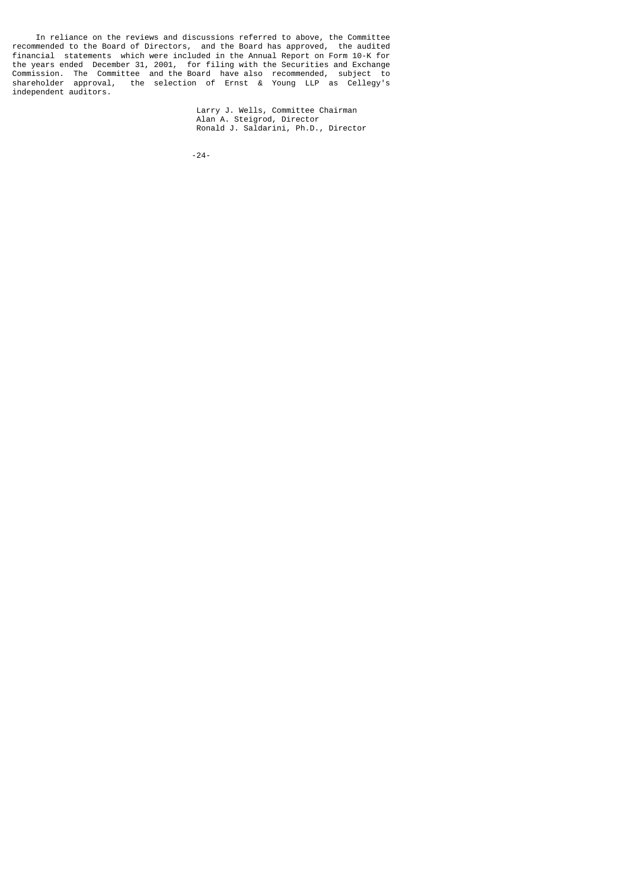In reliance on the reviews and discussions referred to above, the Committee recommended to the Board of Directors, and the Board has approved, the audited financial statements which were included in the Annual Report on Form 10-K for the years ended December 31, 2001, for filing with the Securities and Exchange Commission. The Committee and the Board have also recommended, subject to shareholder approval, the selection of Ernst & Young LLP as Cellegy's independent auditors.

Larry J. Wells, Committee Chairman
Alan A. Steigrod, Director
Ronald J. Saldarini, Ph.D., Director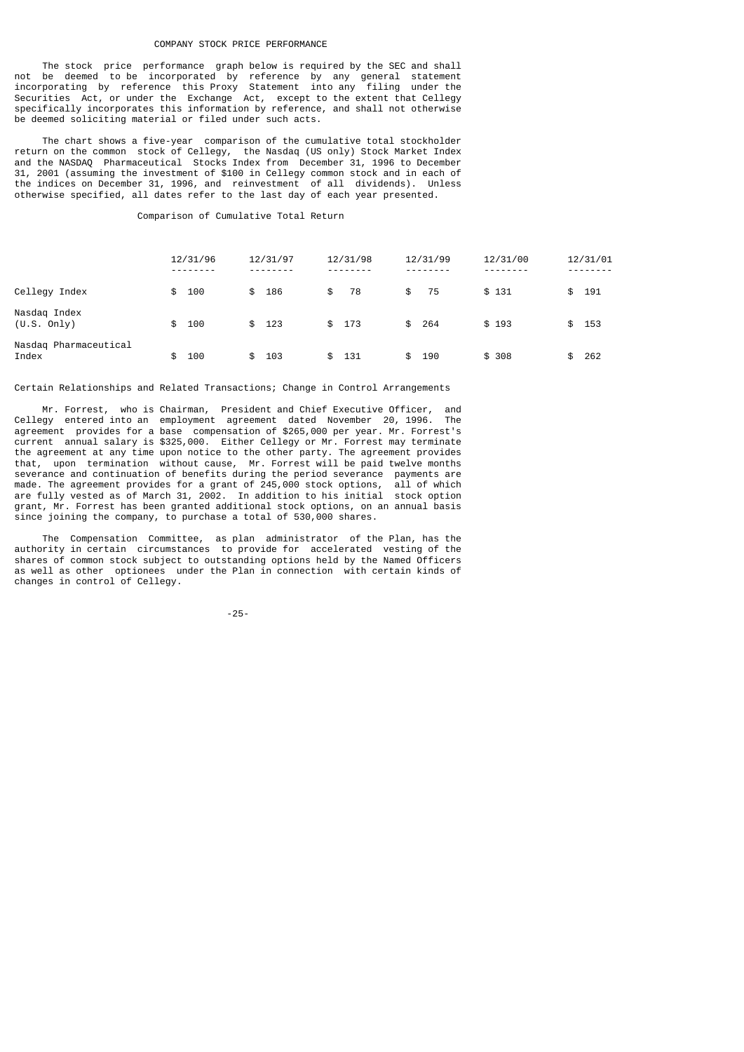## COMPANY STOCK PRICE PERFORMANCE

The stock price performance graph below is required by the SEC and shall not be deemed to be incorporated by reference by any general statement incorporating by reference this Proxy Statement into any filing under the Securities Act, or under the Exchange Act, except to the extent that Cellegy specifically incorporates this information by reference, and shall not otherwise be deemed soliciting material or filed under such acts.

The chart shows a five-year comparison of the cumulative total stockholder return on the common stock of Cellegy, the Nasdaq (US only) Stock Market Index and the NASDAQ Pharmaceutical Stocks Index from December 31, 1996 to December 31, 2001 (assuming the investment of $100 in Cellegy common stock and in each of the indices on December 31, 1996, and reinvestment of all dividends). Unless otherwise specified, all dates refer to the last day of each year presented.

Comparison of Cumulative Total Return

| | 12/31/96 | 12/31/97 | 12/31/98 | 12/31/99 | 12/31/00 | 12/31/01 |
|---|---|---|---|---|---|---|
| Cellegy Index | $ 100 | $ 186 | $ 78 | $ 75 | $ 131 | $ 191 |
| Nasdaq Index (U.S. Only) | $ 100 | $ 123 | $ 173 | $ 264 | $ 193 | $ 153 |
| Nasdaq Pharmaceutical Index | $ 100 | $ 103 | $ 131 | $ 190 | $ 308 | $ 262 |

Certain Relationships and Related Transactions; Change in Control Arrangements

Mr. Forrest, who is Chairman, President and Chief Executive Officer, and Cellegy entered into an employment agreement dated November 20, 1996. The agreement provides for a base compensation of $265,000 per year. Mr. Forrest's current annual salary is $325,000. Either Cellegy or Mr. Forrest may terminate the agreement at any time upon notice to the other party. The agreement provides that, upon termination without cause, Mr. Forrest will be paid twelve months severance and continuation of benefits during the period severance payments are made. The agreement provides for a grant of 245,000 stock options, all of which are fully vested as of March 31, 2002. In addition to his initial stock option grant, Mr. Forrest has been granted additional stock options, on an annual basis since joining the company, to purchase a total of 530,000 shares.

The Compensation Committee, as plan administrator of the Plan, has the authority in certain circumstances to provide for accelerated vesting of the shares of common stock subject to outstanding options held by the Named Officers as well as other optionees under the Plan in connection with certain kinds of changes in control of Cellegy.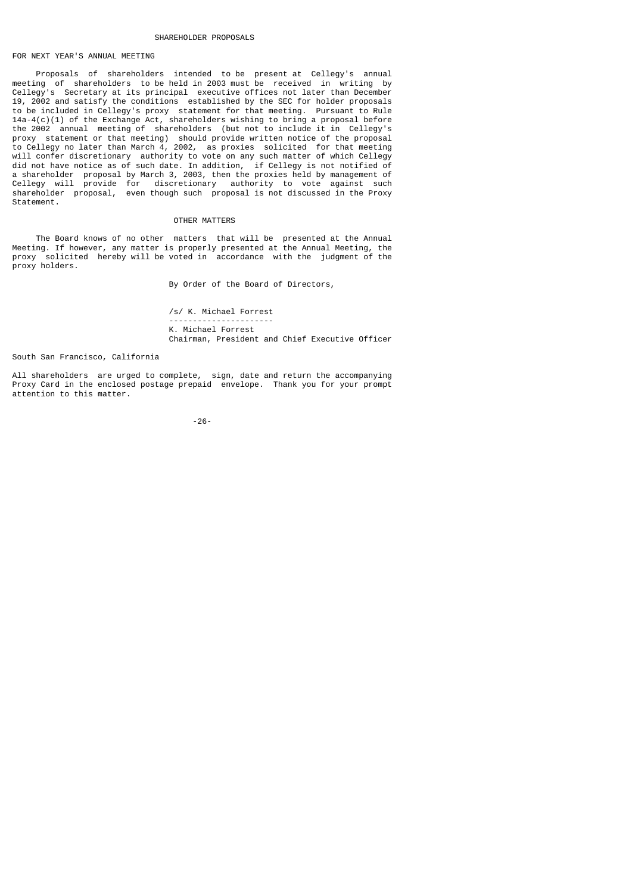## SHAREHOLDER PROPOSALS

### FOR NEXT YEAR'S ANNUAL MEETING

Proposals of shareholders intended to be present at Cellegy's annual meeting of shareholders to be held in 2003 must be received in writing by Cellegy's Secretary at its principal executive offices not later than December 19, 2002 and satisfy the conditions established by the SEC for holder proposals to be included in Cellegy's proxy statement for that meeting. Pursuant to Rule 14a-4(c)(1) of the Exchange Act, shareholders wishing to bring a proposal before the 2002 annual meeting of shareholders (but not to include it in Cellegy's proxy statement or that meeting) should provide written notice of the proposal to Cellegy no later than March 4, 2002, as proxies solicited for that meeting will confer discretionary authority to vote on any such matter of which Cellegy did not have notice as of such date. In addition, if Cellegy is not notified of a shareholder proposal by March 3, 2003, then the proxies held by management of Cellegy will provide for discretionary authority to vote against such shareholder proposal, even though such proposal is not discussed in the Proxy Statement.

## OTHER MATTERS

The Board knows of no other matters that will be presented at the Annual Meeting. If however, any matter is properly presented at the Annual Meeting, the proxy solicited hereby will be voted in accordance with the judgment of the proxy holders.

By Order of the Board of Directors,

/s/ K. Michael Forrest

K. Michael Forrest
Chairman, President and Chief Executive Officer

South San Francisco, California

All shareholders are urged to complete, sign, date and return the accompanying Proxy Card in the enclosed postage prepaid envelope. Thank you for your prompt attention to this matter.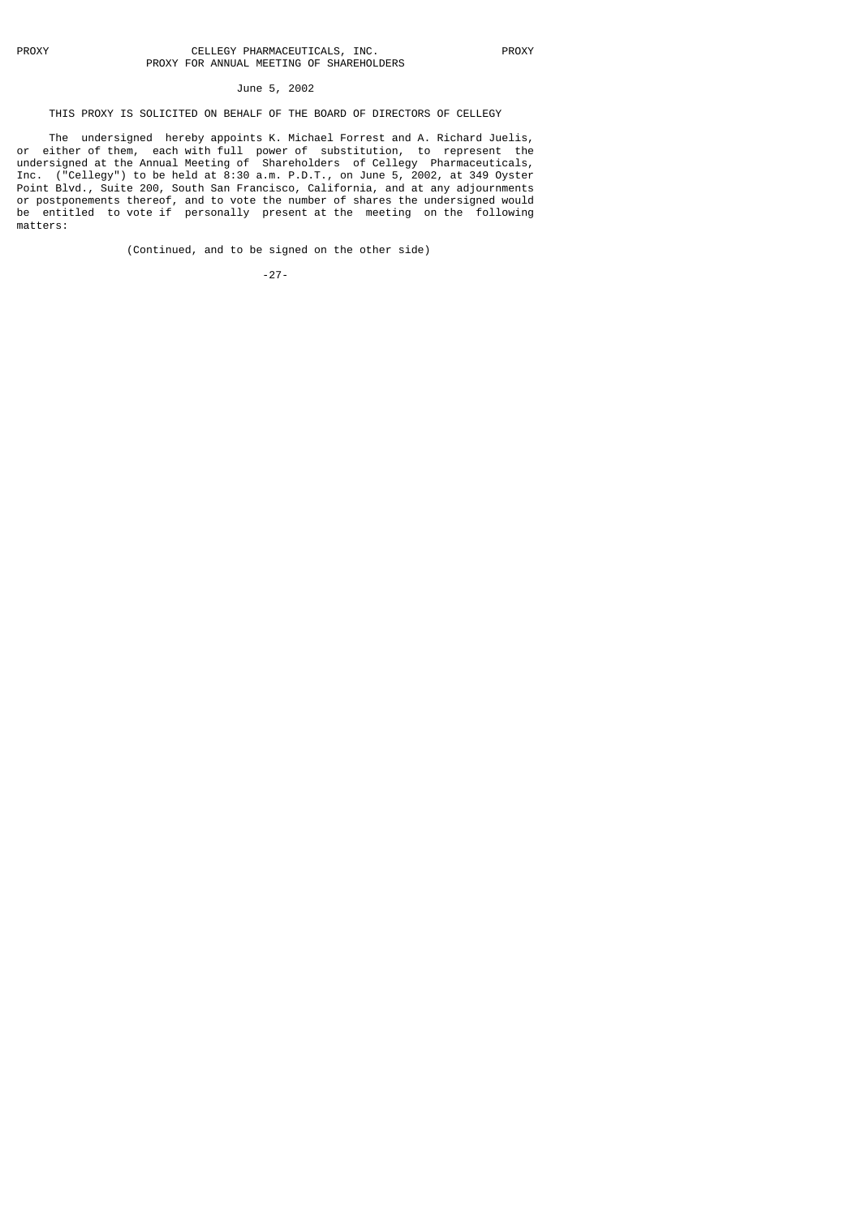PROXY CELLEGY PHARMACEUTICALS, INC. PROXY

PROXY FOR ANNUAL MEETING OF SHAREHOLDERS

June 5, 2002

THIS PROXY IS SOLICITED ON BEHALF OF THE BOARD OF DIRECTORS OF CELLEGY

The undersigned hereby appoints K. Michael Forrest and A. Richard Juelis, or either of them, each with full power of substitution, to represent the undersigned at the Annual Meeting of Shareholders of Cellegy Pharmaceuticals, Inc. ("Cellegy") to be held at 8:30 a.m. P.D.T., on June 5, 2002, at 349 Oyster Point Blvd., Suite 200, South San Francisco, California, and at any adjournments or postponements thereof, and to vote the number of shares the undersigned would be entitled to vote if personally present at the meeting on the following matters:

(Continued, and to be signed on the other side)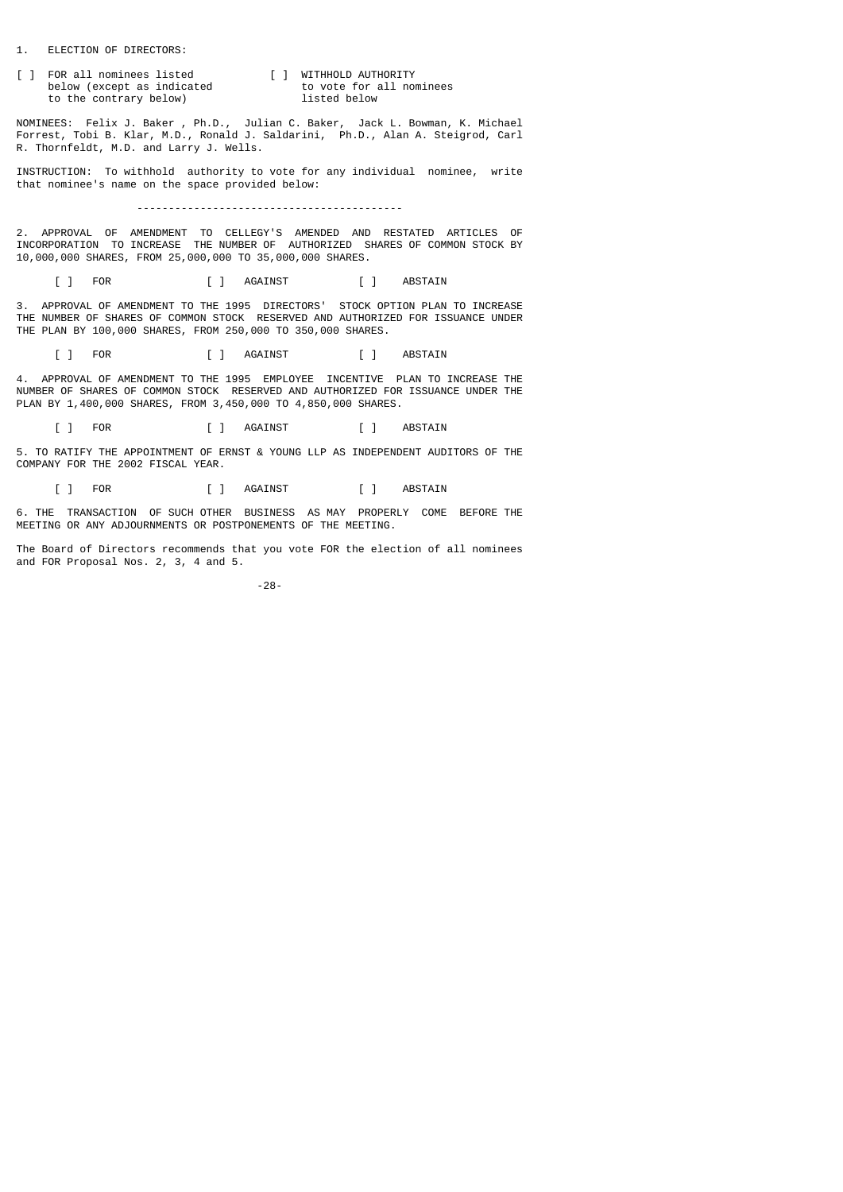1. ELECTION OF DIRECTORS:

| [ ] FOR all nominees listed below (except as indicated to the contrary below) | [ ] WITHHOLD AUTHORITY to vote for all nominees listed below |
|---|---|

NOMINEES: Felix J. Baker , Ph.D., Julian C. Baker, Jack L. Bowman, K. Michael Forrest, Tobi B. Klar, M.D., Ronald J. Saldarini, Ph.D., Alan A. Steigrod, Carl R. Thornfeldt, M.D. and Larry J. Wells.

INSTRUCTION: To withhold authority to vote for any individual nominee, write that nominee's name on the space provided below:

-----------------------------------------

2. APPROVAL OF AMENDMENT TO CELLEGY'S AMENDED AND RESTATED ARTICLES OF INCORPORATION TO INCREASE THE NUMBER OF AUTHORIZED SHARES OF COMMON STOCK BY 10,000,000 SHARES, FROM 25,000,000 TO 35,000,000 SHARES.

[ ] FOR [ ] AGAINST [ ] ABSTAIN

3. APPROVAL OF AMENDMENT TO THE 1995 DIRECTORS' STOCK OPTION PLAN TO INCREASE THE NUMBER OF SHARES OF COMMON STOCK RESERVED AND AUTHORIZED FOR ISSUANCE UNDER THE PLAN BY 100,000 SHARES, FROM 250,000 TO 350,000 SHARES.

[ ] FOR [ ] AGAINST [ ] ABSTAIN

4. APPROVAL OF AMENDMENT TO THE 1995 EMPLOYEE INCENTIVE PLAN TO INCREASE THE NUMBER OF SHARES OF COMMON STOCK RESERVED AND AUTHORIZED FOR ISSUANCE UNDER THE PLAN BY 1,400,000 SHARES, FROM 3,450,000 TO 4,850,000 SHARES.

[ ] FOR [ ] AGAINST [ ] ABSTAIN

5. TO RATIFY THE APPOINTMENT OF ERNST & YOUNG LLP AS INDEPENDENT AUDITORS OF THE COMPANY FOR THE 2002 FISCAL YEAR.

[ ] FOR [ ] AGAINST [ ] ABSTAIN

6. THE TRANSACTION OF SUCH OTHER BUSINESS AS MAY PROPERLY COME BEFORE THE MEETING OR ANY ADJOURNMENTS OR POSTPONEMENTS OF THE MEETING.

The Board of Directors recommends that you vote FOR the election of all nominees and FOR Proposal Nos. 2, 3, 4 and 5.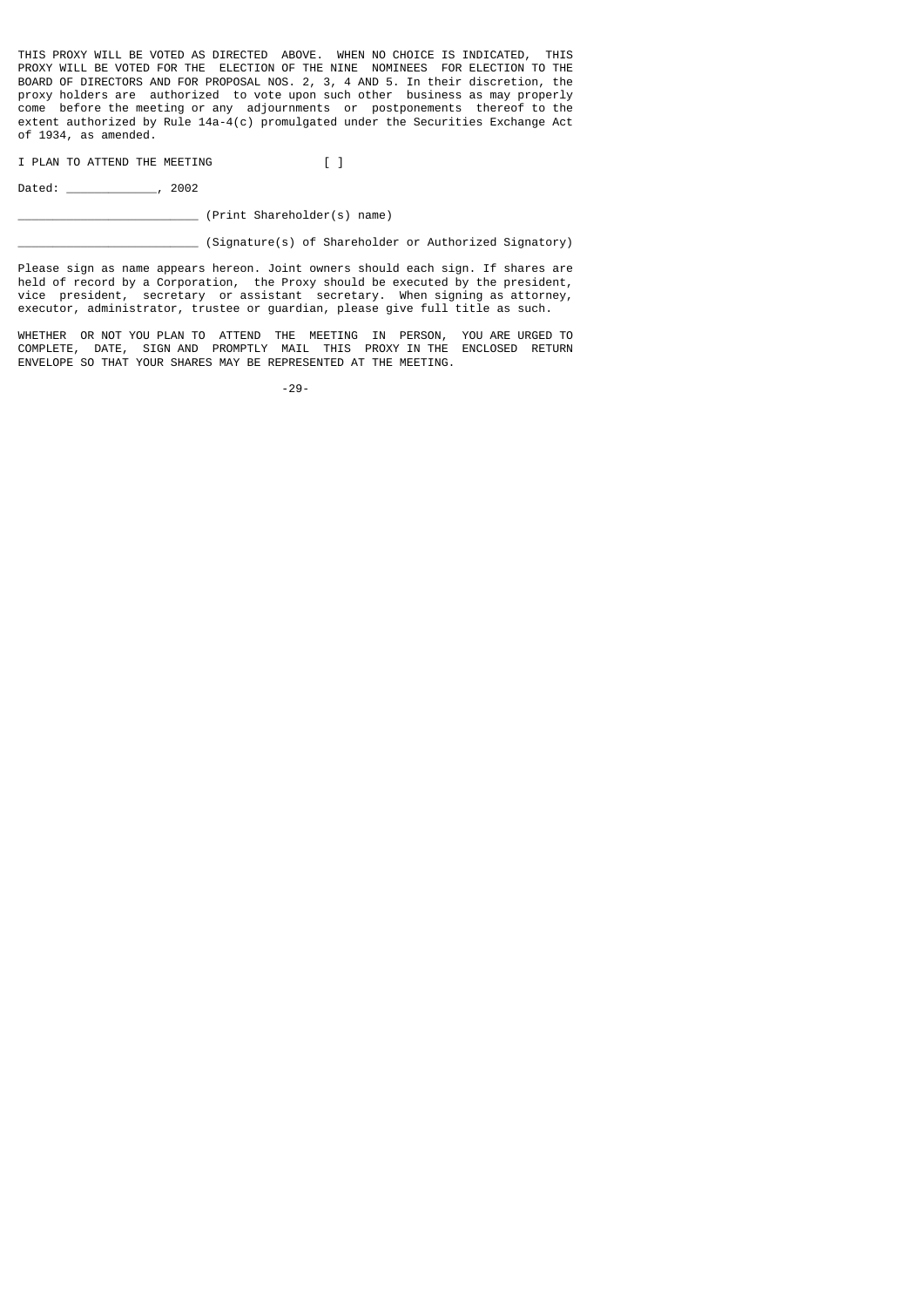THIS PROXY WILL BE VOTED AS DIRECTED ABOVE. WHEN NO CHOICE IS INDICATED, THIS PROXY WILL BE VOTED FOR THE ELECTION OF THE NINE NOMINEES FOR ELECTION TO THE BOARD OF DIRECTORS AND FOR PROPOSAL NOS. 2, 3, 4 AND 5. In their discretion, the proxy holders are authorized to vote upon such other business as may properly come before the meeting or any adjournments or postponements thereof to the extent authorized by Rule 14a-4(c) promulgated under the Securities Exchange Act of 1934, as amended.

I PLAN TO ATTEND THE MEETING [ ]

Dated: _____________, 2002

__________________________ (Print Shareholder(s) name)

__________________________ (Signature(s) of Shareholder or Authorized Signatory)

Please sign as name appears hereon. Joint owners should each sign. If shares are held of record by a Corporation, the Proxy should be executed by the president, vice president, secretary or assistant secretary. When signing as attorney, executor, administrator, trustee or guardian, please give full title as such.

WHETHER OR NOT YOU PLAN TO ATTEND THE MEETING IN PERSON, YOU ARE URGED TO COMPLETE, DATE, SIGN AND PROMPTLY MAIL THIS PROXY IN THE ENCLOSED RETURN ENVELOPE SO THAT YOUR SHARES MAY BE REPRESENTED AT THE MEETING.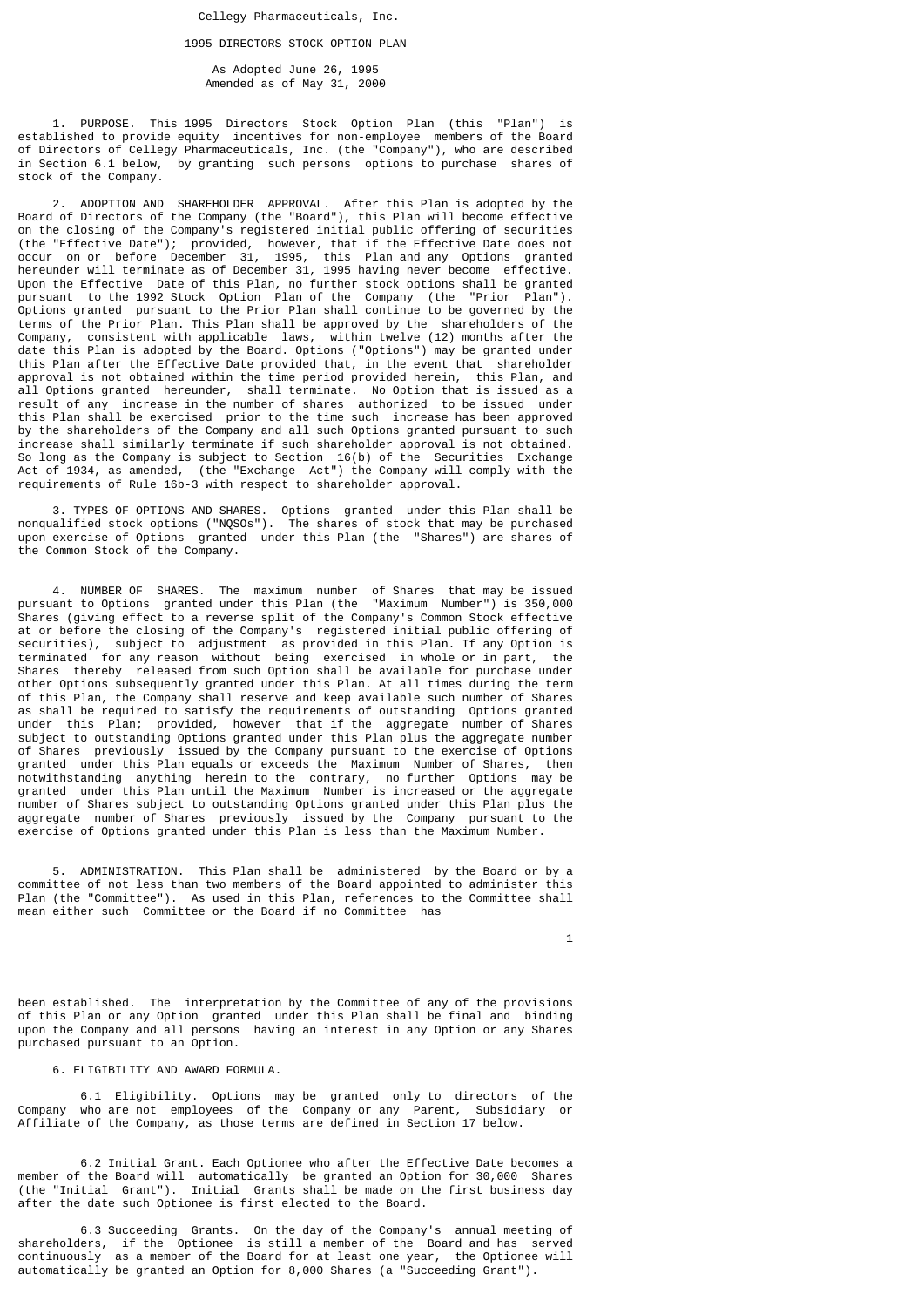Cellegy Pharmaceuticals, Inc.

1995 DIRECTORS STOCK OPTION PLAN

As Adopted June 26, 1995
Amended as of May 31, 2000

1. PURPOSE. This 1995 Directors Stock Option Plan (this "Plan") is established to provide equity incentives for non-employee members of the Board of Directors of Cellegy Pharmaceuticals, Inc. (the "Company"), who are described in Section 6.1 below, by granting such persons options to purchase shares of stock of the Company.

2. ADOPTION AND SHAREHOLDER APPROVAL. After this Plan is adopted by the Board of Directors of the Company (the "Board"), this Plan will become effective on the closing of the Company's registered initial public offering of securities (the "Effective Date"); provided, however, that if the Effective Date does not occur on or before December 31, 1995, this Plan and any Options granted hereunder will terminate as of December 31, 1995 having never become effective. Upon the Effective Date of this Plan, no further stock options shall be granted pursuant to the 1992 Stock Option Plan of the Company (the "Prior Plan"). Options granted pursuant to the Prior Plan shall continue to be governed by the terms of the Prior Plan. This Plan shall be approved by the shareholders of the Company, consistent with applicable laws, within twelve (12) months after the date this Plan is adopted by the Board. Options ("Options") may be granted under this Plan after the Effective Date provided that, in the event that shareholder approval is not obtained within the time period provided herein, this Plan, and all Options granted hereunder, shall terminate. No Option that is issued as a result of any increase in the number of shares authorized to be issued under this Plan shall be exercised prior to the time such increase has been approved by the shareholders of the Company and all such Options granted pursuant to such increase shall similarly terminate if such shareholder approval is not obtained. So long as the Company is subject to Section 16(b) of the Securities Exchange Act of 1934, as amended, (the "Exchange Act") the Company will comply with the requirements of Rule 16b-3 with respect to shareholder approval.

3. TYPES OF OPTIONS AND SHARES. Options granted under this Plan shall be nonqualified stock options ("NQSOs"). The shares of stock that may be purchased upon exercise of Options granted under this Plan (the "Shares") are shares of the Common Stock of the Company.

4. NUMBER OF SHARES. The maximum number of Shares that may be issued pursuant to Options granted under this Plan (the "Maximum Number") is 350,000 Shares (giving effect to a reverse split of the Company's Common Stock effective at or before the closing of the Company's registered initial public offering of securities), subject to adjustment as provided in this Plan. If any Option is terminated for any reason without being exercised in whole or in part, the Shares thereby released from such Option shall be available for purchase under other Options subsequently granted under this Plan. At all times during the term of this Plan, the Company shall reserve and keep available such number of Shares as shall be required to satisfy the requirements of outstanding Options granted under this Plan; provided, however that if the aggregate number of Shares subject to outstanding Options granted under this Plan plus the aggregate number of Shares previously issued by the Company pursuant to the exercise of Options granted under this Plan equals or exceeds the Maximum Number of Shares, then notwithstanding anything herein to the contrary, no further Options may be granted under this Plan until the Maximum Number is increased or the aggregate number of Shares subject to outstanding Options granted under this Plan plus the aggregate number of Shares previously issued by the Company pursuant to the exercise of Options granted under this Plan is less than the Maximum Number.

5. ADMINISTRATION. This Plan shall be administered by the Board or by a committee of not less than two members of the Board appointed to administer this Plan (the "Committee"). As used in this Plan, references to the Committee shall mean either such Committee or the Board if no Committee has been established. The interpretation by the Committee of any of the provisions of this Plan or any Option granted under this Plan shall be final and binding upon the Company and all persons having an interest in any Option or any Shares purchased pursuant to an Option.

6. ELIGIBILITY AND AWARD FORMULA.

6.1 Eligibility. Options may be granted only to directors of the Company who are not employees of the Company or any Parent, Subsidiary or Affiliate of the Company, as those terms are defined in Section 17 below.

6.2 Initial Grant. Each Optionee who after the Effective Date becomes a member of the Board will automatically be granted an Option for 30,000 Shares (the "Initial Grant"). Initial Grants shall be made on the first business day after the date such Optionee is first elected to the Board.

6.3 Succeeding Grants. On the day of the Company's annual meeting of shareholders, if the Optionee is still a member of the Board and has served continuously as a member of the Board for at least one year, the Optionee will automatically be granted an Option for 8,000 Shares (a "Succeeding Grant").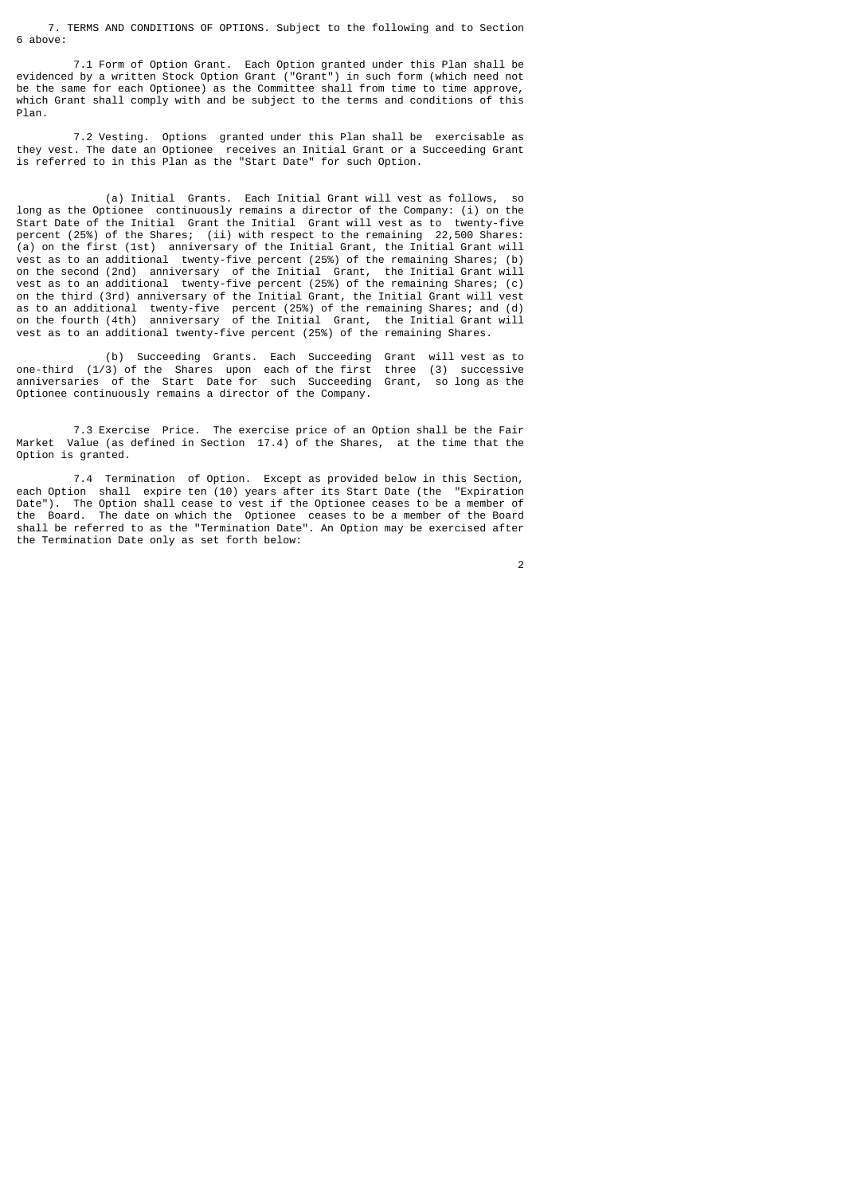7. TERMS AND CONDITIONS OF OPTIONS. Subject to the following and to Section 6 above:

7.1 Form of Option Grant. Each Option granted under this Plan shall be evidenced by a written Stock Option Grant ("Grant") in such form (which need not be the same for each Optionee) as the Committee shall from time to time approve, which Grant shall comply with and be subject to the terms and conditions of this Plan.

7.2 Vesting. Options granted under this Plan shall be exercisable as they vest. The date an Optionee receives an Initial Grant or a Succeeding Grant is referred to in this Plan as the "Start Date" for such Option.

(a) Initial Grants. Each Initial Grant will vest as follows, so long as the Optionee continuously remains a director of the Company: (i) on the Start Date of the Initial Grant the Initial Grant will vest as to twenty-five percent (25%) of the Shares; (ii) with respect to the remaining 22,500 Shares: (a) on the first (1st) anniversary of the Initial Grant, the Initial Grant will vest as to an additional twenty-five percent (25%) of the remaining Shares; (b) on the second (2nd) anniversary of the Initial Grant, the Initial Grant will vest as to an additional twenty-five percent (25%) of the remaining Shares; (c) on the third (3rd) anniversary of the Initial Grant, the Initial Grant will vest as to an additional twenty-five percent (25%) of the remaining Shares; and (d) on the fourth (4th) anniversary of the Initial Grant, the Initial Grant will vest as to an additional twenty-five percent (25%) of the remaining Shares.

(b) Succeeding Grants. Each Succeeding Grant will vest as to one-third (1/3) of the Shares upon each of the first three (3) successive anniversaries of the Start Date for such Succeeding Grant, so long as the Optionee continuously remains a director of the Company.

7.3 Exercise Price. The exercise price of an Option shall be the Fair Market Value (as defined in Section 17.4) of the Shares, at the time that the Option is granted.

7.4 Termination of Option. Except as provided below in this Section, each Option shall expire ten (10) years after its Start Date (the "Expiration Date"). The Option shall cease to vest if the Optionee ceases to be a member of the Board. The date on which the Optionee ceases to be a member of the Board shall be referred to as the "Termination Date". An Option may be exercised after the Termination Date only as set forth below: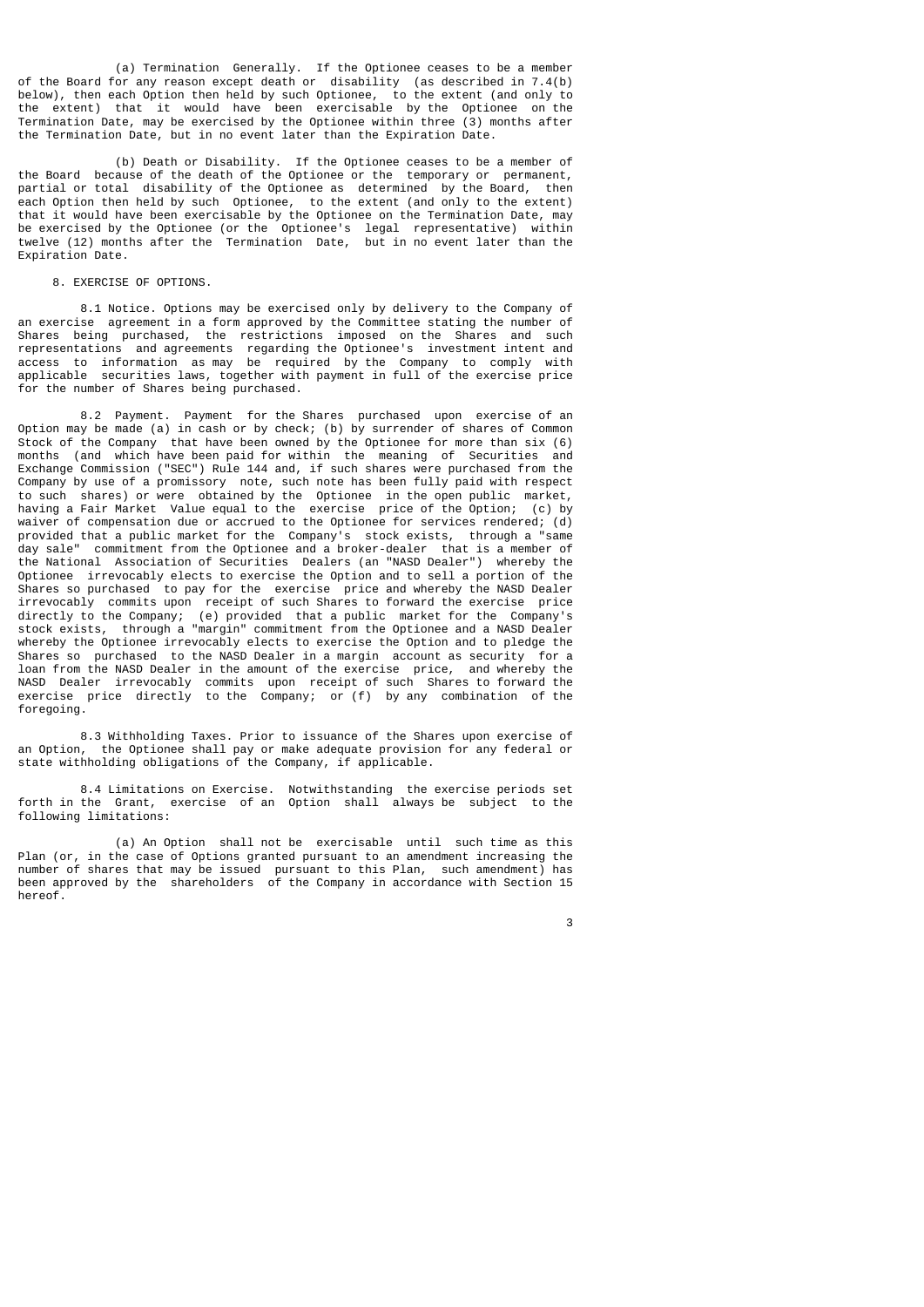(a) Termination Generally. If the Optionee ceases to be a member of the Board for any reason except death or disability (as described in 7.4(b) below), then each Option then held by such Optionee, to the extent (and only to the extent) that it would have been exercisable by the Optionee on the Termination Date, may be exercised by the Optionee within three (3) months after the Termination Date, but in no event later than the Expiration Date.

(b) Death or Disability. If the Optionee ceases to be a member of the Board because of the death of the Optionee or the temporary or permanent, partial or total disability of the Optionee as determined by the Board, then each Option then held by such Optionee, to the extent (and only to the extent) that it would have been exercisable by the Optionee on the Termination Date, may be exercised by the Optionee (or the Optionee's legal representative) within twelve (12) months after the Termination Date, but in no event later than the Expiration Date.

8. EXERCISE OF OPTIONS.

8.1 Notice. Options may be exercised only by delivery to the Company of an exercise agreement in a form approved by the Committee stating the number of Shares being purchased, the restrictions imposed on the Shares and such representations and agreements regarding the Optionee's investment intent and access to information as may be required by the Company to comply with applicable securities laws, together with payment in full of the exercise price for the number of Shares being purchased.

8.2 Payment. Payment for the Shares purchased upon exercise of an Option may be made (a) in cash or by check; (b) by surrender of shares of Common Stock of the Company that have been owned by the Optionee for more than six (6) months (and which have been paid for within the meaning of Securities and Exchange Commission ("SEC") Rule 144 and, if such shares were purchased from the Company by use of a promissory note, such note has been fully paid with respect to such shares) or were obtained by the Optionee in the open public market, having a Fair Market Value equal to the exercise price of the Option; (c) by waiver of compensation due or accrued to the Optionee for services rendered; (d) provided that a public market for the Company's stock exists, through a "same day sale" commitment from the Optionee and a broker-dealer that is a member of the National Association of Securities Dealers (an "NASD Dealer") whereby the Optionee irrevocably elects to exercise the Option and to sell a portion of the Shares so purchased to pay for the exercise price and whereby the NASD Dealer irrevocably commits upon receipt of such Shares to forward the exercise price directly to the Company; (e) provided that a public market for the Company's stock exists, through a "margin" commitment from the Optionee and a NASD Dealer whereby the Optionee irrevocably elects to exercise the Option and to pledge the Shares so purchased to the NASD Dealer in a margin account as security for a loan from the NASD Dealer in the amount of the exercise price, and whereby the NASD Dealer irrevocably commits upon receipt of such Shares to forward the exercise price directly to the Company; or (f) by any combination of the foregoing.

8.3 Withholding Taxes. Prior to issuance of the Shares upon exercise of an Option, the Optionee shall pay or make adequate provision for any federal or state withholding obligations of the Company, if applicable.

8.4 Limitations on Exercise. Notwithstanding the exercise periods set forth in the Grant, exercise of an Option shall always be subject to the following limitations:

(a) An Option shall not be exercisable until such time as this Plan (or, in the case of Options granted pursuant to an amendment increasing the number of shares that may be issued pursuant to this Plan, such amendment) has been approved by the shareholders of the Company in accordance with Section 15 hereof.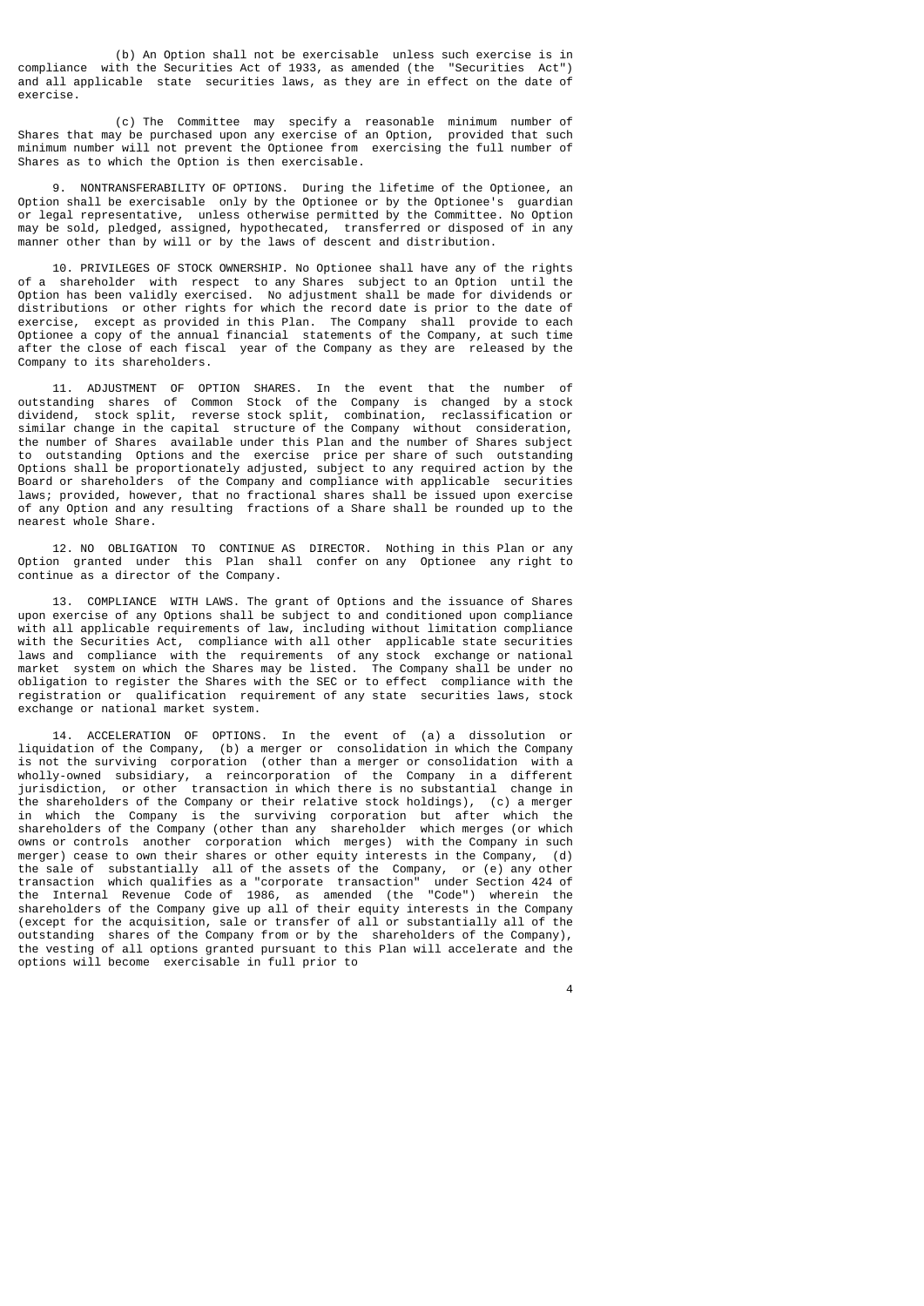(b) An Option shall not be exercisable unless such exercise is in compliance with the Securities Act of 1933, as amended (the "Securities Act") and all applicable state securities laws, as they are in effect on the date of exercise.

(c) The Committee may specify a reasonable minimum number of Shares that may be purchased upon any exercise of an Option, provided that such minimum number will not prevent the Optionee from exercising the full number of Shares as to which the Option is then exercisable.

9. NONTRANSFERABILITY OF OPTIONS. During the lifetime of the Optionee, an Option shall be exercisable only by the Optionee or by the Optionee's guardian or legal representative, unless otherwise permitted by the Committee. No Option may be sold, pledged, assigned, hypothecated, transferred or disposed of in any manner other than by will or by the laws of descent and distribution.

10. PRIVILEGES OF STOCK OWNERSHIP. No Optionee shall have any of the rights of a shareholder with respect to any Shares subject to an Option until the Option has been validly exercised. No adjustment shall be made for dividends or distributions or other rights for which the record date is prior to the date of exercise, except as provided in this Plan. The Company shall provide to each Optionee a copy of the annual financial statements of the Company, at such time after the close of each fiscal year of the Company as they are released by the Company to its shareholders.

11. ADJUSTMENT OF OPTION SHARES. In the event that the number of outstanding shares of Common Stock of the Company is changed by a stock dividend, stock split, reverse stock split, combination, reclassification or similar change in the capital structure of the Company without consideration, the number of Shares available under this Plan and the number of Shares subject to outstanding Options and the exercise price per share of such outstanding Options shall be proportionately adjusted, subject to any required action by the Board or shareholders of the Company and compliance with applicable securities laws; provided, however, that no fractional shares shall be issued upon exercise of any Option and any resulting fractions of a Share shall be rounded up to the nearest whole Share.

12. NO OBLIGATION TO CONTINUE AS DIRECTOR. Nothing in this Plan or any Option granted under this Plan shall confer on any Optionee any right to continue as a director of the Company.

13. COMPLIANCE WITH LAWS. The grant of Options and the issuance of Shares upon exercise of any Options shall be subject to and conditioned upon compliance with all applicable requirements of law, including without limitation compliance with the Securities Act, compliance with all other applicable state securities laws and compliance with the requirements of any stock exchange or national market system on which the Shares may be listed. The Company shall be under no obligation to register the Shares with the SEC or to effect compliance with the registration or qualification requirement of any state securities laws, stock exchange or national market system.

14. ACCELERATION OF OPTIONS. In the event of (a) a dissolution or liquidation of the Company, (b) a merger or consolidation in which the Company is not the surviving corporation (other than a merger or consolidation with a wholly-owned subsidiary, a reincorporation of the Company in a different jurisdiction, or other transaction in which there is no substantial change in the shareholders of the Company or their relative stock holdings), (c) a merger in which the Company is the surviving corporation but after which the shareholders of the Company (other than any shareholder which merges (or which owns or controls another corporation which merges) with the Company in such merger) cease to own their shares or other equity interests in the Company, (d) the sale of substantially all of the assets of the Company, or (e) any other transaction which qualifies as a "corporate transaction" under Section 424 of the Internal Revenue Code of 1986, as amended (the "Code") wherein the shareholders of the Company give up all of their equity interests in the Company (except for the acquisition, sale or transfer of all or substantially all of the outstanding shares of the Company from or by the shareholders of the Company), the vesting of all options granted pursuant to this Plan will accelerate and the options will become exercisable in full prior to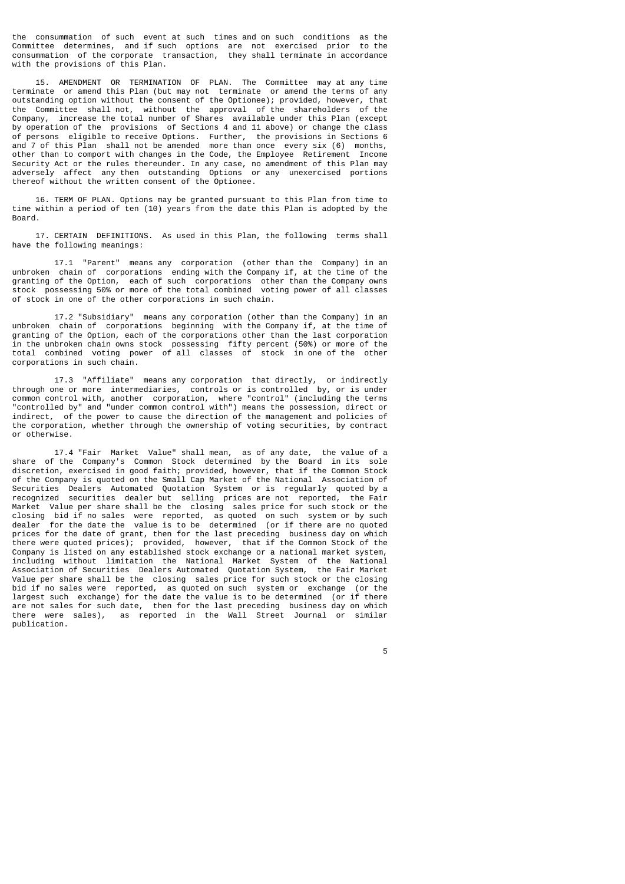the consummation of such event at such times and on such conditions as the Committee determines, and if such options are not exercised prior to the consummation of the corporate transaction, they shall terminate in accordance with the provisions of this Plan.

15. AMENDMENT OR TERMINATION OF PLAN. The Committee may at any time terminate or amend this Plan (but may not terminate or amend the terms of any outstanding option without the consent of the Optionee); provided, however, that the Committee shall not, without the approval of the shareholders of the Company, increase the total number of Shares available under this Plan (except by operation of the provisions of Sections 4 and 11 above) or change the class of persons eligible to receive Options. Further, the provisions in Sections 6 and 7 of this Plan shall not be amended more than once every six (6) months, other than to comport with changes in the Code, the Employee Retirement Income Security Act or the rules thereunder. In any case, no amendment of this Plan may adversely affect any then outstanding Options or any unexercised portions thereof without the written consent of the Optionee.

16. TERM OF PLAN. Options may be granted pursuant to this Plan from time to time within a period of ten (10) years from the date this Plan is adopted by the Board.

17. CERTAIN DEFINITIONS. As used in this Plan, the following terms shall have the following meanings:

17.1 "Parent" means any corporation (other than the Company) in an unbroken chain of corporations ending with the Company if, at the time of the granting of the Option, each of such corporations other than the Company owns stock possessing 50% or more of the total combined voting power of all classes of stock in one of the other corporations in such chain.

17.2 "Subsidiary" means any corporation (other than the Company) in an unbroken chain of corporations beginning with the Company if, at the time of granting of the Option, each of the corporations other than the last corporation in the unbroken chain owns stock possessing fifty percent (50%) or more of the total combined voting power of all classes of stock in one of the other corporations in such chain.

17.3 "Affiliate" means any corporation that directly, or indirectly through one or more intermediaries, controls or is controlled by, or is under common control with, another corporation, where "control" (including the terms "controlled by" and "under common control with") means the possession, direct or indirect, of the power to cause the direction of the management and policies of the corporation, whether through the ownership of voting securities, by contract or otherwise.

17.4 "Fair Market Value" shall mean, as of any date, the value of a share of the Company's Common Stock determined by the Board in its sole discretion, exercised in good faith; provided, however, that if the Common Stock of the Company is quoted on the Small Cap Market of the National Association of Securities Dealers Automated Quotation System or is regularly quoted by a recognized securities dealer but selling prices are not reported, the Fair Market Value per share shall be the closing sales price for such stock or the closing bid if no sales were reported, as quoted on such system or by such dealer for the date the value is to be determined (or if there are no quoted prices for the date of grant, then for the last preceding business day on which there were quoted prices); provided, however, that if the Common Stock of the Company is listed on any established stock exchange or a national market system, including without limitation the National Market System of the National Association of Securities Dealers Automated Quotation System, the Fair Market Value per share shall be the closing sales price for such stock or the closing bid if no sales were reported, as quoted on such system or exchange (or the largest such exchange) for the date the value is to be determined (or if there are not sales for such date, then for the last preceding business day on which there were sales), as reported in the Wall Street Journal or similar publication.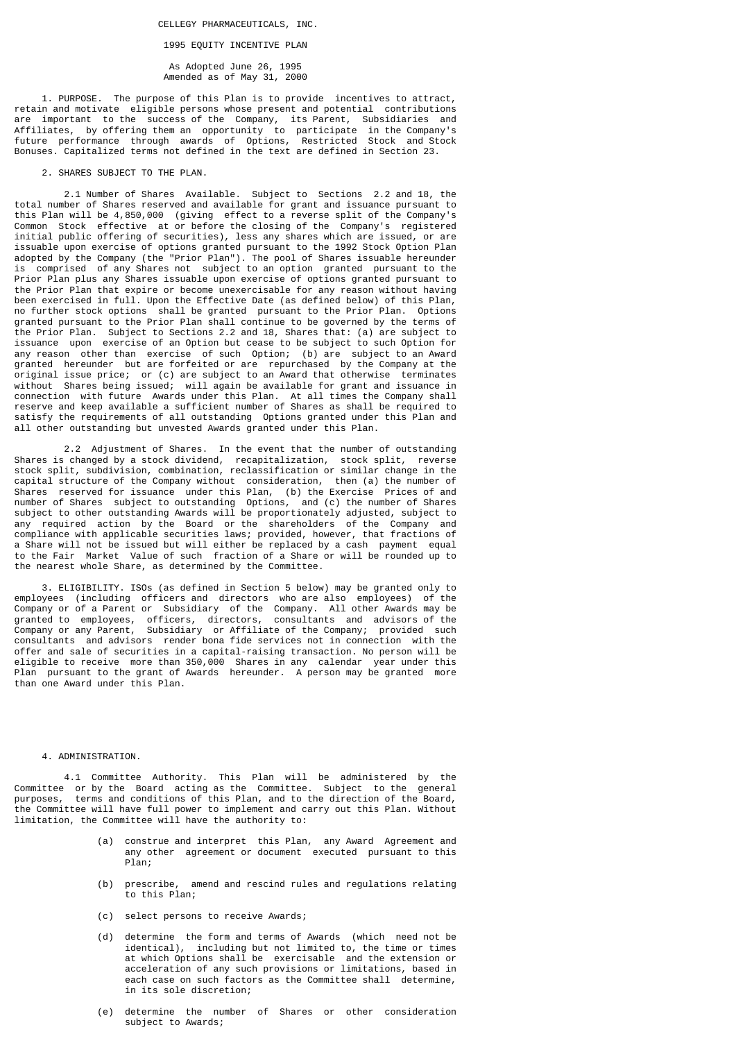CELLEGY PHARMACEUTICALS, INC.

1995 EQUITY INCENTIVE PLAN

As Adopted June 26, 1995
Amended as of May 31, 2000

1. PURPOSE. The purpose of this Plan is to provide incentives to attract, retain and motivate eligible persons whose present and potential contributions are important to the success of the Company, its Parent, Subsidiaries and Affiliates, by offering them an opportunity to participate in the Company's future performance through awards of Options, Restricted Stock and Stock Bonuses. Capitalized terms not defined in the text are defined in Section 23.

2. SHARES SUBJECT TO THE PLAN.

2.1 Number of Shares Available. Subject to Sections 2.2 and 18, the total number of Shares reserved and available for grant and issuance pursuant to this Plan will be 4,850,000 (giving effect to a reverse split of the Company's Common Stock effective at or before the closing of the Company's registered initial public offering of securities), less any shares which are issued, or are issuable upon exercise of options granted pursuant to the 1992 Stock Option Plan adopted by the Company (the "Prior Plan"). The pool of Shares issuable hereunder is comprised of any Shares not subject to an option granted pursuant to the Prior Plan plus any Shares issuable upon exercise of options granted pursuant to the Prior Plan that expire or become unexercisable for any reason without having been exercised in full. Upon the Effective Date (as defined below) of this Plan, no further stock options shall be granted pursuant to the Prior Plan. Options granted pursuant to the Prior Plan shall continue to be governed by the terms of the Prior Plan. Subject to Sections 2.2 and 18, Shares that: (a) are subject to issuance upon exercise of an Option but cease to be subject to such Option for any reason other than exercise of such Option; (b) are subject to an Award granted hereunder but are forfeited or are repurchased by the Company at the original issue price; or (c) are subject to an Award that otherwise terminates without Shares being issued; will again be available for grant and issuance in connection with future Awards under this Plan. At all times the Company shall reserve and keep available a sufficient number of Shares as shall be required to satisfy the requirements of all outstanding Options granted under this Plan and all other outstanding but unvested Awards granted under this Plan.

2.2 Adjustment of Shares. In the event that the number of outstanding Shares is changed by a stock dividend, recapitalization, stock split, reverse stock split, subdivision, combination, reclassification or similar change in the capital structure of the Company without consideration, then (a) the number of Shares reserved for issuance under this Plan, (b) the Exercise Prices of and number of Shares subject to outstanding Options, and (c) the number of Shares subject to other outstanding Awards will be proportionately adjusted, subject to any required action by the Board or the shareholders of the Company and compliance with applicable securities laws; provided, however, that fractions of a Share will not be issued but will either be replaced by a cash payment equal to the Fair Market Value of such fraction of a Share or will be rounded up to the nearest whole Share, as determined by the Committee.

3. ELIGIBILITY. ISOs (as defined in Section 5 below) may be granted only to employees (including officers and directors who are also employees) of the Company or of a Parent or Subsidiary of the Company. All other Awards may be granted to employees, officers, directors, consultants and advisors of the Company or any Parent, Subsidiary or Affiliate of the Company; provided such consultants and advisors render bona fide services not in connection with the offer and sale of securities in a capital-raising transaction. No person will be eligible to receive more than 350,000 Shares in any calendar year under this Plan pursuant to the grant of Awards hereunder. A person may be granted more than one Award under this Plan.

4. ADMINISTRATION.

4.1 Committee Authority. This Plan will be administered by the Committee or by the Board acting as the Committee. Subject to the general purposes, terms and conditions of this Plan, and to the direction of the Board, the Committee will have full power to implement and carry out this Plan. Without limitation, the Committee will have the authority to:

(a) construe and interpret this Plan, any Award Agreement and any other agreement or document executed pursuant to this Plan;

(b) prescribe, amend and rescind rules and regulations relating to this Plan;

(c) select persons to receive Awards;

(d) determine the form and terms of Awards (which need not be identical), including but not limited to, the time or times at which Options shall be exercisable and the extension or acceleration of any such provisions or limitations, based in each case on such factors as the Committee shall determine, in its sole discretion;

(e) determine the number of Shares or other consideration subject to Awards;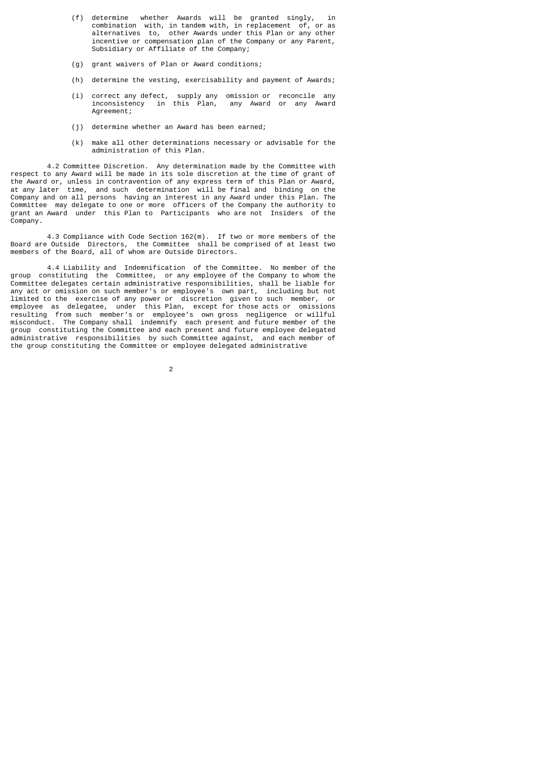(f) determine whether Awards will be granted singly, in combination with, in tandem with, in replacement of, or as alternatives to, other Awards under this Plan or any other incentive or compensation plan of the Company or any Parent, Subsidiary or Affiliate of the Company;

(g) grant waivers of Plan or Award conditions;

(h) determine the vesting, exercisability and payment of Awards;

(i) correct any defect, supply any omission or reconcile any inconsistency in this Plan, any Award or any Award Agreement;

(j) determine whether an Award has been earned;

(k) make all other determinations necessary or advisable for the administration of this Plan.

4.2 Committee Discretion. Any determination made by the Committee with respect to any Award will be made in its sole discretion at the time of grant of the Award or, unless in contravention of any express term of this Plan or Award, at any later time, and such determination will be final and binding on the Company and on all persons having an interest in any Award under this Plan. The Committee may delegate to one or more officers of the Company the authority to grant an Award under this Plan to Participants who are not Insiders of the Company.

4.3 Compliance with Code Section 162(m). If two or more members of the Board are Outside Directors, the Committee shall be comprised of at least two members of the Board, all of whom are Outside Directors.

4.4 Liability and Indemnification of the Committee. No member of the group constituting the Committee, or any employee of the Company to whom the Committee delegates certain administrative responsibilities, shall be liable for any act or omission on such member's or employee's own part, including but not limited to the exercise of any power or discretion given to such member, or employee as delegatee, under this Plan, except for those acts or omissions resulting from such member's or employee's own gross negligence or willful misconduct. The Company shall indemnify each present and future member of the group constituting the Committee and each present and future employee delegated administrative responsibilities by such Committee against, and each member of the group constituting the Committee or employee delegated administrative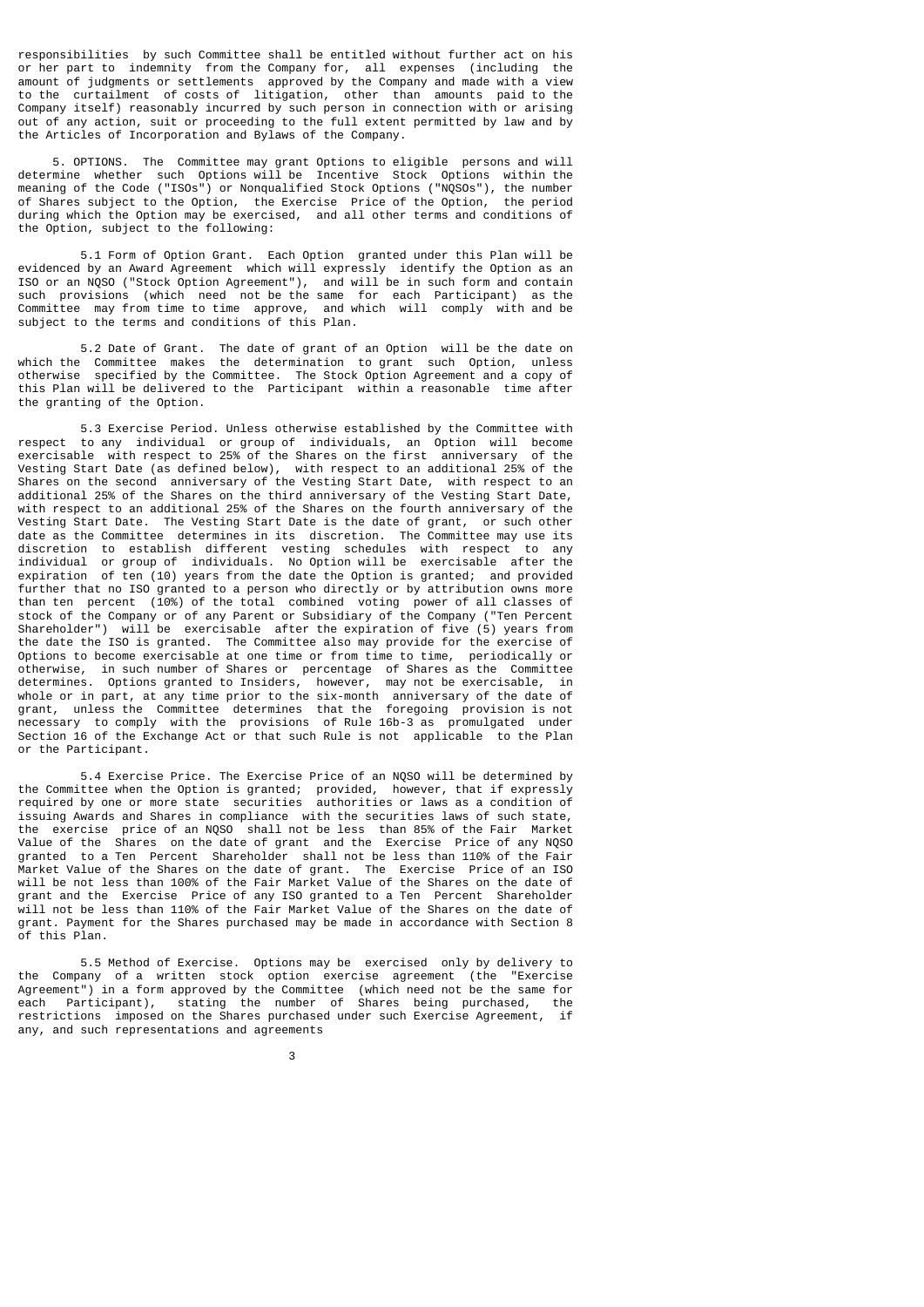responsibilities by such Committee shall be entitled without further act on his or her part to indemnity from the Company for, all expenses (including the amount of judgments or settlements approved by the Company and made with a view to the curtailment of costs of litigation, other than amounts paid to the Company itself) reasonably incurred by such person in connection with or arising out of any action, suit or proceeding to the full extent permitted by law and by the Articles of Incorporation and Bylaws of the Company.

5. OPTIONS. The Committee may grant Options to eligible persons and will determine whether such Options will be Incentive Stock Options within the meaning of the Code ("ISOs") or Nonqualified Stock Options ("NQSOs"), the number of Shares subject to the Option, the Exercise Price of the Option, the period during which the Option may be exercised, and all other terms and conditions of the Option, subject to the following:

5.1 Form of Option Grant. Each Option granted under this Plan will be evidenced by an Award Agreement which will expressly identify the Option as an ISO or an NQSO ("Stock Option Agreement"), and will be in such form and contain such provisions (which need not be the same for each Participant) as the Committee may from time to time approve, and which will comply with and be subject to the terms and conditions of this Plan.

5.2 Date of Grant. The date of grant of an Option will be the date on which the Committee makes the determination to grant such Option, unless otherwise specified by the Committee. The Stock Option Agreement and a copy of this Plan will be delivered to the Participant within a reasonable time after the granting of the Option.

5.3 Exercise Period. Unless otherwise established by the Committee with respect to any individual or group of individuals, an Option will become exercisable with respect to 25% of the Shares on the first anniversary of the Vesting Start Date (as defined below), with respect to an additional 25% of the Shares on the second anniversary of the Vesting Start Date, with respect to an additional 25% of the Shares on the third anniversary of the Vesting Start Date, with respect to an additional 25% of the Shares on the fourth anniversary of the Vesting Start Date. The Vesting Start Date is the date of grant, or such other date as the Committee determines in its discretion. The Committee may use its discretion to establish different vesting schedules with respect to any individual or group of individuals. No Option will be exercisable after the expiration of ten (10) years from the date the Option is granted; and provided further that no ISO granted to a person who directly or by attribution owns more than ten percent (10%) of the total combined voting power of all classes of stock of the Company or of any Parent or Subsidiary of the Company ("Ten Percent Shareholder") will be exercisable after the expiration of five (5) years from the date the ISO is granted. The Committee also may provide for the exercise of Options to become exercisable at one time or from time to time, periodically or otherwise, in such number of Shares or percentage of Shares as the Committee determines. Options granted to Insiders, however, may not be exercisable, in whole or in part, at any time prior to the six-month anniversary of the date of grant, unless the Committee determines that the foregoing provision is not necessary to comply with the provisions of Rule 16b-3 as promulgated under Section 16 of the Exchange Act or that such Rule is not applicable to the Plan or the Participant.

5.4 Exercise Price. The Exercise Price of an NQSO will be determined by the Committee when the Option is granted; provided, however, that if expressly required by one or more state securities authorities or laws as a condition of issuing Awards and Shares in compliance with the securities laws of such state, the exercise price of an NQSO shall not be less than 85% of the Fair Market Value of the Shares on the date of grant and the Exercise Price of any NQSO granted to a Ten Percent Shareholder shall not be less than 110% of the Fair Market Value of the Shares on the date of grant. The Exercise Price of an ISO will be not less than 100% of the Fair Market Value of the Shares on the date of grant and the Exercise Price of any ISO granted to a Ten Percent Shareholder will not be less than 110% of the Fair Market Value of the Shares on the date of grant. Payment for the Shares purchased may be made in accordance with Section 8 of this Plan.

5.5 Method of Exercise. Options may be exercised only by delivery to the Company of a written stock option exercise agreement (the "Exercise Agreement") in a form approved by the Committee (which need not be the same for each Participant), stating the number of Shares being purchased, the restrictions imposed on the Shares purchased under such Exercise Agreement, if any, and such representations and agreements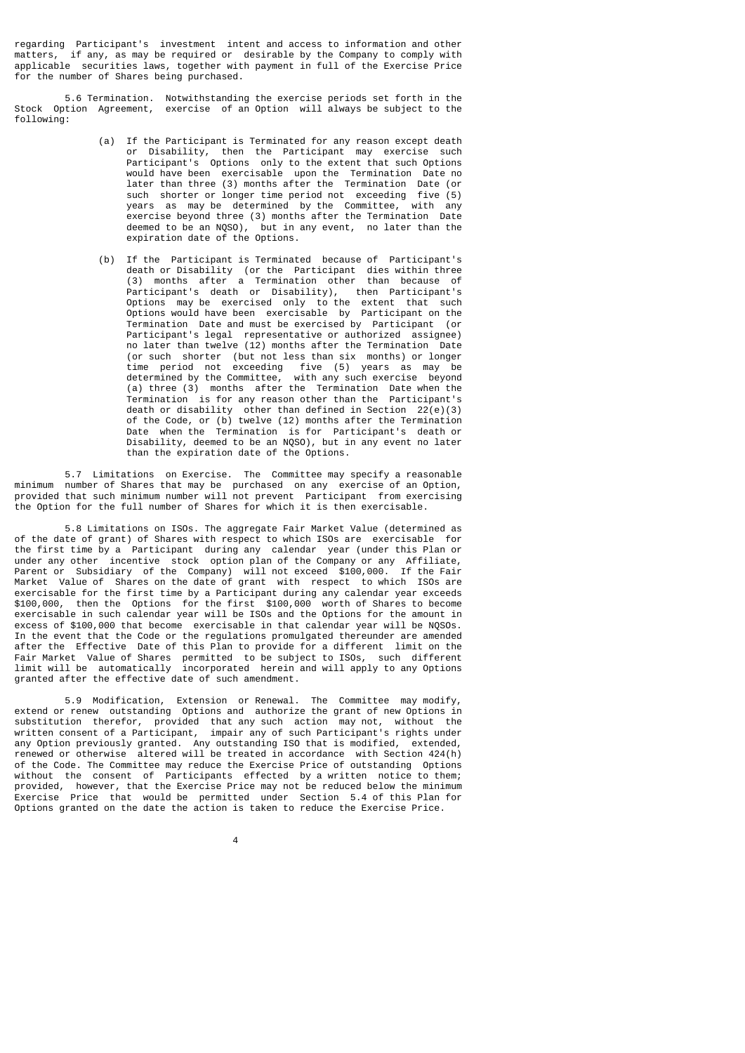regarding Participant's investment intent and access to information and other matters, if any, as may be required or desirable by the Company to comply with applicable securities laws, together with payment in full of the Exercise Price for the number of Shares being purchased.

5.6 Termination. Notwithstanding the exercise periods set forth in the Stock Option Agreement, exercise of an Option will always be subject to the following:

(a) If the Participant is Terminated for any reason except death or Disability, then the Participant may exercise such Participant's Options only to the extent that such Options would have been exercisable upon the Termination Date no later than three (3) months after the Termination Date (or such shorter or longer time period not exceeding five (5) years as may be determined by the Committee, with any exercise beyond three (3) months after the Termination Date deemed to be an NQSO), but in any event, no later than the expiration date of the Options.

(b) If the Participant is Terminated because of Participant's death or Disability (or the Participant dies within three (3) months after a Termination other than because of Participant's death or Disability), then Participant's Options may be exercised only to the extent that such Options would have been exercisable by Participant on the Termination Date and must be exercised by Participant (or Participant's legal representative or authorized assignee) no later than twelve (12) months after the Termination Date (or such shorter (but not less than six months) or longer time period not exceeding five (5) years as may be determined by the Committee, with any such exercise beyond (a) three (3) months after the Termination Date when the Termination is for any reason other than the Participant's death or disability other than defined in Section 22(e)(3) of the Code, or (b) twelve (12) months after the Termination Date when the Termination is for Participant's death or Disability, deemed to be an NQSO), but in any event no later than the expiration date of the Options.

5.7 Limitations on Exercise. The Committee may specify a reasonable minimum number of Shares that may be purchased on any exercise of an Option, provided that such minimum number will not prevent Participant from exercising the Option for the full number of Shares for which it is then exercisable.

5.8 Limitations on ISOs. The aggregate Fair Market Value (determined as of the date of grant) of Shares with respect to which ISOs are exercisable for the first time by a Participant during any calendar year (under this Plan or under any other incentive stock option plan of the Company or any Affiliate, Parent or Subsidiary of the Company) will not exceed $100,000. If the Fair Market Value of Shares on the date of grant with respect to which ISOs are exercisable for the first time by a Participant during any calendar year exceeds $100,000, then the Options for the first $100,000 worth of Shares to become exercisable in such calendar year will be ISOs and the Options for the amount in excess of $100,000 that become exercisable in that calendar year will be NQSOs. In the event that the Code or the regulations promulgated thereunder are amended after the Effective Date of this Plan to provide for a different limit on the Fair Market Value of Shares permitted to be subject to ISOs, such different limit will be automatically incorporated herein and will apply to any Options granted after the effective date of such amendment.

5.9 Modification, Extension or Renewal. The Committee may modify, extend or renew outstanding Options and authorize the grant of new Options in substitution therefor, provided that any such action may not, without the written consent of a Participant, impair any of such Participant's rights under any Option previously granted. Any outstanding ISO that is modified, extended, renewed or otherwise altered will be treated in accordance with Section 424(h) of the Code. The Committee may reduce the Exercise Price of outstanding Options without the consent of Participants effected by a written notice to them; provided, however, that the Exercise Price may not be reduced below the minimum Exercise Price that would be permitted under Section 5.4 of this Plan for Options granted on the date the action is taken to reduce the Exercise Price.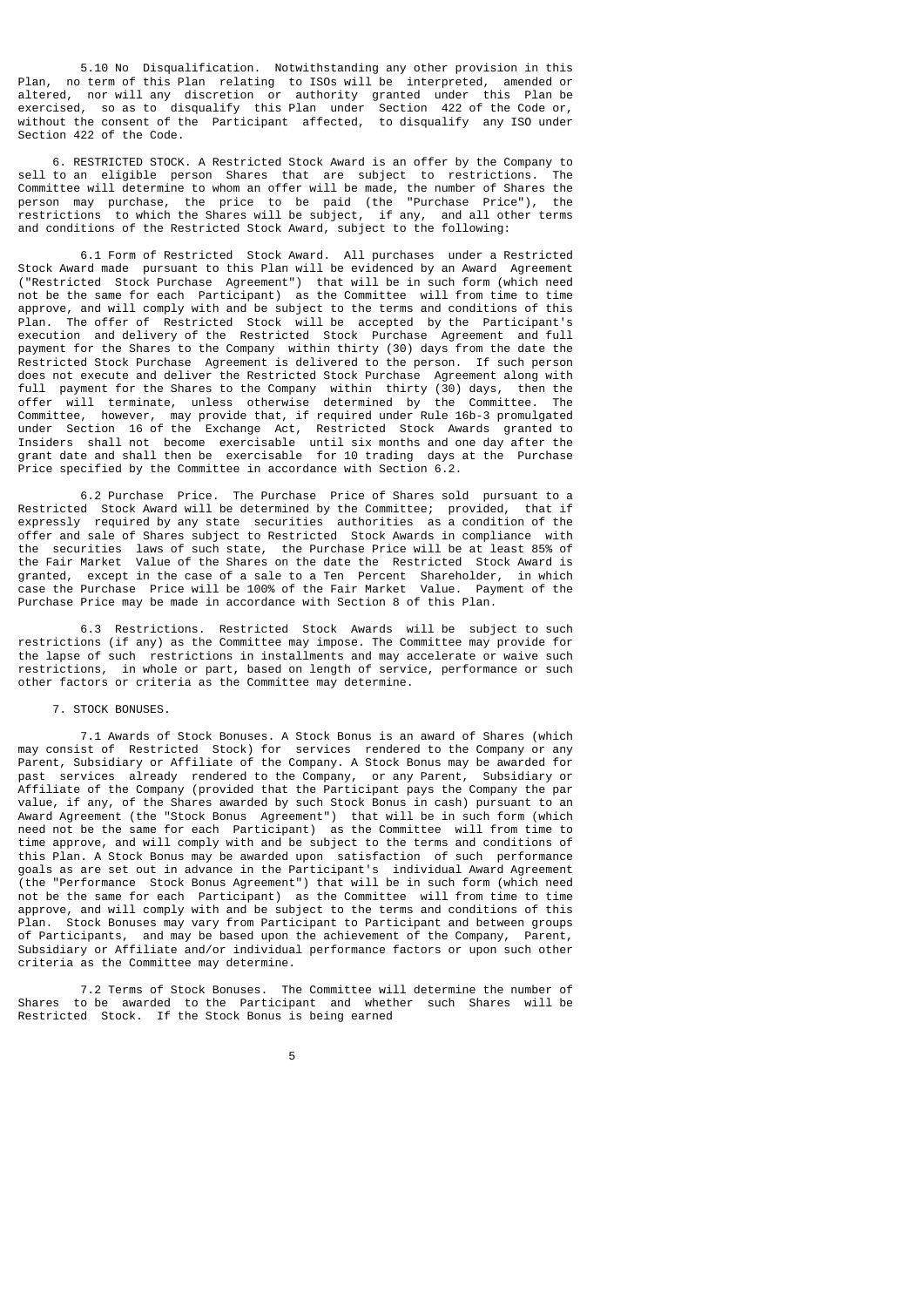5.10 No Disqualification. Notwithstanding any other provision in this Plan, no term of this Plan relating to ISOs will be interpreted, amended or altered, nor will any discretion or authority granted under this Plan be exercised, so as to disqualify this Plan under Section 422 of the Code or, without the consent of the Participant affected, to disqualify any ISO under Section 422 of the Code.

6. RESTRICTED STOCK. A Restricted Stock Award is an offer by the Company to sell to an eligible person Shares that are subject to restrictions. The Committee will determine to whom an offer will be made, the number of Shares the person may purchase, the price to be paid (the "Purchase Price"), the restrictions to which the Shares will be subject, if any, and all other terms and conditions of the Restricted Stock Award, subject to the following:

6.1 Form of Restricted Stock Award. All purchases under a Restricted Stock Award made pursuant to this Plan will be evidenced by an Award Agreement ("Restricted Stock Purchase Agreement") that will be in such form (which need not be the same for each Participant) as the Committee will from time to time approve, and will comply with and be subject to the terms and conditions of this Plan. The offer of Restricted Stock will be accepted by the Participant's execution and delivery of the Restricted Stock Purchase Agreement and full payment for the Shares to the Company within thirty (30) days from the date the Restricted Stock Purchase Agreement is delivered to the person. If such person does not execute and deliver the Restricted Stock Purchase Agreement along with full payment for the Shares to the Company within thirty (30) days, then the offer will terminate, unless otherwise determined by the Committee. The Committee, however, may provide that, if required under Rule 16b-3 promulgated under Section 16 of the Exchange Act, Restricted Stock Awards granted to Insiders shall not become exercisable until six months and one day after the grant date and shall then be exercisable for 10 trading days at the Purchase Price specified by the Committee in accordance with Section 6.2.

6.2 Purchase Price. The Purchase Price of Shares sold pursuant to a Restricted Stock Award will be determined by the Committee; provided, that if expressly required by any state securities authorities as a condition of the offer and sale of Shares subject to Restricted Stock Awards in compliance with the securities laws of such state, the Purchase Price will be at least 85% of the Fair Market Value of the Shares on the date the Restricted Stock Award is granted, except in the case of a sale to a Ten Percent Shareholder, in which case the Purchase Price will be 100% of the Fair Market Value. Payment of the Purchase Price may be made in accordance with Section 8 of this Plan.

6.3 Restrictions. Restricted Stock Awards will be subject to such restrictions (if any) as the Committee may impose. The Committee may provide for the lapse of such restrictions in installments and may accelerate or waive such restrictions, in whole or part, based on length of service, performance or such other factors or criteria as the Committee may determine.

7. STOCK BONUSES.

7.1 Awards of Stock Bonuses. A Stock Bonus is an award of Shares (which may consist of Restricted Stock) for services rendered to the Company or any Parent, Subsidiary or Affiliate of the Company. A Stock Bonus may be awarded for past services already rendered to the Company, or any Parent, Subsidiary or Affiliate of the Company (provided that the Participant pays the Company the par value, if any, of the Shares awarded by such Stock Bonus in cash) pursuant to an Award Agreement (the "Stock Bonus Agreement") that will be in such form (which need not be the same for each Participant) as the Committee will from time to time approve, and will comply with and be subject to the terms and conditions of this Plan. A Stock Bonus may be awarded upon satisfaction of such performance goals as are set out in advance in the Participant's individual Award Agreement (the "Performance Stock Bonus Agreement") that will be in such form (which need not be the same for each Participant) as the Committee will from time to time approve, and will comply with and be subject to the terms and conditions of this Plan. Stock Bonuses may vary from Participant to Participant and between groups of Participants, and may be based upon the achievement of the Company, Parent, Subsidiary or Affiliate and/or individual performance factors or upon such other criteria as the Committee may determine.

7.2 Terms of Stock Bonuses. The Committee will determine the number of Shares to be awarded to the Participant and whether such Shares will be Restricted Stock. If the Stock Bonus is being earned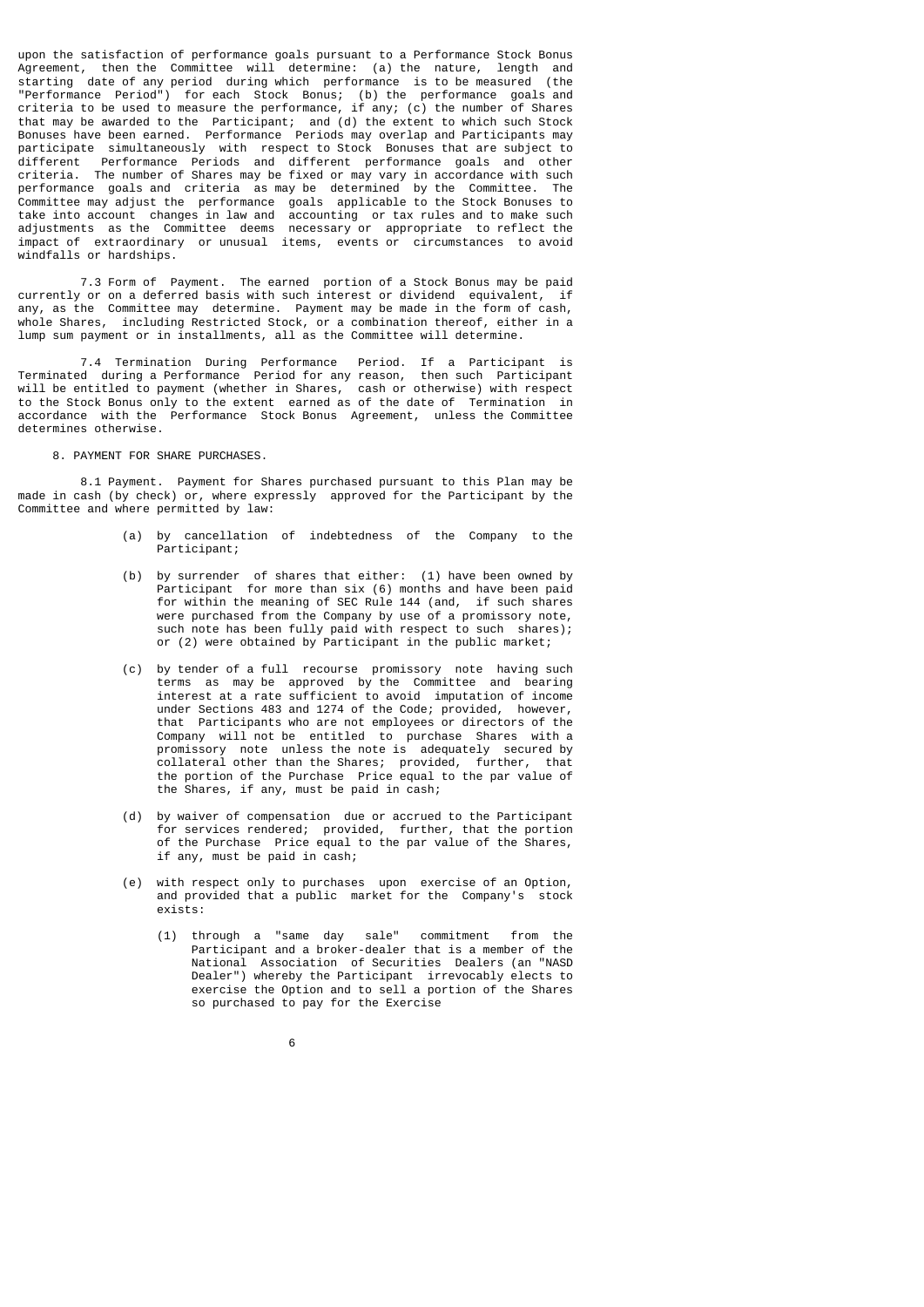upon the satisfaction of performance goals pursuant to a Performance Stock Bonus Agreement, then the Committee will determine: (a) the nature, length and starting date of any period during which performance is to be measured (the "Performance Period") for each Stock Bonus; (b) the performance goals and criteria to be used to measure the performance, if any; (c) the number of Shares that may be awarded to the Participant; and (d) the extent to which such Stock Bonuses have been earned. Performance Periods may overlap and Participants may participate simultaneously with respect to Stock Bonuses that are subject to different Performance Periods and different performance goals and other criteria. The number of Shares may be fixed or may vary in accordance with such performance goals and criteria as may be determined by the Committee. The Committee may adjust the performance goals applicable to the Stock Bonuses to take into account changes in law and accounting or tax rules and to make such adjustments as the Committee deems necessary or appropriate to reflect the impact of extraordinary or unusual items, events or circumstances to avoid windfalls or hardships.

7.3 Form of Payment. The earned portion of a Stock Bonus may be paid currently or on a deferred basis with such interest or dividend equivalent, if any, as the Committee may determine. Payment may be made in the form of cash, whole Shares, including Restricted Stock, or a combination thereof, either in a lump sum payment or in installments, all as the Committee will determine.

7.4 Termination During Performance Period. If a Participant is Terminated during a Performance Period for any reason, then such Participant will be entitled to payment (whether in Shares, cash or otherwise) with respect to the Stock Bonus only to the extent earned as of the date of Termination in accordance with the Performance Stock Bonus Agreement, unless the Committee determines otherwise.

8. PAYMENT FOR SHARE PURCHASES.

8.1 Payment. Payment for Shares purchased pursuant to this Plan may be made in cash (by check) or, where expressly approved for the Participant by the Committee and where permitted by law:

(a) by cancellation of indebtedness of the Company to the Participant;

(b) by surrender of shares that either: (1) have been owned by Participant for more than six (6) months and have been paid for within the meaning of SEC Rule 144 (and, if such shares were purchased from the Company by use of a promissory note, such note has been fully paid with respect to such shares); or (2) were obtained by Participant in the public market;

(c) by tender of a full recourse promissory note having such terms as may be approved by the Committee and bearing interest at a rate sufficient to avoid imputation of income under Sections 483 and 1274 of the Code; provided, however, that Participants who are not employees or directors of the Company will not be entitled to purchase Shares with a promissory note unless the note is adequately secured by collateral other than the Shares; provided, further, that the portion of the Purchase Price equal to the par value of the Shares, if any, must be paid in cash;

(d) by waiver of compensation due or accrued to the Participant for services rendered; provided, further, that the portion of the Purchase Price equal to the par value of the Shares, if any, must be paid in cash;

(e) with respect only to purchases upon exercise of an Option, and provided that a public market for the Company's stock exists:

(1) through a "same day sale" commitment from the Participant and a broker-dealer that is a member of the National Association of Securities Dealers (an "NASD Dealer") whereby the Participant irrevocably elects to exercise the Option and to sell a portion of the Shares so purchased to pay for the Exercise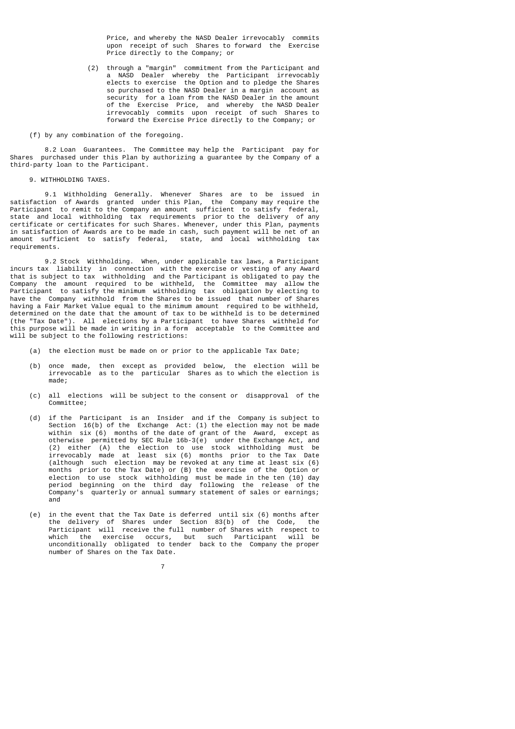Price, and whereby the NASD Dealer irrevocably commits upon receipt of such Shares to forward the Exercise Price directly to the Company; or

(2) through a "margin" commitment from the Participant and a NASD Dealer whereby the Participant irrevocably elects to exercise the Option and to pledge the Shares so purchased to the NASD Dealer in a margin account as security for a loan from the NASD Dealer in the amount of the Exercise Price, and whereby the NASD Dealer irrevocably commits upon receipt of such Shares to forward the Exercise Price directly to the Company; or

(f) by any combination of the foregoing.

8.2 Loan Guarantees. The Committee may help the Participant pay for Shares purchased under this Plan by authorizing a guarantee by the Company of a third-party loan to the Participant.

9. WITHHOLDING TAXES.

9.1 Withholding Generally. Whenever Shares are to be issued in satisfaction of Awards granted under this Plan, the Company may require the Participant to remit to the Company an amount sufficient to satisfy federal, state and local withholding tax requirements prior to the delivery of any certificate or certificates for such Shares. Whenever, under this Plan, payments in satisfaction of Awards are to be made in cash, such payment will be net of an amount sufficient to satisfy federal, state, and local withholding tax requirements.

9.2 Stock Withholding. When, under applicable tax laws, a Participant incurs tax liability in connection with the exercise or vesting of any Award that is subject to tax withholding and the Participant is obligated to pay the Company the amount required to be withheld, the Committee may allow the Participant to satisfy the minimum withholding tax obligation by electing to have the Company withhold from the Shares to be issued that number of Shares having a Fair Market Value equal to the minimum amount required to be withheld, determined on the date that the amount of tax to be withheld is to be determined (the "Tax Date"). All elections by a Participant to have Shares withheld for this purpose will be made in writing in a form acceptable to the Committee and will be subject to the following restrictions:

(a) the election must be made on or prior to the applicable Tax Date;

(b) once made, then except as provided below, the election will be irrevocable as to the particular Shares as to which the election is made;

(c) all elections will be subject to the consent or disapproval of the Committee;

(d) if the Participant is an Insider and if the Company is subject to Section 16(b) of the Exchange Act: (1) the election may not be made within six (6) months of the date of grant of the Award, except as otherwise permitted by SEC Rule 16b-3(e) under the Exchange Act, and (2) either (A) the election to use stock withholding must be irrevocably made at least six (6) months prior to the Tax Date (although such election may be revoked at any time at least six (6) months prior to the Tax Date) or (B) the exercise of the Option or election to use stock withholding must be made in the ten (10) day period beginning on the third day following the release of the Company's quarterly or annual summary statement of sales or earnings; and

(e) in the event that the Tax Date is deferred until six (6) months after the delivery of Shares under Section 83(b) of the Code, the Participant will receive the full number of Shares with respect to which the exercise occurs, but such Participant will be unconditionally obligated to tender back to the Company the proper number of Shares on the Tax Date.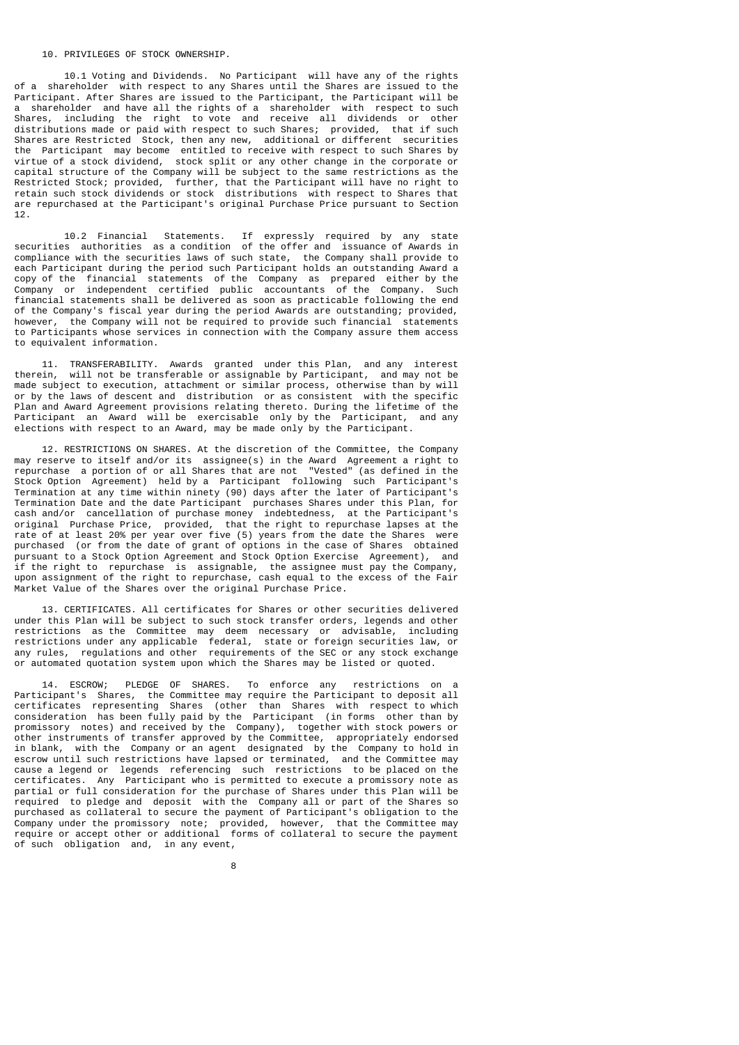10. PRIVILEGES OF STOCK OWNERSHIP.

10.1 Voting and Dividends. No Participant will have any of the rights of a shareholder with respect to any Shares until the Shares are issued to the Participant. After Shares are issued to the Participant, the Participant will be a shareholder and have all the rights of a shareholder with respect to such Shares, including the right to vote and receive all dividends or other distributions made or paid with respect to such Shares; provided, that if such Shares are Restricted Stock, then any new, additional or different securities the Participant may become entitled to receive with respect to such Shares by virtue of a stock dividend, stock split or any other change in the corporate or capital structure of the Company will be subject to the same restrictions as the Restricted Stock; provided, further, that the Participant will have no right to retain such stock dividends or stock distributions with respect to Shares that are repurchased at the Participant's original Purchase Price pursuant to Section 12.

10.2 Financial Statements. If expressly required by any state securities authorities as a condition of the offer and issuance of Awards in compliance with the securities laws of such state, the Company shall provide to each Participant during the period such Participant holds an outstanding Award a copy of the financial statements of the Company as prepared either by the Company or independent certified public accountants of the Company. Such financial statements shall be delivered as soon as practicable following the end of the Company's fiscal year during the period Awards are outstanding; provided, however, the Company will not be required to provide such financial statements to Participants whose services in connection with the Company assure them access to equivalent information.

11. TRANSFERABILITY. Awards granted under this Plan, and any interest therein, will not be transferable or assignable by Participant, and may not be made subject to execution, attachment or similar process, otherwise than by will or by the laws of descent and distribution or as consistent with the specific Plan and Award Agreement provisions relating thereto. During the lifetime of the Participant an Award will be exercisable only by the Participant, and any elections with respect to an Award, may be made only by the Participant.

12. RESTRICTIONS ON SHARES. At the discretion of the Committee, the Company may reserve to itself and/or its assignee(s) in the Award Agreement a right to repurchase a portion of or all Shares that are not "Vested" (as defined in the Stock Option Agreement) held by a Participant following such Participant's Termination at any time within ninety (90) days after the later of Participant's Termination Date and the date Participant purchases Shares under this Plan, for cash and/or cancellation of purchase money indebtedness, at the Participant's original Purchase Price, provided, that the right to repurchase lapses at the rate of at least 20% per year over five (5) years from the date the Shares were purchased (or from the date of grant of options in the case of Shares obtained pursuant to a Stock Option Agreement and Stock Option Exercise Agreement), and if the right to repurchase is assignable, the assignee must pay the Company, upon assignment of the right to repurchase, cash equal to the excess of the Fair Market Value of the Shares over the original Purchase Price.

13. CERTIFICATES. All certificates for Shares or other securities delivered under this Plan will be subject to such stock transfer orders, legends and other restrictions as the Committee may deem necessary or advisable, including restrictions under any applicable federal, state or foreign securities law, or any rules, regulations and other requirements of the SEC or any stock exchange or automated quotation system upon which the Shares may be listed or quoted.

14. ESCROW; PLEDGE OF SHARES. To enforce any restrictions on a Participant's Shares, the Committee may require the Participant to deposit all certificates representing Shares (other than Shares with respect to which consideration has been fully paid by the Participant (in forms other than by promissory notes) and received by the Company), together with stock powers or other instruments of transfer approved by the Committee, appropriately endorsed in blank, with the Company or an agent designated by the Company to hold in escrow until such restrictions have lapsed or terminated, and the Committee may cause a legend or legends referencing such restrictions to be placed on the certificates. Any Participant who is permitted to execute a promissory note as partial or full consideration for the purchase of Shares under this Plan will be required to pledge and deposit with the Company all or part of the Shares so purchased as collateral to secure the payment of Participant's obligation to the Company under the promissory note; provided, however, that the Committee may require or accept other or additional forms of collateral to secure the payment of such obligation and, in any event,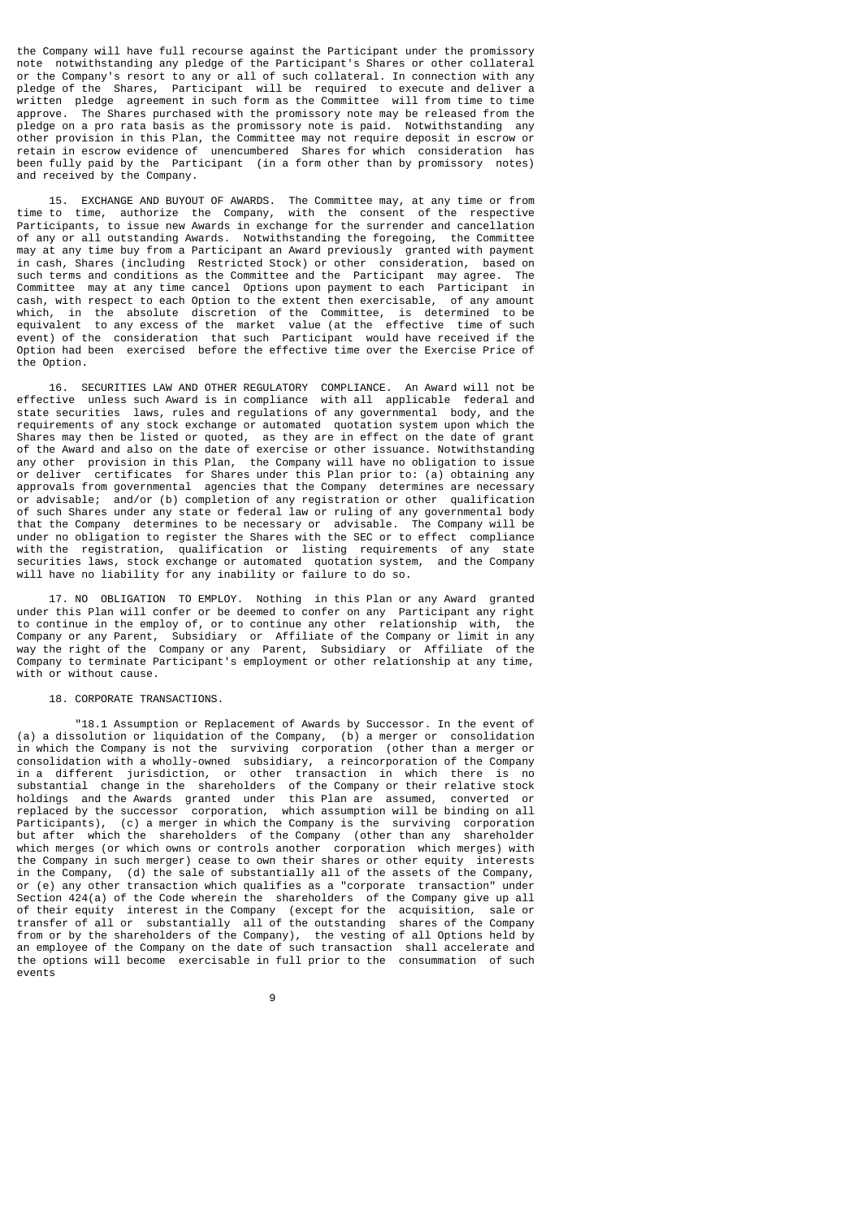the Company will have full recourse against the Participant under the promissory note notwithstanding any pledge of the Participant's Shares or other collateral or the Company's resort to any or all of such collateral. In connection with any pledge of the Shares, Participant will be required to execute and deliver a written pledge agreement in such form as the Committee will from time to time approve. The Shares purchased with the promissory note may be released from the pledge on a pro rata basis as the promissory note is paid. Notwithstanding any other provision in this Plan, the Committee may not require deposit in escrow or retain in escrow evidence of unencumbered Shares for which consideration has been fully paid by the Participant (in a form other than by promissory notes) and received by the Company.

15. EXCHANGE AND BUYOUT OF AWARDS. The Committee may, at any time or from time to time, authorize the Company, with the consent of the respective Participants, to issue new Awards in exchange for the surrender and cancellation of any or all outstanding Awards. Notwithstanding the foregoing, the Committee may at any time buy from a Participant an Award previously granted with payment in cash, Shares (including Restricted Stock) or other consideration, based on such terms and conditions as the Committee and the Participant may agree. The Committee may at any time cancel Options upon payment to each Participant in cash, with respect to each Option to the extent then exercisable, of any amount which, in the absolute discretion of the Committee, is determined to be equivalent to any excess of the market value (at the effective time of such event) of the consideration that such Participant would have received if the Option had been exercised before the effective time over the Exercise Price of the Option.

16. SECURITIES LAW AND OTHER REGULATORY COMPLIANCE. An Award will not be effective unless such Award is in compliance with all applicable federal and state securities laws, rules and regulations of any governmental body, and the requirements of any stock exchange or automated quotation system upon which the Shares may then be listed or quoted, as they are in effect on the date of grant of the Award and also on the date of exercise or other issuance. Notwithstanding any other provision in this Plan, the Company will have no obligation to issue or deliver certificates for Shares under this Plan prior to: (a) obtaining any approvals from governmental agencies that the Company determines are necessary or advisable; and/or (b) completion of any registration or other qualification of such Shares under any state or federal law or ruling of any governmental body that the Company determines to be necessary or advisable. The Company will be under no obligation to register the Shares with the SEC or to effect compliance with the registration, qualification or listing requirements of any state securities laws, stock exchange or automated quotation system, and the Company will have no liability for any inability or failure to do so.

17. NO OBLIGATION TO EMPLOY. Nothing in this Plan or any Award granted under this Plan will confer or be deemed to confer on any Participant any right to continue in the employ of, or to continue any other relationship with, the Company or any Parent, Subsidiary or Affiliate of the Company or limit in any way the right of the Company or any Parent, Subsidiary or Affiliate of the Company to terminate Participant's employment or other relationship at any time, with or without cause.

18. CORPORATE TRANSACTIONS.

"18.1 Assumption or Replacement of Awards by Successor. In the event of (a) a dissolution or liquidation of the Company, (b) a merger or consolidation in which the Company is not the surviving corporation (other than a merger or consolidation with a wholly-owned subsidiary, a reincorporation of the Company in a different jurisdiction, or other transaction in which there is no substantial change in the shareholders of the Company or their relative stock holdings and the Awards granted under this Plan are assumed, converted or replaced by the successor corporation, which assumption will be binding on all Participants), (c) a merger in which the Company is the surviving corporation but after which the shareholders of the Company (other than any shareholder which merges (or which owns or controls another corporation which merges) with the Company in such merger) cease to own their shares or other equity interests in the Company, (d) the sale of substantially all of the assets of the Company, or (e) any other transaction which qualifies as a "corporate transaction" under Section 424(a) of the Code wherein the shareholders of the Company give up all of their equity interest in the Company (except for the acquisition, sale or transfer of all or substantially all of the outstanding shares of the Company from or by the shareholders of the Company), the vesting of all Options held by an employee of the Company on the date of such transaction shall accelerate and the options will become exercisable in full prior to the consummation of such events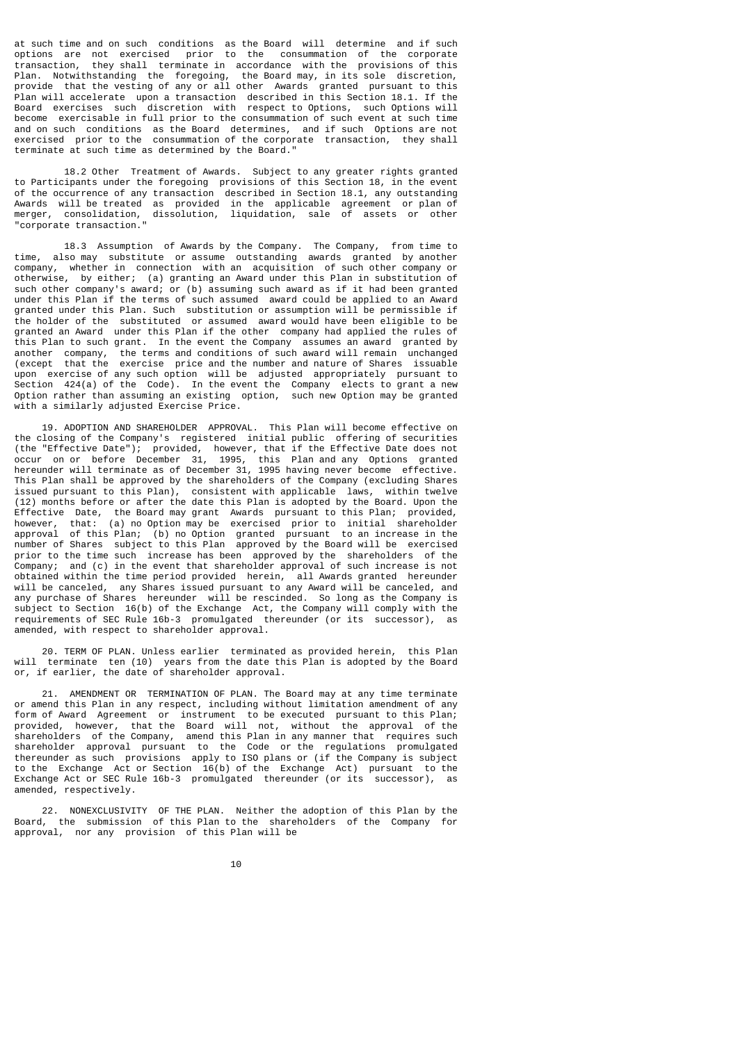at such time and on such conditions as the Board will determine and if such options are not exercised prior to the consummation of the corporate transaction, they shall terminate in accordance with the provisions of this Plan. Notwithstanding the foregoing, the Board may, in its sole discretion, provide that the vesting of any or all other Awards granted pursuant to this Plan will accelerate upon a transaction described in this Section 18.1. If the Board exercises such discretion with respect to Options, such Options will become exercisable in full prior to the consummation of such event at such time and on such conditions as the Board determines, and if such Options are not exercised prior to the consummation of the corporate transaction, they shall terminate at such time as determined by the Board."

18.2 Other Treatment of Awards. Subject to any greater rights granted to Participants under the foregoing provisions of this Section 18, in the event of the occurrence of any transaction described in Section 18.1, any outstanding Awards will be treated as provided in the applicable agreement or plan of merger, consolidation, dissolution, liquidation, sale of assets or other "corporate transaction."

18.3 Assumption of Awards by the Company. The Company, from time to time, also may substitute or assume outstanding awards granted by another company, whether in connection with an acquisition of such other company or otherwise, by either; (a) granting an Award under this Plan in substitution of such other company's award; or (b) assuming such award as if it had been granted under this Plan if the terms of such assumed award could be applied to an Award granted under this Plan. Such substitution or assumption will be permissible if the holder of the substituted or assumed award would have been eligible to be granted an Award under this Plan if the other company had applied the rules of this Plan to such grant. In the event the Company assumes an award granted by another company, the terms and conditions of such award will remain unchanged (except that the exercise price and the number and nature of Shares issuable upon exercise of any such option will be adjusted appropriately pursuant to Section 424(a) of the Code). In the event the Company elects to grant a new Option rather than assuming an existing option, such new Option may be granted with a similarly adjusted Exercise Price.

19. ADOPTION AND SHAREHOLDER APPROVAL. This Plan will become effective on the closing of the Company's registered initial public offering of securities (the "Effective Date"); provided, however, that if the Effective Date does not occur on or before December 31, 1995, this Plan and any Options granted hereunder will terminate as of December 31, 1995 having never become effective. This Plan shall be approved by the shareholders of the Company (excluding Shares issued pursuant to this Plan), consistent with applicable laws, within twelve (12) months before or after the date this Plan is adopted by the Board. Upon the Effective Date, the Board may grant Awards pursuant to this Plan; provided, however, that: (a) no Option may be exercised prior to initial shareholder approval of this Plan; (b) no Option granted pursuant to an increase in the number of Shares subject to this Plan approved by the Board will be exercised prior to the time such increase has been approved by the shareholders of the Company; and (c) in the event that shareholder approval of such increase is not obtained within the time period provided herein, all Awards granted hereunder will be canceled, any Shares issued pursuant to any Award will be canceled, and any purchase of Shares hereunder will be rescinded. So long as the Company is subject to Section 16(b) of the Exchange Act, the Company will comply with the requirements of SEC Rule 16b-3 promulgated thereunder (or its successor), as amended, with respect to shareholder approval.

20. TERM OF PLAN. Unless earlier terminated as provided herein, this Plan will terminate ten (10) years from the date this Plan is adopted by the Board or, if earlier, the date of shareholder approval.

21. AMENDMENT OR TERMINATION OF PLAN. The Board may at any time terminate or amend this Plan in any respect, including without limitation amendment of any form of Award Agreement or instrument to be executed pursuant to this Plan; provided, however, that the Board will not, without the approval of the shareholders of the Company, amend this Plan in any manner that requires such shareholder approval pursuant to the Code or the regulations promulgated thereunder as such provisions apply to ISO plans or (if the Company is subject to the Exchange Act or Section 16(b) of the Exchange Act) pursuant to the Exchange Act or SEC Rule 16b-3 promulgated thereunder (or its successor), as amended, respectively.

22. NONEXCLUSIVITY OF THE PLAN. Neither the adoption of this Plan by the Board, the submission of this Plan to the shareholders of the Company for approval, nor any provision of this Plan will be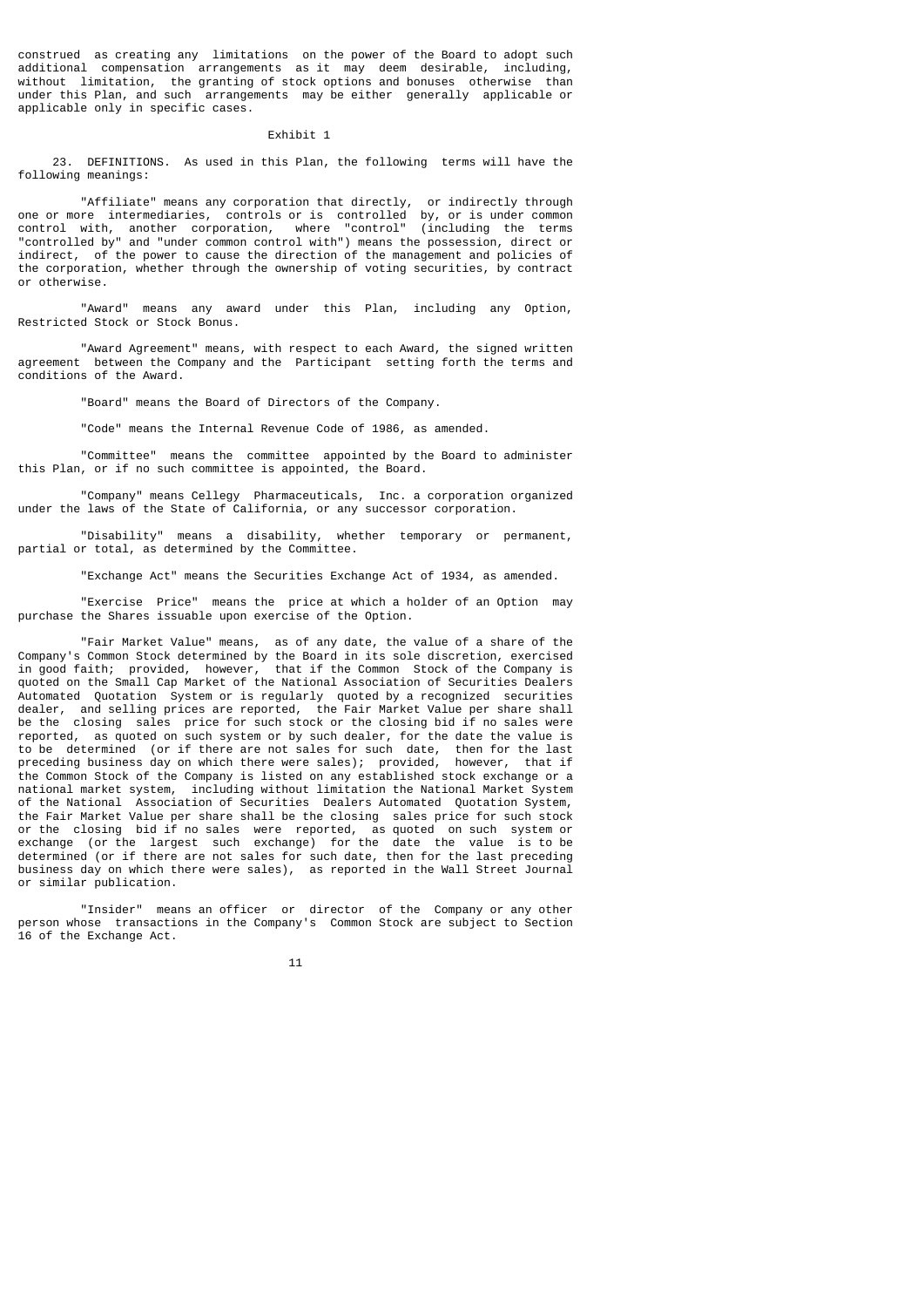construed as creating any limitations on the power of the Board to adopt such additional compensation arrangements as it may deem desirable, including, without limitation, the granting of stock options and bonuses otherwise than under this Plan, and such arrangements may be either generally applicable or applicable only in specific cases.

Exhibit 1

23. DEFINITIONS. As used in this Plan, the following terms will have the following meanings:

"Affiliate" means any corporation that directly, or indirectly through one or more intermediaries, controls or is controlled by, or is under common control with, another corporation, where "control" (including the terms "controlled by" and "under common control with") means the possession, direct or indirect, of the power to cause the direction of the management and policies of the corporation, whether through the ownership of voting securities, by contract or otherwise.

"Award" means any award under this Plan, including any Option, Restricted Stock or Stock Bonus.

"Award Agreement" means, with respect to each Award, the signed written agreement between the Company and the Participant setting forth the terms and conditions of the Award.

"Board" means the Board of Directors of the Company.

"Code" means the Internal Revenue Code of 1986, as amended.

"Committee" means the committee appointed by the Board to administer this Plan, or if no such committee is appointed, the Board.

"Company" means Cellegy Pharmaceuticals, Inc. a corporation organized under the laws of the State of California, or any successor corporation.

"Disability" means a disability, whether temporary or permanent, partial or total, as determined by the Committee.

"Exchange Act" means the Securities Exchange Act of 1934, as amended.

"Exercise Price" means the price at which a holder of an Option may purchase the Shares issuable upon exercise of the Option.

"Fair Market Value" means, as of any date, the value of a share of the Company's Common Stock determined by the Board in its sole discretion, exercised in good faith; provided, however, that if the Common Stock of the Company is quoted on the Small Cap Market of the National Association of Securities Dealers Automated Quotation System or is regularly quoted by a recognized securities dealer, and selling prices are reported, the Fair Market Value per share shall be the closing sales price for such stock or the closing bid if no sales were reported, as quoted on such system or by such dealer, for the date the value is to be determined (or if there are not sales for such date, then for the last preceding business day on which there were sales); provided, however, that if the Common Stock of the Company is listed on any established stock exchange or a national market system, including without limitation the National Market System of the National Association of Securities Dealers Automated Quotation System, the Fair Market Value per share shall be the closing sales price for such stock or the closing bid if no sales were reported, as quoted on such system or exchange (or the largest such exchange) for the date the value is to be determined (or if there are not sales for such date, then for the last preceding business day on which there were sales), as reported in the Wall Street Journal or similar publication.

"Insider" means an officer or director of the Company or any other person whose transactions in the Company's Common Stock are subject to Section 16 of the Exchange Act.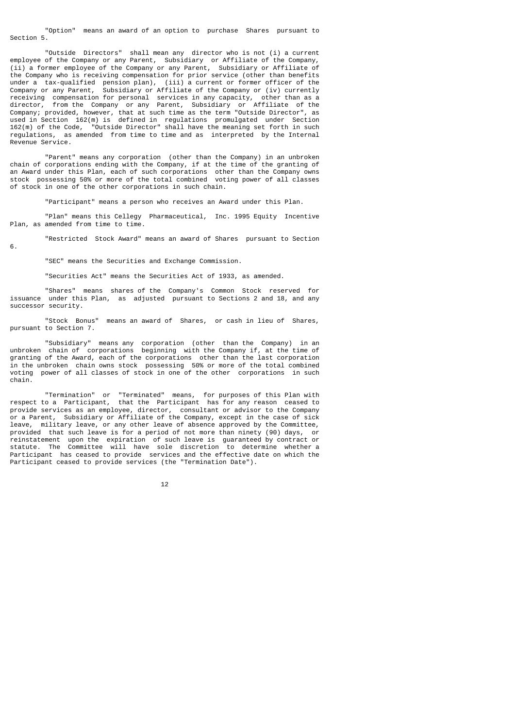"Option" means an award of an option to purchase Shares pursuant to Section 5.

"Outside Directors" shall mean any director who is not (i) a current employee of the Company or any Parent, Subsidiary or Affiliate of the Company, (ii) a former employee of the Company or any Parent, Subsidiary or Affiliate of the Company who is receiving compensation for prior service (other than benefits under a tax-qualified pension plan), (iii) a current or former officer of the Company or any Parent, Subsidiary or Affiliate of the Company or (iv) currently receiving compensation for personal services in any capacity, other than as a director, from the Company or any Parent, Subsidiary or Affiliate of the Company; provided, however, that at such time as the term "Outside Director", as used in Section 162(m) is defined in regulations promulgated under Section 162(m) of the Code, "Outside Director" shall have the meaning set forth in such regulations, as amended from time to time and as interpreted by the Internal Revenue Service.

"Parent" means any corporation (other than the Company) in an unbroken chain of corporations ending with the Company, if at the time of the granting of an Award under this Plan, each of such corporations other than the Company owns stock possessing 50% or more of the total combined voting power of all classes of stock in one of the other corporations in such chain.

"Participant" means a person who receives an Award under this Plan.

"Plan" means this Cellegy Pharmaceutical, Inc. 1995 Equity Incentive Plan, as amended from time to time.

"Restricted Stock Award" means an award of Shares pursuant to Section 6.

"SEC" means the Securities and Exchange Commission.

"Securities Act" means the Securities Act of 1933, as amended.

"Shares" means shares of the Company's Common Stock reserved for issuance under this Plan, as adjusted pursuant to Sections 2 and 18, and any successor security.

"Stock Bonus" means an award of Shares, or cash in lieu of Shares, pursuant to Section 7.

"Subsidiary" means any corporation (other than the Company) in an unbroken chain of corporations beginning with the Company if, at the time of granting of the Award, each of the corporations other than the last corporation in the unbroken chain owns stock possessing 50% or more of the total combined voting power of all classes of stock in one of the other corporations in such chain.

"Termination" or "Terminated" means, for purposes of this Plan with respect to a Participant, that the Participant has for any reason ceased to provide services as an employee, director, consultant or advisor to the Company or a Parent, Subsidiary or Affiliate of the Company, except in the case of sick leave, military leave, or any other leave of absence approved by the Committee, provided that such leave is for a period of not more than ninety (90) days, or reinstatement upon the expiration of such leave is guaranteed by contract or statute. The Committee will have sole discretion to determine whether a Participant has ceased to provide services and the effective date on which the Participant ceased to provide services (the "Termination Date").